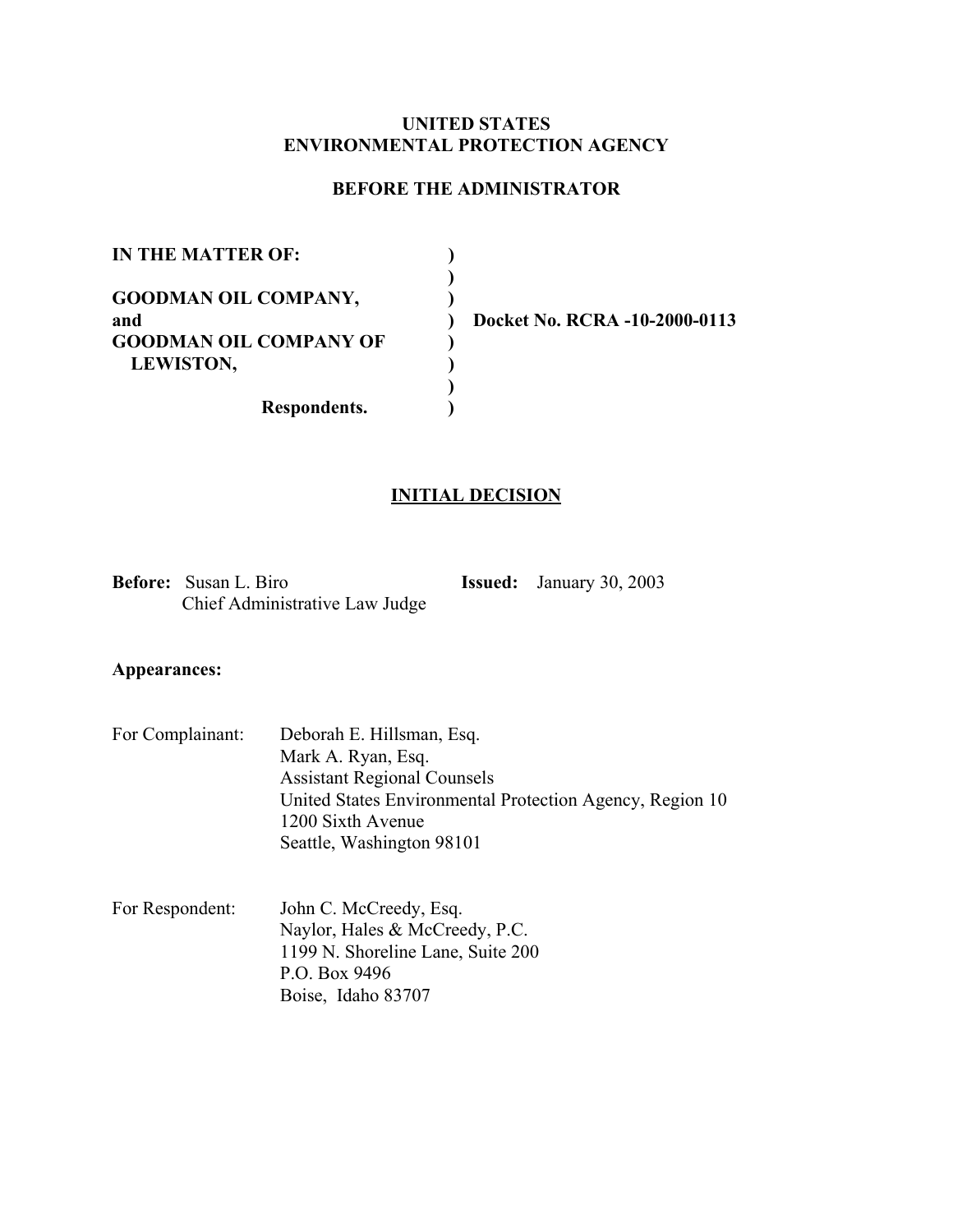**UNITED STATES**
**ENVIRONMENTAL PROTECTION AGENCY**

**BEFORE THE ADMINISTRATOR**

| | | |
|---|---|---|
| **IN THE MATTER OF:** | ) | |
| | ) | |
| **GOODMAN OIL COMPANY,** | ) | |
| **and** | ) | **Docket No. RCRA -10-2000-0113** |
| **GOODMAN OIL COMPANY OF** | ) | |
| **LEWISTON,** | ) | |
| | ) | |
| **Respondents.** | ) | |

**INITIAL DECISION**

**Before:** Susan L. Biro
Chief Administrative Law Judge

**Issued:** January 30, 2003

**Appearances:**

For Complainant:
Deborah E. Hillsman, Esq.
Mark A. Ryan, Esq.
Assistant Regional Counsels
United States Environmental Protection Agency, Region 10
1200 Sixth Avenue
Seattle, Washington 98101

For Respondent:
John C. McCreedy, Esq.
Naylor, Hales & McCreedy, P.C.
1199 N. Shoreline Lane, Suite 200
P.O. Box 9496
Boise, Idaho 83707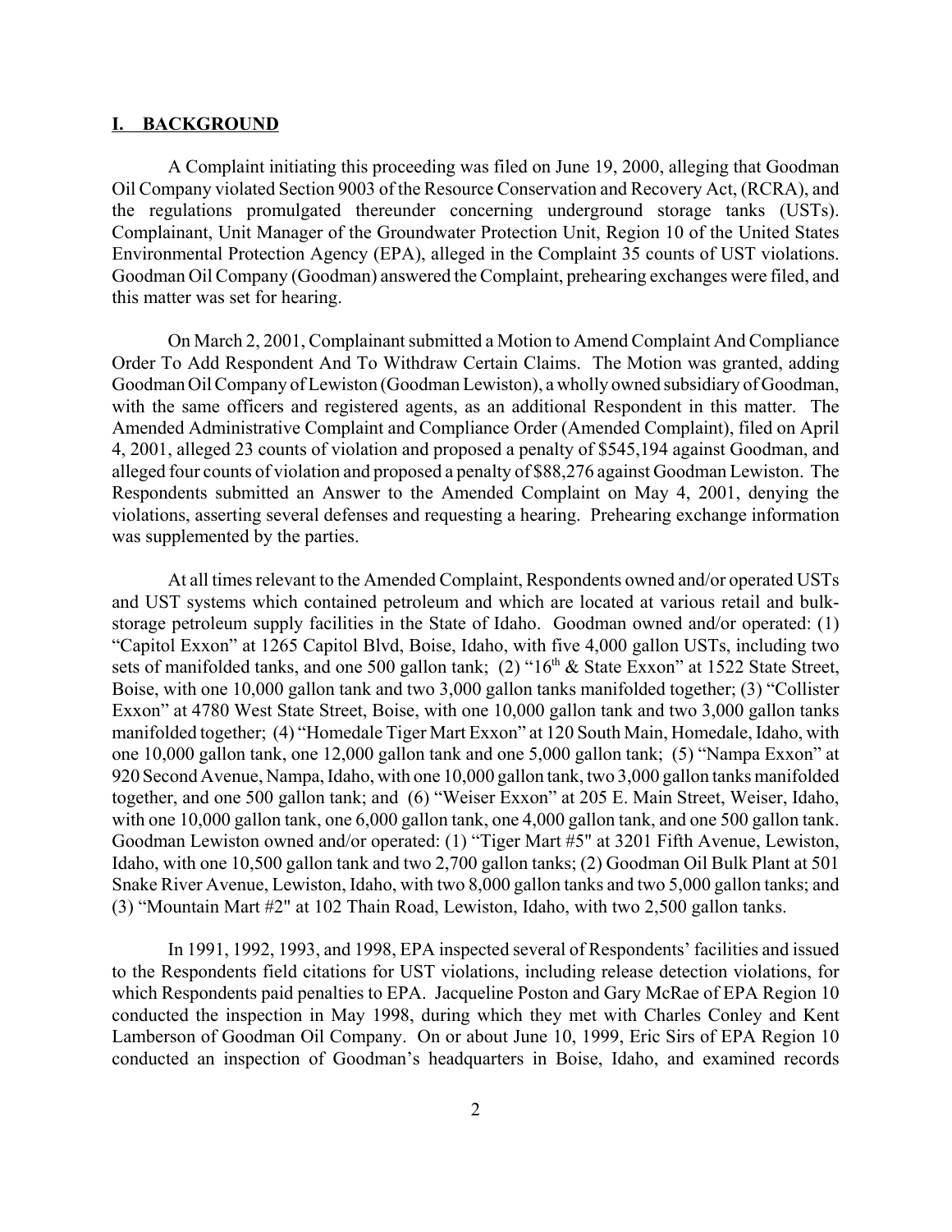## I. BACKGROUND

A Complaint initiating this proceeding was filed on June 19, 2000, alleging that Goodman Oil Company violated Section 9003 of the Resource Conservation and Recovery Act, (RCRA), and the regulations promulgated thereunder concerning underground storage tanks (USTs). Complainant, Unit Manager of the Groundwater Protection Unit, Region 10 of the United States Environmental Protection Agency (EPA), alleged in the Complaint 35 counts of UST violations. Goodman Oil Company (Goodman) answered the Complaint, prehearing exchanges were filed, and this matter was set for hearing.

On March 2, 2001, Complainant submitted a Motion to Amend Complaint And Compliance Order To Add Respondent And To Withdraw Certain Claims. The Motion was granted, adding Goodman Oil Company of Lewiston (Goodman Lewiston), a wholly owned subsidiary of Goodman, with the same officers and registered agents, as an additional Respondent in this matter. The Amended Administrative Complaint and Compliance Order (Amended Complaint), filed on April 4, 2001, alleged 23 counts of violation and proposed a penalty of \$545,194 against Goodman, and alleged four counts of violation and proposed a penalty of \$88,276 against Goodman Lewiston. The Respondents submitted an Answer to the Amended Complaint on May 4, 2001, denying the violations, asserting several defenses and requesting a hearing. Prehearing exchange information was supplemented by the parties.

At all times relevant to the Amended Complaint, Respondents owned and/or operated USTs and UST systems which contained petroleum and which are located at various retail and bulk-storage petroleum supply facilities in the State of Idaho. Goodman owned and/or operated: (1) "Capitol Exxon" at 1265 Capitol Blvd, Boise, Idaho, with five 4,000 gallon USTs, including two sets of manifolded tanks, and one 500 gallon tank; (2) "16th & State Exxon" at 1522 State Street, Boise, with one 10,000 gallon tank and two 3,000 gallon tanks manifolded together; (3) "Collister Exxon" at 4780 West State Street, Boise, with one 10,000 gallon tank and two 3,000 gallon tanks manifolded together; (4) "Homedale Tiger Mart Exxon" at 120 South Main, Homedale, Idaho, with one 10,000 gallon tank, one 12,000 gallon tank and one 5,000 gallon tank; (5) "Nampa Exxon" at 920 Second Avenue, Nampa, Idaho, with one 10,000 gallon tank, two 3,000 gallon tanks manifolded together, and one 500 gallon tank; and (6) "Weiser Exxon" at 205 E. Main Street, Weiser, Idaho, with one 10,000 gallon tank, one 6,000 gallon tank, one 4,000 gallon tank, and one 500 gallon tank. Goodman Lewiston owned and/or operated: (1) "Tiger Mart #5" at 3201 Fifth Avenue, Lewiston, Idaho, with one 10,500 gallon tank and two 2,700 gallon tanks; (2) Goodman Oil Bulk Plant at 501 Snake River Avenue, Lewiston, Idaho, with two 8,000 gallon tanks and two 5,000 gallon tanks; and (3) "Mountain Mart #2" at 102 Thain Road, Lewiston, Idaho, with two 2,500 gallon tanks.

In 1991, 1992, 1993, and 1998, EPA inspected several of Respondents' facilities and issued to the Respondents field citations for UST violations, including release detection violations, for which Respondents paid penalties to EPA. Jacqueline Poston and Gary McRae of EPA Region 10 conducted the inspection in May 1998, during which they met with Charles Conley and Kent Lamberson of Goodman Oil Company. On or about June 10, 1999, Eric Sirs of EPA Region 10 conducted an inspection of Goodman's headquarters in Boise, Idaho, and examined records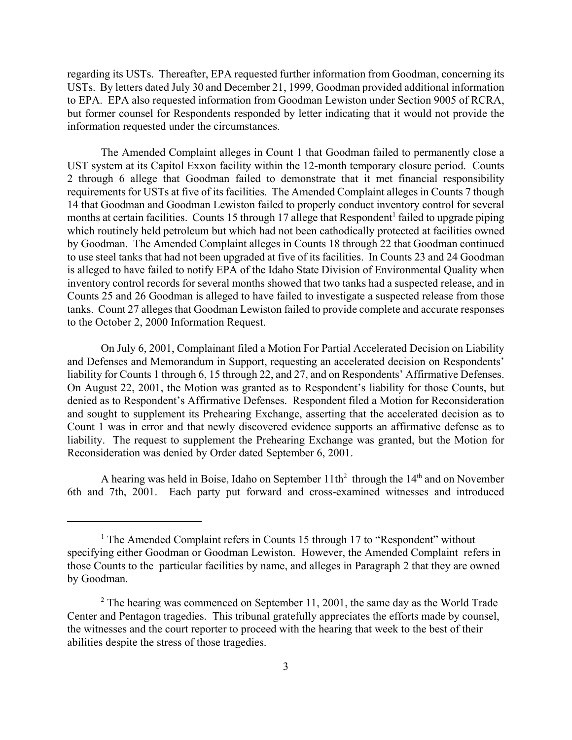regarding its USTs. Thereafter, EPA requested further information from Goodman, concerning its USTs. By letters dated July 30 and December 21, 1999, Goodman provided additional information to EPA. EPA also requested information from Goodman Lewiston under Section 9005 of RCRA, but former counsel for Respondents responded by letter indicating that it would not provide the information requested under the circumstances.

The Amended Complaint alleges in Count 1 that Goodman failed to permanently close a UST system at its Capitol Exxon facility within the 12-month temporary closure period. Counts 2 through 6 allege that Goodman failed to demonstrate that it met financial responsibility requirements for USTs at five of its facilities. The Amended Complaint alleges in Counts 7 though 14 that Goodman and Goodman Lewiston failed to properly conduct inventory control for several months at certain facilities. Counts 15 through 17 allege that Respondent[1] failed to upgrade piping which routinely held petroleum but which had not been cathodically protected at facilities owned by Goodman. The Amended Complaint alleges in Counts 18 through 22 that Goodman continued to use steel tanks that had not been upgraded at five of its facilities. In Counts 23 and 24 Goodman is alleged to have failed to notify EPA of the Idaho State Division of Environmental Quality when inventory control records for several months showed that two tanks had a suspected release, and in Counts 25 and 26 Goodman is alleged to have failed to investigate a suspected release from those tanks. Count 27 alleges that Goodman Lewiston failed to provide complete and accurate responses to the October 2, 2000 Information Request.

On July 6, 2001, Complainant filed a Motion For Partial Accelerated Decision on Liability and Defenses and Memorandum in Support, requesting an accelerated decision on Respondents' liability for Counts 1 through 6, 15 through 22, and 27, and on Respondents' Affirmative Defenses. On August 22, 2001, the Motion was granted as to Respondent's liability for those Counts, but denied as to Respondent's Affirmative Defenses. Respondent filed a Motion for Reconsideration and sought to supplement its Prehearing Exchange, asserting that the accelerated decision as to Count 1 was in error and that newly discovered evidence supports an affirmative defense as to liability. The request to supplement the Prehearing Exchange was granted, but the Motion for Reconsideration was denied by Order dated September 6, 2001.

A hearing was held in Boise, Idaho on September 11th[2] through the 14th and on November 6th and 7th, 2001. Each party put forward and cross-examined witnesses and introduced

---

[1] The Amended Complaint refers in Counts 15 through 17 to "Respondent" without specifying either Goodman or Goodman Lewiston. However, the Amended Complaint refers in those Counts to the particular facilities by name, and alleges in Paragraph 2 that they are owned by Goodman.

[2] The hearing was commenced on September 11, 2001, the same day as the World Trade Center and Pentagon tragedies. This tribunal gratefully appreciates the efforts made by counsel, the witnesses and the court reporter to proceed with the hearing that week to the best of their abilities despite the stress of those tragedies.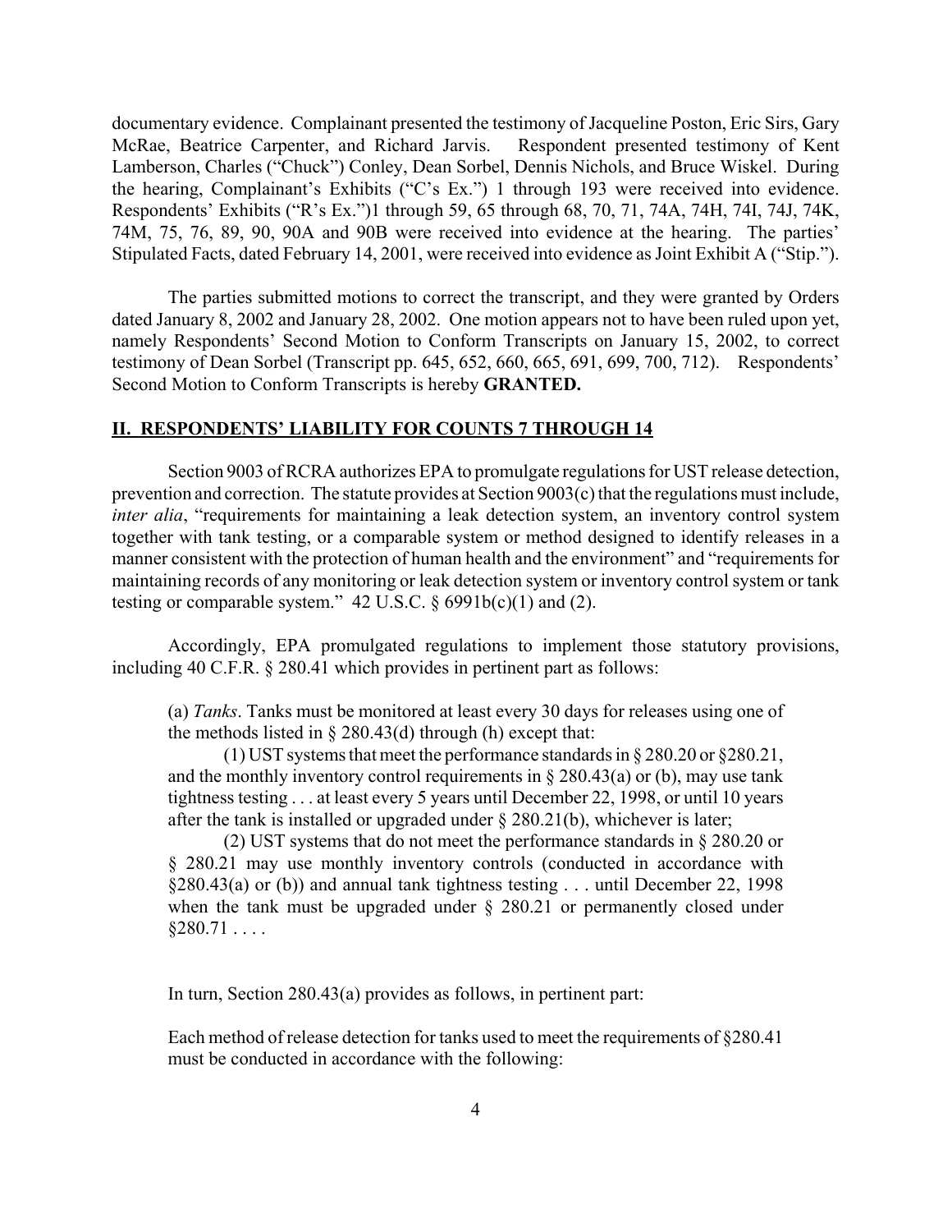documentary evidence. Complainant presented the testimony of Jacqueline Poston, Eric Sirs, Gary McRae, Beatrice Carpenter, and Richard Jarvis. Respondent presented testimony of Kent Lamberson, Charles ("Chuck") Conley, Dean Sorbel, Dennis Nichols, and Bruce Wiskel. During the hearing, Complainant's Exhibits ("C's Ex.") 1 through 193 were received into evidence. Respondents' Exhibits ("R's Ex.")1 through 59, 65 through 68, 70, 71, 74A, 74H, 74I, 74J, 74K, 74M, 75, 76, 89, 90, 90A and 90B were received into evidence at the hearing. The parties' Stipulated Facts, dated February 14, 2001, were received into evidence as Joint Exhibit A ("Stip.").

The parties submitted motions to correct the transcript, and they were granted by Orders dated January 8, 2002 and January 28, 2002. One motion appears not to have been ruled upon yet, namely Respondents' Second Motion to Conform Transcripts on January 15, 2002, to correct testimony of Dean Sorbel (Transcript pp. 645, 652, 660, 665, 691, 699, 700, 712). Respondents' Second Motion to Conform Transcripts is hereby **GRANTED.**

## II. RESPONDENTS' LIABILITY FOR COUNTS 7 THROUGH 14

Section 9003 of RCRA authorizes EPA to promulgate regulations for UST release detection, prevention and correction. The statute provides at Section 9003(c) that the regulations must include, *inter alia*, "requirements for maintaining a leak detection system, an inventory control system together with tank testing, or a comparable system or method designed to identify releases in a manner consistent with the protection of human health and the environment" and "requirements for maintaining records of any monitoring or leak detection system or inventory control system or tank testing or comparable system." 42 U.S.C. § 6991b(c)(1) and (2).

Accordingly, EPA promulgated regulations to implement those statutory provisions, including 40 C.F.R. § 280.41 which provides in pertinent part as follows:

> (a) *Tanks*. Tanks must be monitored at least every 30 days for releases using one of the methods listed in § 280.43(d) through (h) except that:
>
> (1) UST systems that meet the performance standards in § 280.20 or §280.21, and the monthly inventory control requirements in § 280.43(a) or (b), may use tank tightness testing . . . at least every 5 years until December 22, 1998, or until 10 years after the tank is installed or upgraded under § 280.21(b), whichever is later;
>
> (2) UST systems that do not meet the performance standards in § 280.20 or § 280.21 may use monthly inventory controls (conducted in accordance with §280.43(a) or (b)) and annual tank tightness testing . . . until December 22, 1998 when the tank must be upgraded under § 280.21 or permanently closed under §280.71 . . . .

In turn, Section 280.43(a) provides as follows, in pertinent part:

> Each method of release detection for tanks used to meet the requirements of §280.41 must be conducted in accordance with the following: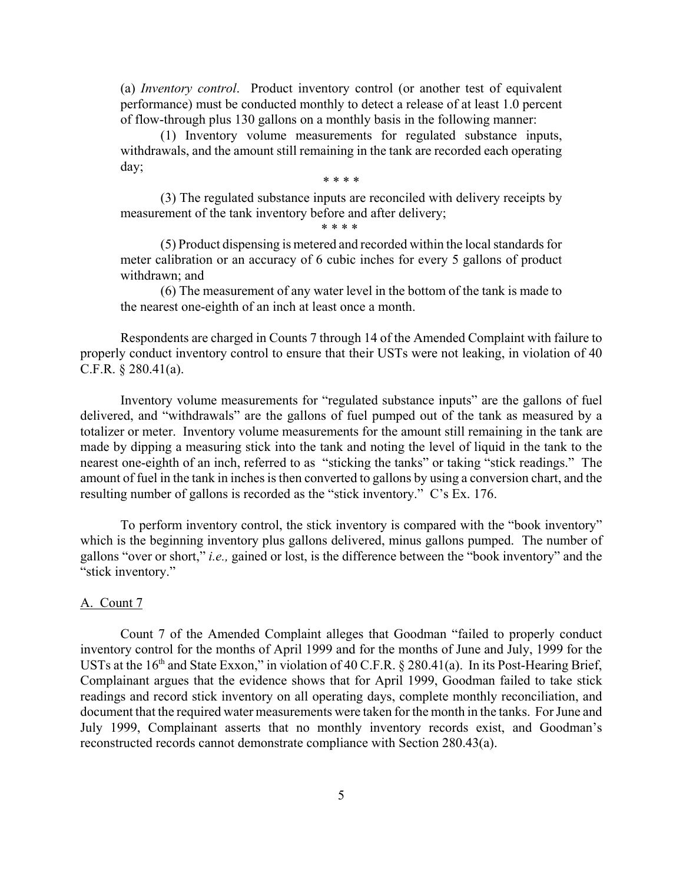(a) *Inventory control*. Product inventory control (or another test of equivalent performance) must be conducted monthly to detect a release of at least 1.0 percent of flow-through plus 130 gallons on a monthly basis in the following manner:

(1) Inventory volume measurements for regulated substance inputs, withdrawals, and the amount still remaining in the tank are recorded each operating day;

\* \* \* \*

(3) The regulated substance inputs are reconciled with delivery receipts by measurement of the tank inventory before and after delivery;

\* \* \* \*

(5) Product dispensing is metered and recorded within the local standards for meter calibration or an accuracy of 6 cubic inches for every 5 gallons of product withdrawn; and

(6) The measurement of any water level in the bottom of the tank is made to the nearest one-eighth of an inch at least once a month.

Respondents are charged in Counts 7 through 14 of the Amended Complaint with failure to properly conduct inventory control to ensure that their USTs were not leaking, in violation of 40 C.F.R. § 280.41(a).

Inventory volume measurements for "regulated substance inputs" are the gallons of fuel delivered, and "withdrawals" are the gallons of fuel pumped out of the tank as measured by a totalizer or meter. Inventory volume measurements for the amount still remaining in the tank are made by dipping a measuring stick into the tank and noting the level of liquid in the tank to the nearest one-eighth of an inch, referred to as "sticking the tanks" or taking "stick readings." The amount of fuel in the tank in inches is then converted to gallons by using a conversion chart, and the resulting number of gallons is recorded as the "stick inventory." C's Ex. 176.

To perform inventory control, the stick inventory is compared with the "book inventory" which is the beginning inventory plus gallons delivered, minus gallons pumped. The number of gallons "over or short," *i.e.,* gained or lost, is the difference between the "book inventory" and the "stick inventory."

A. Count 7

Count 7 of the Amended Complaint alleges that Goodman "failed to properly conduct inventory control for the months of April 1999 and for the months of June and July, 1999 for the USTs at the 16th and State Exxon," in violation of 40 C.F.R. § 280.41(a). In its Post-Hearing Brief, Complainant argues that the evidence shows that for April 1999, Goodman failed to take stick readings and record stick inventory on all operating days, complete monthly reconciliation, and document that the required water measurements were taken for the month in the tanks. For June and July 1999, Complainant asserts that no monthly inventory records exist, and Goodman's reconstructed records cannot demonstrate compliance with Section 280.43(a).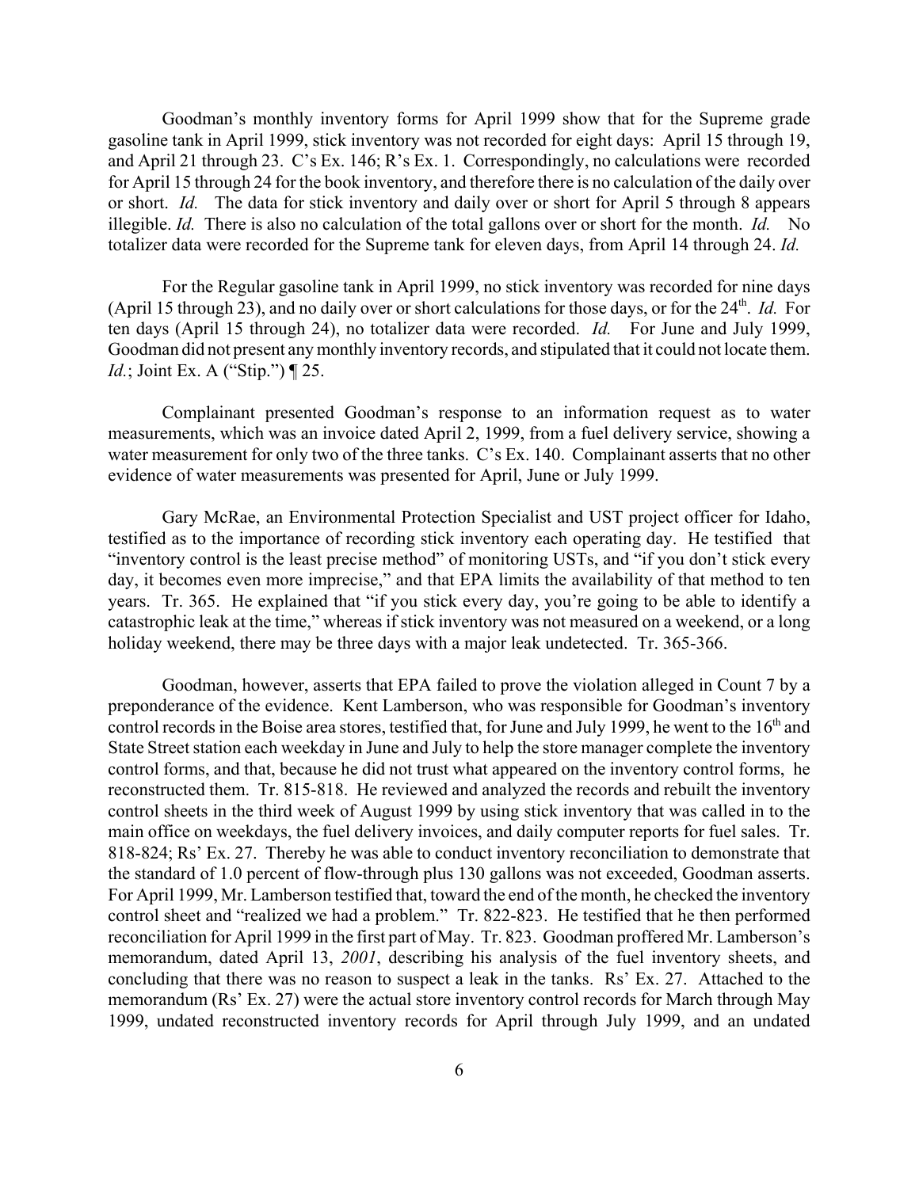Goodman's monthly inventory forms for April 1999 show that for the Supreme grade gasoline tank in April 1999, stick inventory was not recorded for eight days: April 15 through 19, and April 21 through 23. C's Ex. 146; R's Ex. 1. Correspondingly, no calculations were recorded for April 15 through 24 for the book inventory, and therefore there is no calculation of the daily over or short. *Id.* The data for stick inventory and daily over or short for April 5 through 8 appears illegible. *Id.* There is also no calculation of the total gallons over or short for the month. *Id.* No totalizer data were recorded for the Supreme tank for eleven days, from April 14 through 24. *Id.*

For the Regular gasoline tank in April 1999, no stick inventory was recorded for nine days (April 15 through 23), and no daily over or short calculations for those days, or for the 24th. *Id.* For ten days (April 15 through 24), no totalizer data were recorded. *Id.* For June and July 1999, Goodman did not present any monthly inventory records, and stipulated that it could not locate them. *Id.*; Joint Ex. A ("Stip.") ¶ 25.

Complainant presented Goodman's response to an information request as to water measurements, which was an invoice dated April 2, 1999, from a fuel delivery service, showing a water measurement for only two of the three tanks. C's Ex. 140. Complainant asserts that no other evidence of water measurements was presented for April, June or July 1999.

Gary McRae, an Environmental Protection Specialist and UST project officer for Idaho, testified as to the importance of recording stick inventory each operating day. He testified that "inventory control is the least precise method" of monitoring USTs, and "if you don't stick every day, it becomes even more imprecise," and that EPA limits the availability of that method to ten years. Tr. 365. He explained that "if you stick every day, you're going to be able to identify a catastrophic leak at the time," whereas if stick inventory was not measured on a weekend, or a long holiday weekend, there may be three days with a major leak undetected. Tr. 365-366.

Goodman, however, asserts that EPA failed to prove the violation alleged in Count 7 by a preponderance of the evidence. Kent Lamberson, who was responsible for Goodman's inventory control records in the Boise area stores, testified that, for June and July 1999, he went to the 16th and State Street station each weekday in June and July to help the store manager complete the inventory control forms, and that, because he did not trust what appeared on the inventory control forms, he reconstructed them. Tr. 815-818. He reviewed and analyzed the records and rebuilt the inventory control sheets in the third week of August 1999 by using stick inventory that was called in to the main office on weekdays, the fuel delivery invoices, and daily computer reports for fuel sales. Tr. 818-824; Rs' Ex. 27. Thereby he was able to conduct inventory reconciliation to demonstrate that the standard of 1.0 percent of flow-through plus 130 gallons was not exceeded, Goodman asserts. For April 1999, Mr. Lamberson testified that, toward the end of the month, he checked the inventory control sheet and "realized we had a problem." Tr. 822-823. He testified that he then performed reconciliation for April 1999 in the first part of May. Tr. 823. Goodman proffered Mr. Lamberson's memorandum, dated April 13, *2001*, describing his analysis of the fuel inventory sheets, and concluding that there was no reason to suspect a leak in the tanks. Rs' Ex. 27. Attached to the memorandum (Rs' Ex. 27) were the actual store inventory control records for March through May 1999, undated reconstructed inventory records for April through July 1999, and an undated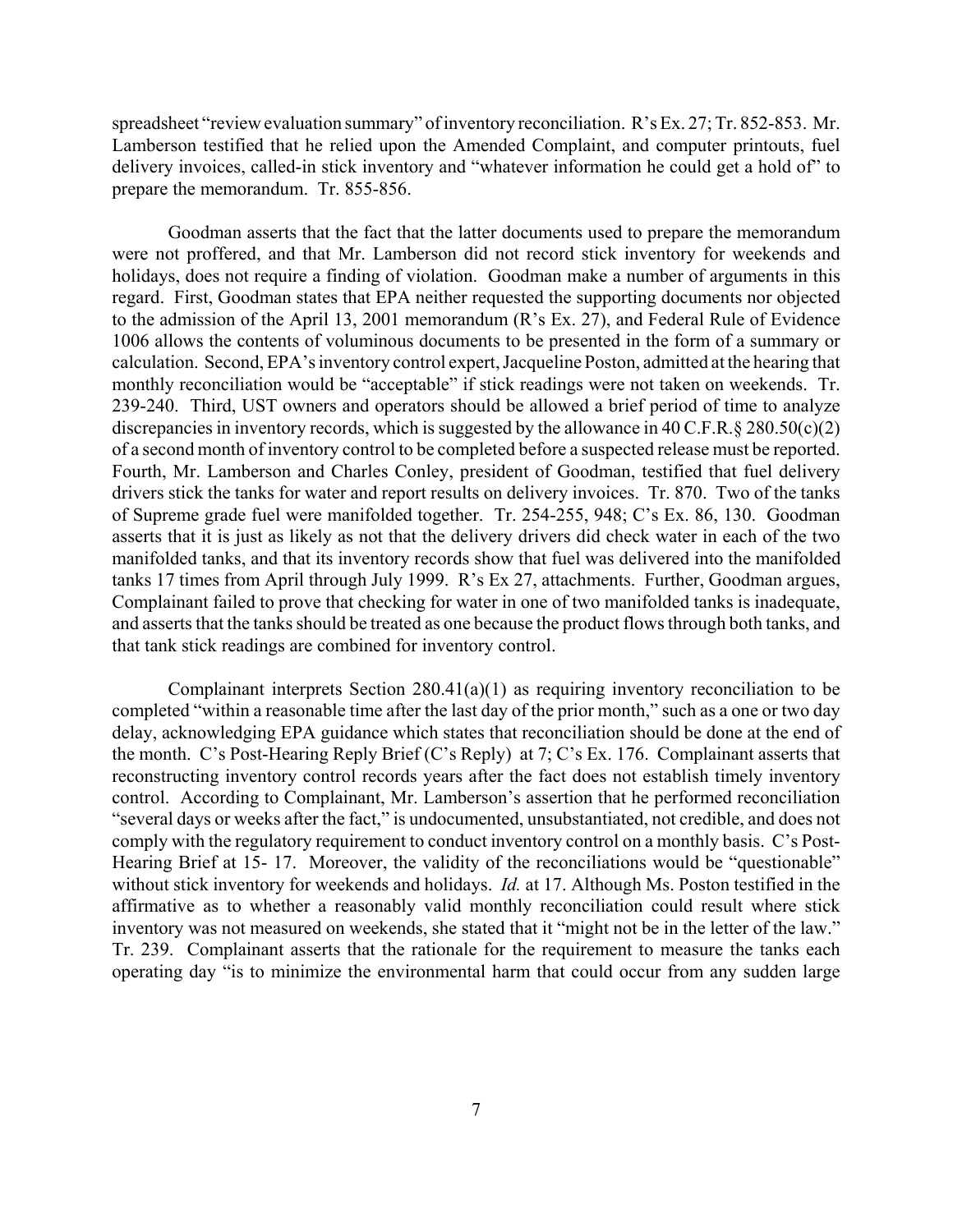spreadsheet "review evaluation summary" of inventory reconciliation. R's Ex. 27; Tr. 852-853. Mr. Lamberson testified that he relied upon the Amended Complaint, and computer printouts, fuel delivery invoices, called-in stick inventory and "whatever information he could get a hold of" to prepare the memorandum. Tr. 855-856.

Goodman asserts that the fact that the latter documents used to prepare the memorandum were not proffered, and that Mr. Lamberson did not record stick inventory for weekends and holidays, does not require a finding of violation. Goodman make a number of arguments in this regard. First, Goodman states that EPA neither requested the supporting documents nor objected to the admission of the April 13, 2001 memorandum (R's Ex. 27), and Federal Rule of Evidence 1006 allows the contents of voluminous documents to be presented in the form of a summary or calculation. Second, EPA's inventory control expert, Jacqueline Poston, admitted at the hearing that monthly reconciliation would be "acceptable" if stick readings were not taken on weekends. Tr. 239-240. Third, UST owners and operators should be allowed a brief period of time to analyze discrepancies in inventory records, which is suggested by the allowance in 40 C.F.R.§ 280.50(c)(2) of a second month of inventory control to be completed before a suspected release must be reported. Fourth, Mr. Lamberson and Charles Conley, president of Goodman, testified that fuel delivery drivers stick the tanks for water and report results on delivery invoices. Tr. 870. Two of the tanks of Supreme grade fuel were manifolded together. Tr. 254-255, 948; C's Ex. 86, 130. Goodman asserts that it is just as likely as not that the delivery drivers did check water in each of the two manifolded tanks, and that its inventory records show that fuel was delivered into the manifolded tanks 17 times from April through July 1999. R's Ex 27, attachments. Further, Goodman argues, Complainant failed to prove that checking for water in one of two manifolded tanks is inadequate, and asserts that the tanks should be treated as one because the product flows through both tanks, and that tank stick readings are combined for inventory control.

Complainant interprets Section 280.41(a)(1) as requiring inventory reconciliation to be completed "within a reasonable time after the last day of the prior month," such as a one or two day delay, acknowledging EPA guidance which states that reconciliation should be done at the end of the month. C's Post-Hearing Reply Brief (C's Reply) at 7; C's Ex. 176. Complainant asserts that reconstructing inventory control records years after the fact does not establish timely inventory control. According to Complainant, Mr. Lamberson's assertion that he performed reconciliation "several days or weeks after the fact," is undocumented, unsubstantiated, not credible, and does not comply with the regulatory requirement to conduct inventory control on a monthly basis. C's Post-Hearing Brief at 15- 17. Moreover, the validity of the reconciliations would be "questionable" without stick inventory for weekends and holidays. *Id.* at 17. Although Ms. Poston testified in the affirmative as to whether a reasonably valid monthly reconciliation could result where stick inventory was not measured on weekends, she stated that it "might not be in the letter of the law." Tr. 239. Complainant asserts that the rationale for the requirement to measure the tanks each operating day "is to minimize the environmental harm that could occur from any sudden large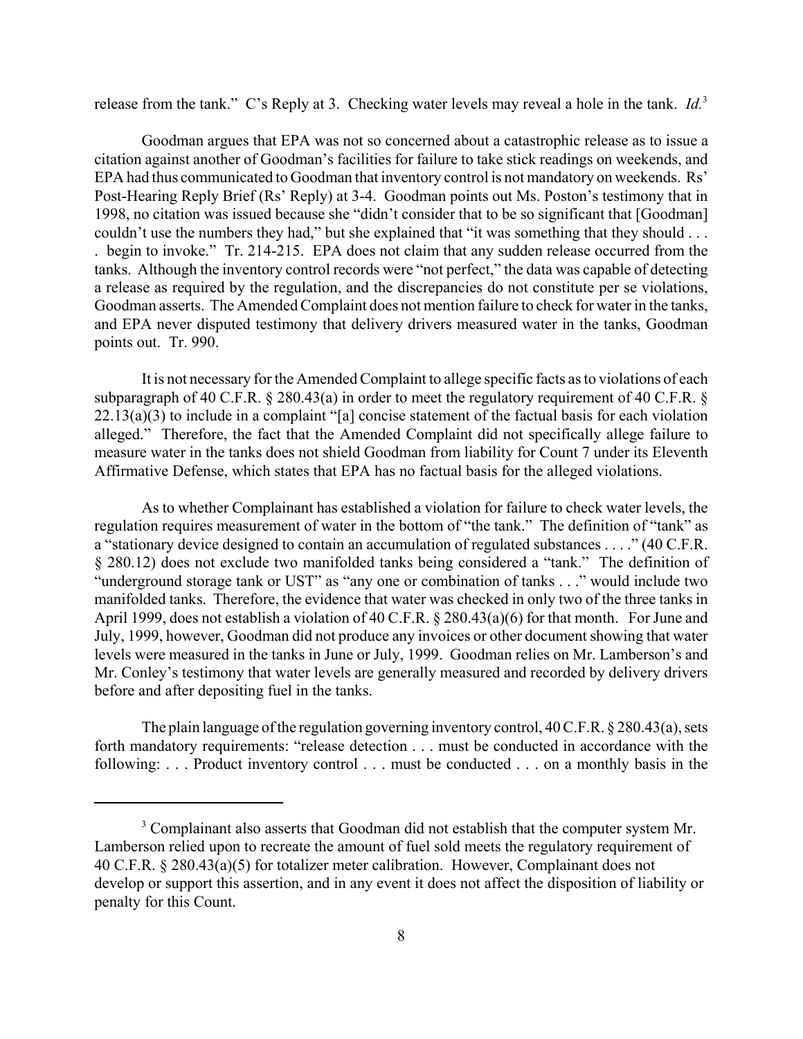release from the tank." C's Reply at 3. Checking water levels may reveal a hole in the tank. *Id.*[3]

Goodman argues that EPA was not so concerned about a catastrophic release as to issue a citation against another of Goodman's facilities for failure to take stick readings on weekends, and EPA had thus communicated to Goodman that inventory control is not mandatory on weekends. Rs' Post-Hearing Reply Brief (Rs' Reply) at 3-4. Goodman points out Ms. Poston's testimony that in 1998, no citation was issued because she "didn't consider that to be so significant that [Goodman] couldn't use the numbers they had," but she explained that "it was something that they should . . . . begin to invoke." Tr. 214-215. EPA does not claim that any sudden release occurred from the tanks. Although the inventory control records were "not perfect," the data was capable of detecting a release as required by the regulation, and the discrepancies do not constitute per se violations, Goodman asserts. The Amended Complaint does not mention failure to check for water in the tanks, and EPA never disputed testimony that delivery drivers measured water in the tanks, Goodman points out. Tr. 990.

It is not necessary for the Amended Complaint to allege specific facts as to violations of each subparagraph of 40 C.F.R. § 280.43(a) in order to meet the regulatory requirement of 40 C.F.R. § 22.13(a)(3) to include in a complaint "[a] concise statement of the factual basis for each violation alleged." Therefore, the fact that the Amended Complaint did not specifically allege failure to measure water in the tanks does not shield Goodman from liability for Count 7 under its Eleventh Affirmative Defense, which states that EPA has no factual basis for the alleged violations.

As to whether Complainant has established a violation for failure to check water levels, the regulation requires measurement of water in the bottom of "the tank." The definition of "tank" as a "stationary device designed to contain an accumulation of regulated substances . . . ." (40 C.F.R. § 280.12) does not exclude two manifolded tanks being considered a "tank." The definition of "underground storage tank or UST" as "any one or combination of tanks . . ." would include two manifolded tanks. Therefore, the evidence that water was checked in only two of the three tanks in April 1999, does not establish a violation of 40 C.F.R. § 280.43(a)(6) for that month. For June and July, 1999, however, Goodman did not produce any invoices or other document showing that water levels were measured in the tanks in June or July, 1999. Goodman relies on Mr. Lamberson's and Mr. Conley's testimony that water levels are generally measured and recorded by delivery drivers before and after depositing fuel in the tanks.

The plain language of the regulation governing inventory control, 40 C.F.R. § 280.43(a), sets forth mandatory requirements: "release detection . . . must be conducted in accordance with the following: . . . Product inventory control . . . must be conducted . . . on a monthly basis in the

---

[3] Complainant also asserts that Goodman did not establish that the computer system Mr. Lamberson relied upon to recreate the amount of fuel sold meets the regulatory requirement of 40 C.F.R. § 280.43(a)(5) for totalizer meter calibration. However, Complainant does not develop or support this assertion, and in any event it does not affect the disposition of liability or penalty for this Count.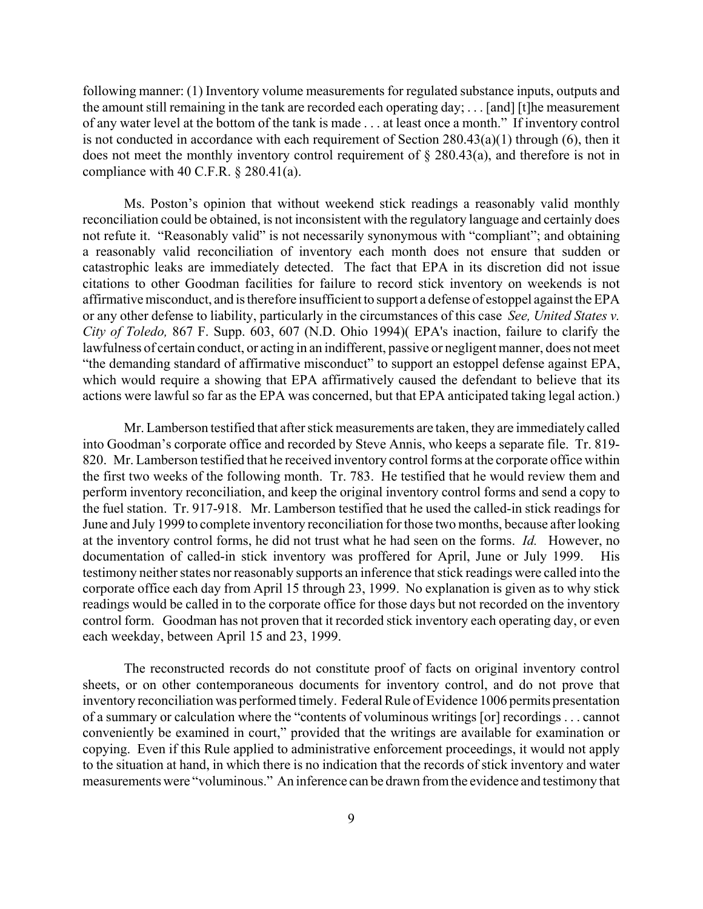following manner: (1) Inventory volume measurements for regulated substance inputs, outputs and the amount still remaining in the tank are recorded each operating day; . . . [and] [t]he measurement of any water level at the bottom of the tank is made . . . at least once a month." If inventory control is not conducted in accordance with each requirement of Section 280.43(a)(1) through (6), then it does not meet the monthly inventory control requirement of § 280.43(a), and therefore is not in compliance with 40 C.F.R. § 280.41(a).

Ms. Poston's opinion that without weekend stick readings a reasonably valid monthly reconciliation could be obtained, is not inconsistent with the regulatory language and certainly does not refute it. "Reasonably valid" is not necessarily synonymous with "compliant"; and obtaining a reasonably valid reconciliation of inventory each month does not ensure that sudden or catastrophic leaks are immediately detected. The fact that EPA in its discretion did not issue citations to other Goodman facilities for failure to record stick inventory on weekends is not affirmative misconduct, and is therefore insufficient to support a defense of estoppel against the EPA or any other defense to liability, particularly in the circumstances of this case *See, United States v. City of Toledo,* 867 F. Supp. 603, 607 (N.D. Ohio 1994)( EPA's inaction, failure to clarify the lawfulness of certain conduct, or acting in an indifferent, passive or negligent manner, does not meet "the demanding standard of affirmative misconduct" to support an estoppel defense against EPA, which would require a showing that EPA affirmatively caused the defendant to believe that its actions were lawful so far as the EPA was concerned, but that EPA anticipated taking legal action.)

Mr. Lamberson testified that after stick measurements are taken, they are immediately called into Goodman's corporate office and recorded by Steve Annis, who keeps a separate file. Tr. 819-820. Mr. Lamberson testified that he received inventory control forms at the corporate office within the first two weeks of the following month. Tr. 783. He testified that he would review them and perform inventory reconciliation, and keep the original inventory control forms and send a copy to the fuel station. Tr. 917-918. Mr. Lamberson testified that he used the called-in stick readings for June and July 1999 to complete inventory reconciliation for those two months, because after looking at the inventory control forms, he did not trust what he had seen on the forms. *Id.* However, no documentation of called-in stick inventory was proffered for April, June or July 1999. His testimony neither states nor reasonably supports an inference that stick readings were called into the corporate office each day from April 15 through 23, 1999. No explanation is given as to why stick readings would be called in to the corporate office for those days but not recorded on the inventory control form. Goodman has not proven that it recorded stick inventory each operating day, or even each weekday, between April 15 and 23, 1999.

The reconstructed records do not constitute proof of facts on original inventory control sheets, or on other contemporaneous documents for inventory control, and do not prove that inventory reconciliation was performed timely. Federal Rule of Evidence 1006 permits presentation of a summary or calculation where the "contents of voluminous writings [or] recordings . . . cannot conveniently be examined in court," provided that the writings are available for examination or copying. Even if this Rule applied to administrative enforcement proceedings, it would not apply to the situation at hand, in which there is no indication that the records of stick inventory and water measurements were "voluminous." An inference can be drawn from the evidence and testimony that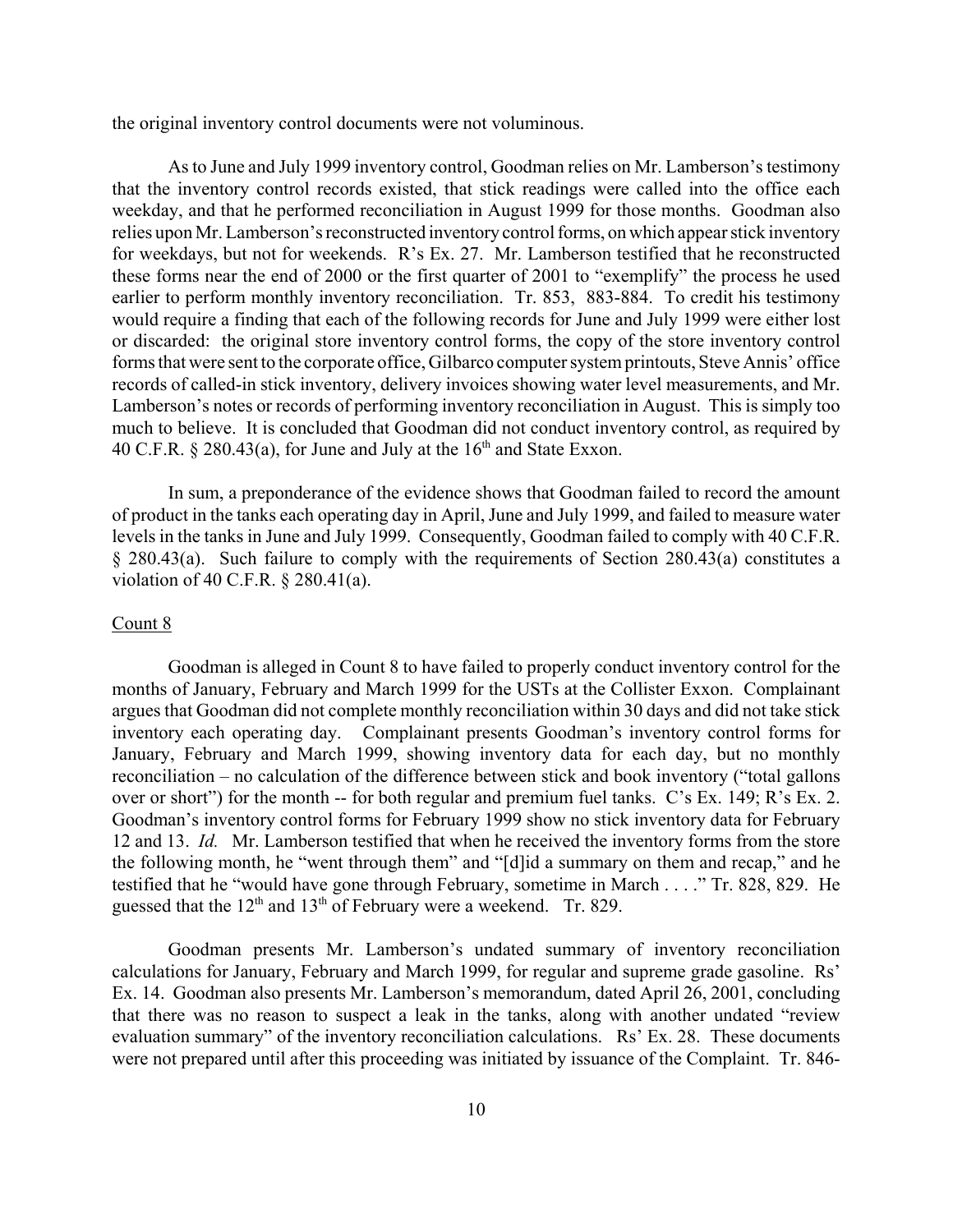the original inventory control documents were not voluminous.

As to June and July 1999 inventory control, Goodman relies on Mr. Lamberson's testimony that the inventory control records existed, that stick readings were called into the office each weekday, and that he performed reconciliation in August 1999 for those months. Goodman also relies upon Mr. Lamberson's reconstructed inventory control forms, on which appear stick inventory for weekdays, but not for weekends. R's Ex. 27. Mr. Lamberson testified that he reconstructed these forms near the end of 2000 or the first quarter of 2001 to "exemplify" the process he used earlier to perform monthly inventory reconciliation. Tr. 853, 883-884. To credit his testimony would require a finding that each of the following records for June and July 1999 were either lost or discarded: the original store inventory control forms, the copy of the store inventory control forms that were sent to the corporate office, Gilbarco computer system printouts, Steve Annis' office records of called-in stick inventory, delivery invoices showing water level measurements, and Mr. Lamberson's notes or records of performing inventory reconciliation in August. This is simply too much to believe. It is concluded that Goodman did not conduct inventory control, as required by 40 C.F.R. § 280.43(a), for June and July at the 16th and State Exxon.

In sum, a preponderance of the evidence shows that Goodman failed to record the amount of product in the tanks each operating day in April, June and July 1999, and failed to measure water levels in the tanks in June and July 1999. Consequently, Goodman failed to comply with 40 C.F.R. § 280.43(a). Such failure to comply with the requirements of Section 280.43(a) constitutes a violation of 40 C.F.R. § 280.41(a).

Count 8

Goodman is alleged in Count 8 to have failed to properly conduct inventory control for the months of January, February and March 1999 for the USTs at the Collister Exxon. Complainant argues that Goodman did not complete monthly reconciliation within 30 days and did not take stick inventory each operating day. Complainant presents Goodman's inventory control forms for January, February and March 1999, showing inventory data for each day, but no monthly reconciliation – no calculation of the difference between stick and book inventory ("total gallons over or short") for the month -- for both regular and premium fuel tanks. C's Ex. 149; R's Ex. 2. Goodman's inventory control forms for February 1999 show no stick inventory data for February 12 and 13. *Id.* Mr. Lamberson testified that when he received the inventory forms from the store the following month, he "went through them" and "[d]id a summary on them and recap," and he testified that he "would have gone through February, sometime in March . . . ." Tr. 828, 829. He guessed that the 12th and 13th of February were a weekend. Tr. 829.

Goodman presents Mr. Lamberson's undated summary of inventory reconciliation calculations for January, February and March 1999, for regular and supreme grade gasoline. Rs' Ex. 14. Goodman also presents Mr. Lamberson's memorandum, dated April 26, 2001, concluding that there was no reason to suspect a leak in the tanks, along with another undated "review evaluation summary" of the inventory reconciliation calculations. Rs' Ex. 28. These documents were not prepared until after this proceeding was initiated by issuance of the Complaint. Tr. 846-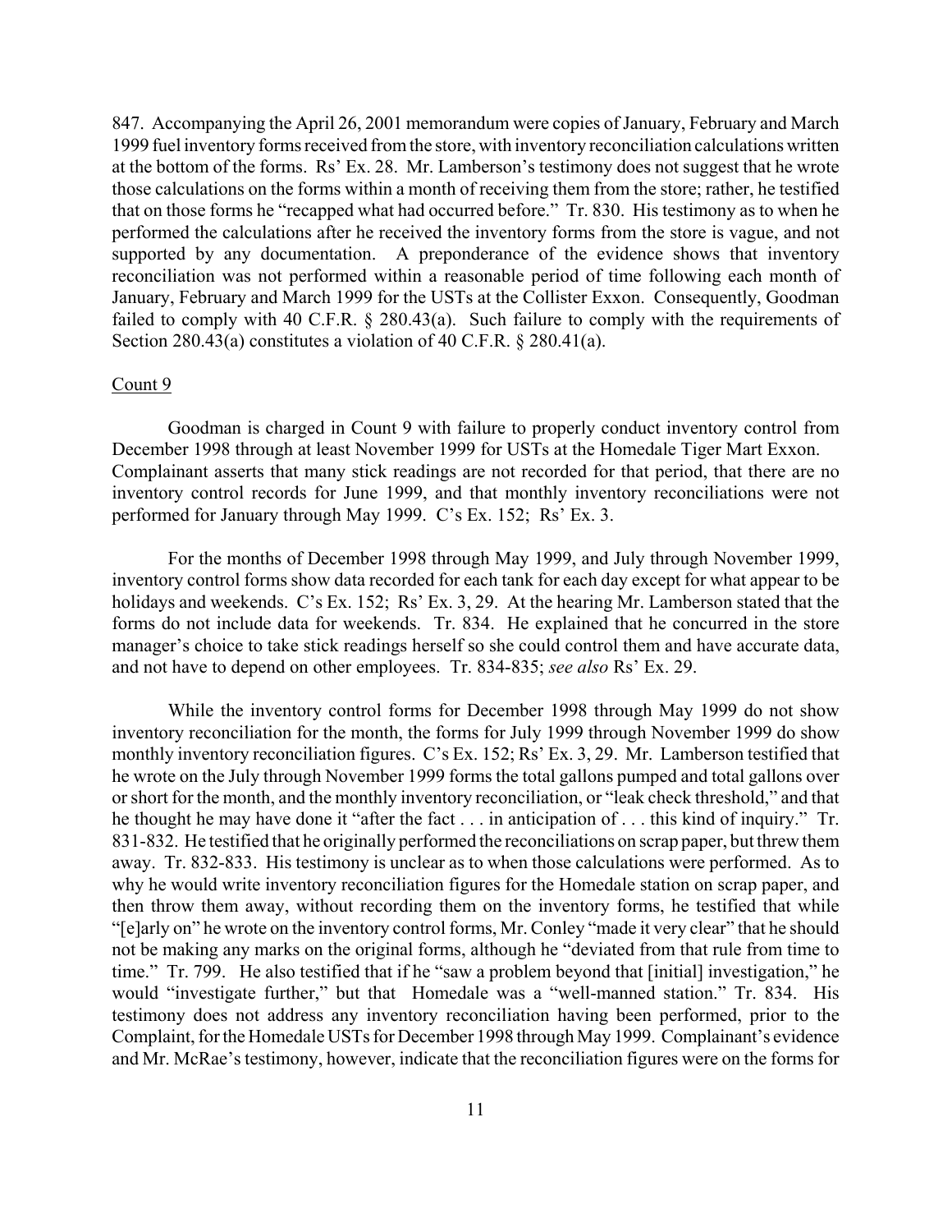847. Accompanying the April 26, 2001 memorandum were copies of January, February and March 1999 fuel inventory forms received from the store, with inventory reconciliation calculations written at the bottom of the forms. Rs' Ex. 28. Mr. Lamberson's testimony does not suggest that he wrote those calculations on the forms within a month of receiving them from the store; rather, he testified that on those forms he "recapped what had occurred before." Tr. 830. His testimony as to when he performed the calculations after he received the inventory forms from the store is vague, and not supported by any documentation. A preponderance of the evidence shows that inventory reconciliation was not performed within a reasonable period of time following each month of January, February and March 1999 for the USTs at the Collister Exxon. Consequently, Goodman failed to comply with 40 C.F.R. § 280.43(a). Such failure to comply with the requirements of Section 280.43(a) constitutes a violation of 40 C.F.R. § 280.41(a).

Count 9

Goodman is charged in Count 9 with failure to properly conduct inventory control from December 1998 through at least November 1999 for USTs at the Homedale Tiger Mart Exxon. Complainant asserts that many stick readings are not recorded for that period, that there are no inventory control records for June 1999, and that monthly inventory reconciliations were not performed for January through May 1999. C's Ex. 152; Rs' Ex. 3.

For the months of December 1998 through May 1999, and July through November 1999, inventory control forms show data recorded for each tank for each day except for what appear to be holidays and weekends. C's Ex. 152; Rs' Ex. 3, 29. At the hearing Mr. Lamberson stated that the forms do not include data for weekends. Tr. 834. He explained that he concurred in the store manager's choice to take stick readings herself so she could control them and have accurate data, and not have to depend on other employees. Tr. 834-835; *see also* Rs' Ex. 29.

While the inventory control forms for December 1998 through May 1999 do not show inventory reconciliation for the month, the forms for July 1999 through November 1999 do show monthly inventory reconciliation figures. C's Ex. 152; Rs' Ex. 3, 29. Mr. Lamberson testified that he wrote on the July through November 1999 forms the total gallons pumped and total gallons over or short for the month, and the monthly inventory reconciliation, or "leak check threshold," and that he thought he may have done it "after the fact . . . in anticipation of . . . this kind of inquiry." Tr. 831-832. He testified that he originally performed the reconciliations on scrap paper, but threw them away. Tr. 832-833. His testimony is unclear as to when those calculations were performed. As to why he would write inventory reconciliation figures for the Homedale station on scrap paper, and then throw them away, without recording them on the inventory forms, he testified that while "[e]arly on" he wrote on the inventory control forms, Mr. Conley "made it very clear" that he should not be making any marks on the original forms, although he "deviated from that rule from time to time." Tr. 799. He also testified that if he "saw a problem beyond that [initial] investigation," he would "investigate further," but that Homedale was a "well-manned station." Tr. 834. His testimony does not address any inventory reconciliation having been performed, prior to the Complaint, for the Homedale USTs for December 1998 through May 1999. Complainant's evidence and Mr. McRae's testimony, however, indicate that the reconciliation figures were on the forms for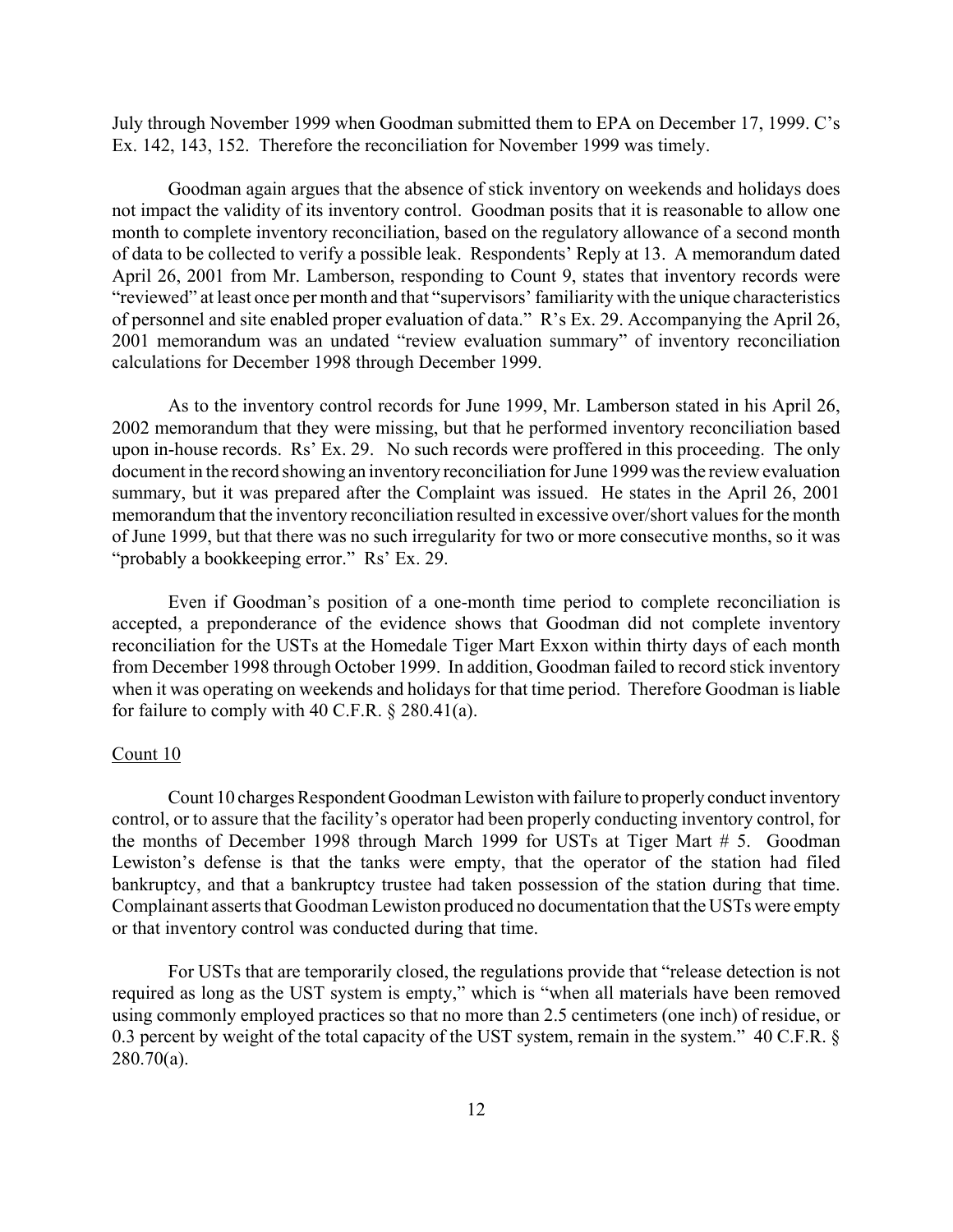July through November 1999 when Goodman submitted them to EPA on December 17, 1999. C's Ex. 142, 143, 152. Therefore the reconciliation for November 1999 was timely.

Goodman again argues that the absence of stick inventory on weekends and holidays does not impact the validity of its inventory control. Goodman posits that it is reasonable to allow one month to complete inventory reconciliation, based on the regulatory allowance of a second month of data to be collected to verify a possible leak. Respondents' Reply at 13. A memorandum dated April 26, 2001 from Mr. Lamberson, responding to Count 9, states that inventory records were "reviewed" at least once per month and that "supervisors' familiarity with the unique characteristics of personnel and site enabled proper evaluation of data." R's Ex. 29. Accompanying the April 26, 2001 memorandum was an undated "review evaluation summary" of inventory reconciliation calculations for December 1998 through December 1999.

As to the inventory control records for June 1999, Mr. Lamberson stated in his April 26, 2002 memorandum that they were missing, but that he performed inventory reconciliation based upon in-house records. Rs' Ex. 29. No such records were proffered in this proceeding. The only document in the record showing an inventory reconciliation for June 1999 was the review evaluation summary, but it was prepared after the Complaint was issued. He states in the April 26, 2001 memorandum that the inventory reconciliation resulted in excessive over/short values for the month of June 1999, but that there was no such irregularity for two or more consecutive months, so it was "probably a bookkeeping error." Rs' Ex. 29.

Even if Goodman's position of a one-month time period to complete reconciliation is accepted, a preponderance of the evidence shows that Goodman did not complete inventory reconciliation for the USTs at the Homedale Tiger Mart Exxon within thirty days of each month from December 1998 through October 1999. In addition, Goodman failed to record stick inventory when it was operating on weekends and holidays for that time period. Therefore Goodman is liable for failure to comply with 40 C.F.R. § 280.41(a).

Count 10

Count 10 charges Respondent Goodman Lewiston with failure to properly conduct inventory control, or to assure that the facility's operator had been properly conducting inventory control, for the months of December 1998 through March 1999 for USTs at Tiger Mart # 5. Goodman Lewiston's defense is that the tanks were empty, that the operator of the station had filed bankruptcy, and that a bankruptcy trustee had taken possession of the station during that time. Complainant asserts that Goodman Lewiston produced no documentation that the USTs were empty or that inventory control was conducted during that time.

For USTs that are temporarily closed, the regulations provide that "release detection is not required as long as the UST system is empty," which is "when all materials have been removed using commonly employed practices so that no more than 2.5 centimeters (one inch) of residue, or 0.3 percent by weight of the total capacity of the UST system, remain in the system." 40 C.F.R. § 280.70(a).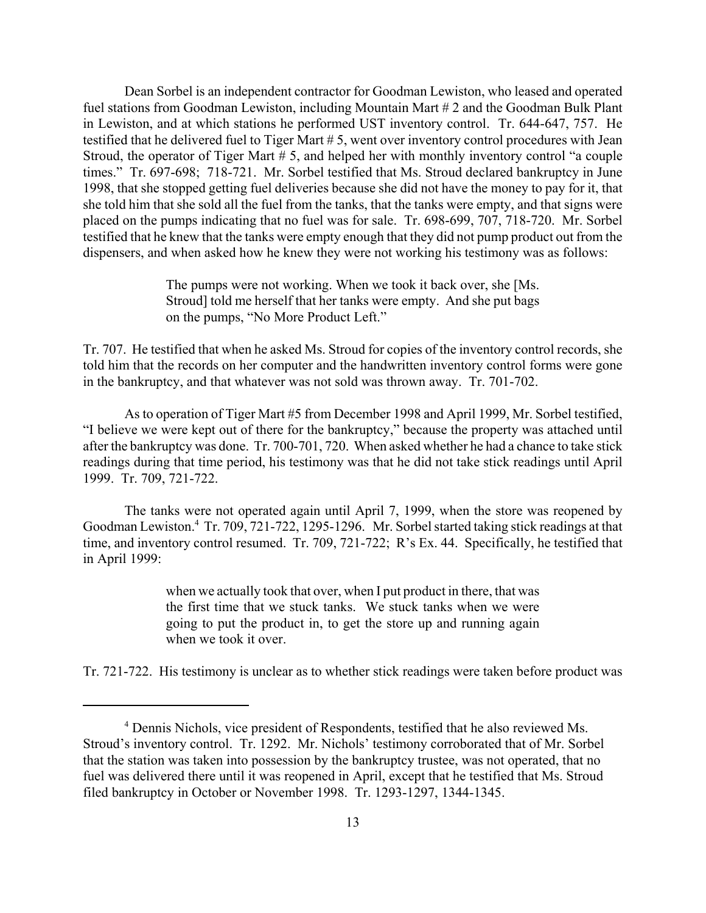Dean Sorbel is an independent contractor for Goodman Lewiston, who leased and operated fuel stations from Goodman Lewiston, including Mountain Mart # 2 and the Goodman Bulk Plant in Lewiston, and at which stations he performed UST inventory control. Tr. 644-647, 757. He testified that he delivered fuel to Tiger Mart # 5, went over inventory control procedures with Jean Stroud, the operator of Tiger Mart # 5, and helped her with monthly inventory control "a couple times." Tr. 697-698; 718-721. Mr. Sorbel testified that Ms. Stroud declared bankruptcy in June 1998, that she stopped getting fuel deliveries because she did not have the money to pay for it, that she told him that she sold all the fuel from the tanks, that the tanks were empty, and that signs were placed on the pumps indicating that no fuel was for sale. Tr. 698-699, 707, 718-720. Mr. Sorbel testified that he knew that the tanks were empty enough that they did not pump product out from the dispensers, and when asked how he knew they were not working his testimony was as follows:

> The pumps were not working. When we took it back over, she [Ms. Stroud] told me herself that her tanks were empty. And she put bags on the pumps, "No More Product Left."

Tr. 707. He testified that when he asked Ms. Stroud for copies of the inventory control records, she told him that the records on her computer and the handwritten inventory control forms were gone in the bankruptcy, and that whatever was not sold was thrown away. Tr. 701-702.

As to operation of Tiger Mart #5 from December 1998 and April 1999, Mr. Sorbel testified, "I believe we were kept out of there for the bankruptcy," because the property was attached until after the bankruptcy was done. Tr. 700-701, 720. When asked whether he had a chance to take stick readings during that time period, his testimony was that he did not take stick readings until April 1999. Tr. 709, 721-722.

The tanks were not operated again until April 7, 1999, when the store was reopened by Goodman Lewiston.[4] Tr. 709, 721-722, 1295-1296. Mr. Sorbel started taking stick readings at that time, and inventory control resumed. Tr. 709, 721-722; R's Ex. 44. Specifically, he testified that in April 1999:

> when we actually took that over, when I put product in there, that was the first time that we stuck tanks. We stuck tanks when we were going to put the product in, to get the store up and running again when we took it over.

Tr. 721-722. His testimony is unclear as to whether stick readings were taken before product was

---

[4] Dennis Nichols, vice president of Respondents, testified that he also reviewed Ms. Stroud's inventory control. Tr. 1292. Mr. Nichols' testimony corroborated that of Mr. Sorbel that the station was taken into possession by the bankruptcy trustee, was not operated, that no fuel was delivered there until it was reopened in April, except that he testified that Ms. Stroud filed bankruptcy in October or November 1998. Tr. 1293-1297, 1344-1345.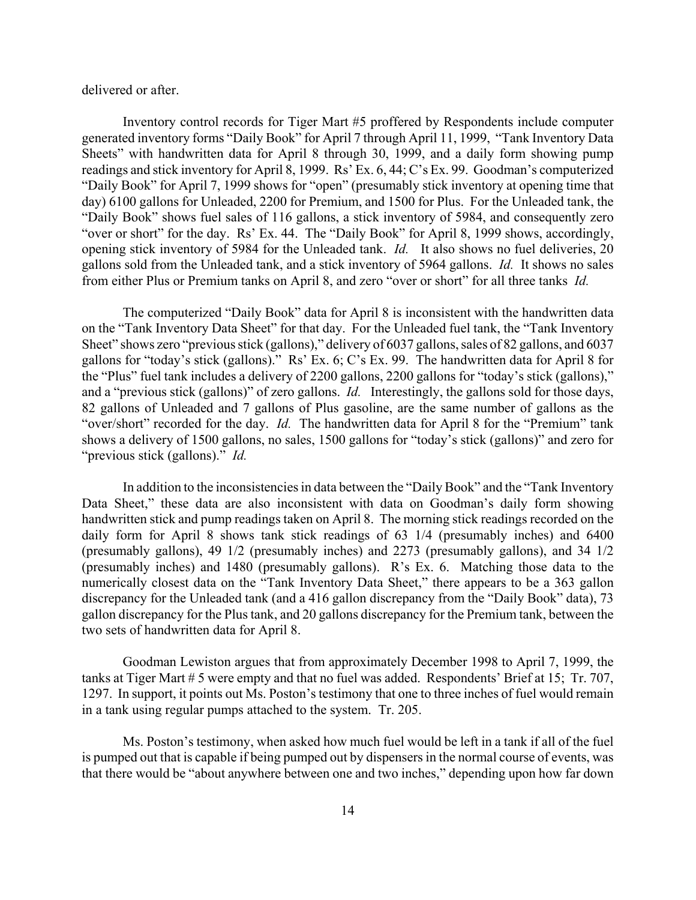delivered or after.

Inventory control records for Tiger Mart #5 proffered by Respondents include computer generated inventory forms "Daily Book" for April 7 through April 11, 1999, "Tank Inventory Data Sheets" with handwritten data for April 8 through 30, 1999, and a daily form showing pump readings and stick inventory for April 8, 1999. Rs' Ex. 6, 44; C's Ex. 99. Goodman's computerized "Daily Book" for April 7, 1999 shows for "open" (presumably stick inventory at opening time that day) 6100 gallons for Unleaded, 2200 for Premium, and 1500 for Plus. For the Unleaded tank, the "Daily Book" shows fuel sales of 116 gallons, a stick inventory of 5984, and consequently zero "over or short" for the day. Rs' Ex. 44. The "Daily Book" for April 8, 1999 shows, accordingly, opening stick inventory of 5984 for the Unleaded tank. *Id.* It also shows no fuel deliveries, 20 gallons sold from the Unleaded tank, and a stick inventory of 5964 gallons. *Id.* It shows no sales from either Plus or Premium tanks on April 8, and zero "over or short" for all three tanks *Id.*

The computerized "Daily Book" data for April 8 is inconsistent with the handwritten data on the "Tank Inventory Data Sheet" for that day. For the Unleaded fuel tank, the "Tank Inventory Sheet" shows zero "previous stick (gallons)," delivery of 6037 gallons, sales of 82 gallons, and 6037 gallons for "today's stick (gallons)." Rs' Ex. 6; C's Ex. 99. The handwritten data for April 8 for the "Plus" fuel tank includes a delivery of 2200 gallons, 2200 gallons for "today's stick (gallons)," and a "previous stick (gallons)" of zero gallons. *Id.* Interestingly, the gallons sold for those days, 82 gallons of Unleaded and 7 gallons of Plus gasoline, are the same number of gallons as the "over/short" recorded for the day. *Id.* The handwritten data for April 8 for the "Premium" tank shows a delivery of 1500 gallons, no sales, 1500 gallons for "today's stick (gallons)" and zero for "previous stick (gallons)." *Id.*

In addition to the inconsistencies in data between the "Daily Book" and the "Tank Inventory Data Sheet," these data are also inconsistent with data on Goodman's daily form showing handwritten stick and pump readings taken on April 8. The morning stick readings recorded on the daily form for April 8 shows tank stick readings of 63 1/4 (presumably inches) and 6400 (presumably gallons), 49 1/2 (presumably inches) and 2273 (presumably gallons), and 34 1/2 (presumably inches) and 1480 (presumably gallons). R's Ex. 6. Matching those data to the numerically closest data on the "Tank Inventory Data Sheet," there appears to be a 363 gallon discrepancy for the Unleaded tank (and a 416 gallon discrepancy from the "Daily Book" data), 73 gallon discrepancy for the Plus tank, and 20 gallons discrepancy for the Premium tank, between the two sets of handwritten data for April 8.

Goodman Lewiston argues that from approximately December 1998 to April 7, 1999, the tanks at Tiger Mart # 5 were empty and that no fuel was added. Respondents' Brief at 15; Tr. 707, 1297. In support, it points out Ms. Poston's testimony that one to three inches of fuel would remain in a tank using regular pumps attached to the system. Tr. 205.

Ms. Poston's testimony, when asked how much fuel would be left in a tank if all of the fuel is pumped out that is capable if being pumped out by dispensers in the normal course of events, was that there would be "about anywhere between one and two inches," depending upon how far down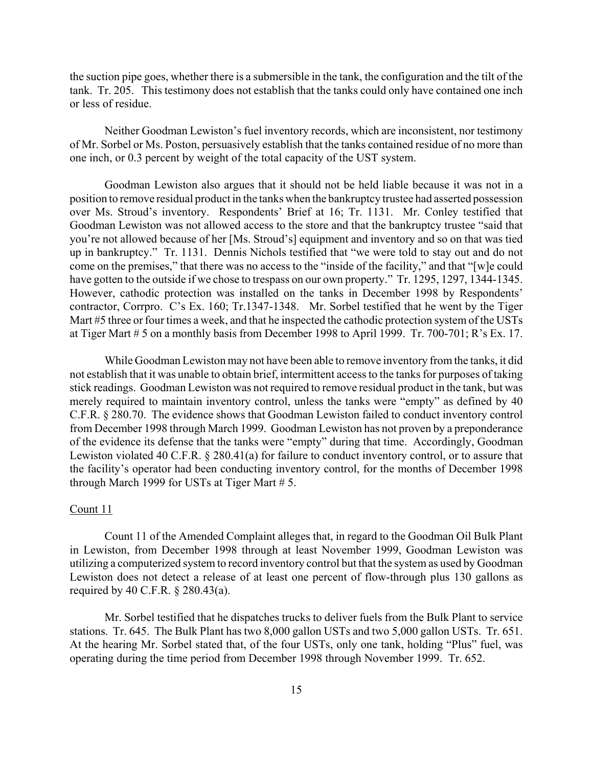the suction pipe goes, whether there is a submersible in the tank, the configuration and the tilt of the tank. Tr. 205. This testimony does not establish that the tanks could only have contained one inch or less of residue.

Neither Goodman Lewiston's fuel inventory records, which are inconsistent, nor testimony of Mr. Sorbel or Ms. Poston, persuasively establish that the tanks contained residue of no more than one inch, or 0.3 percent by weight of the total capacity of the UST system.

Goodman Lewiston also argues that it should not be held liable because it was not in a position to remove residual product in the tanks when the bankruptcy trustee had asserted possession over Ms. Stroud's inventory. Respondents' Brief at 16; Tr. 1131. Mr. Conley testified that Goodman Lewiston was not allowed access to the store and that the bankruptcy trustee "said that you're not allowed because of her [Ms. Stroud's] equipment and inventory and so on that was tied up in bankruptcy." Tr. 1131. Dennis Nichols testified that "we were told to stay out and do not come on the premises," that there was no access to the "inside of the facility," and that "[w]e could have gotten to the outside if we chose to trespass on our own property." Tr. 1295, 1297, 1344-1345. However, cathodic protection was installed on the tanks in December 1998 by Respondents' contractor, Corrpro. C's Ex. 160; Tr.1347-1348. Mr. Sorbel testified that he went by the Tiger Mart #5 three or four times a week, and that he inspected the cathodic protection system of the USTs at Tiger Mart # 5 on a monthly basis from December 1998 to April 1999. Tr. 700-701; R's Ex. 17.

While Goodman Lewiston may not have been able to remove inventory from the tanks, it did not establish that it was unable to obtain brief, intermittent access to the tanks for purposes of taking stick readings. Goodman Lewiston was not required to remove residual product in the tank, but was merely required to maintain inventory control, unless the tanks were "empty" as defined by 40 C.F.R. § 280.70. The evidence shows that Goodman Lewiston failed to conduct inventory control from December 1998 through March 1999. Goodman Lewiston has not proven by a preponderance of the evidence its defense that the tanks were "empty" during that time. Accordingly, Goodman Lewiston violated 40 C.F.R. § 280.41(a) for failure to conduct inventory control, or to assure that the facility's operator had been conducting inventory control, for the months of December 1998 through March 1999 for USTs at Tiger Mart # 5.

Count 11

Count 11 of the Amended Complaint alleges that, in regard to the Goodman Oil Bulk Plant in Lewiston, from December 1998 through at least November 1999, Goodman Lewiston was utilizing a computerized system to record inventory control but that the system as used by Goodman Lewiston does not detect a release of at least one percent of flow-through plus 130 gallons as required by 40 C.F.R. § 280.43(a).

Mr. Sorbel testified that he dispatches trucks to deliver fuels from the Bulk Plant to service stations. Tr. 645. The Bulk Plant has two 8,000 gallon USTs and two 5,000 gallon USTs. Tr. 651. At the hearing Mr. Sorbel stated that, of the four USTs, only one tank, holding "Plus" fuel, was operating during the time period from December 1998 through November 1999. Tr. 652.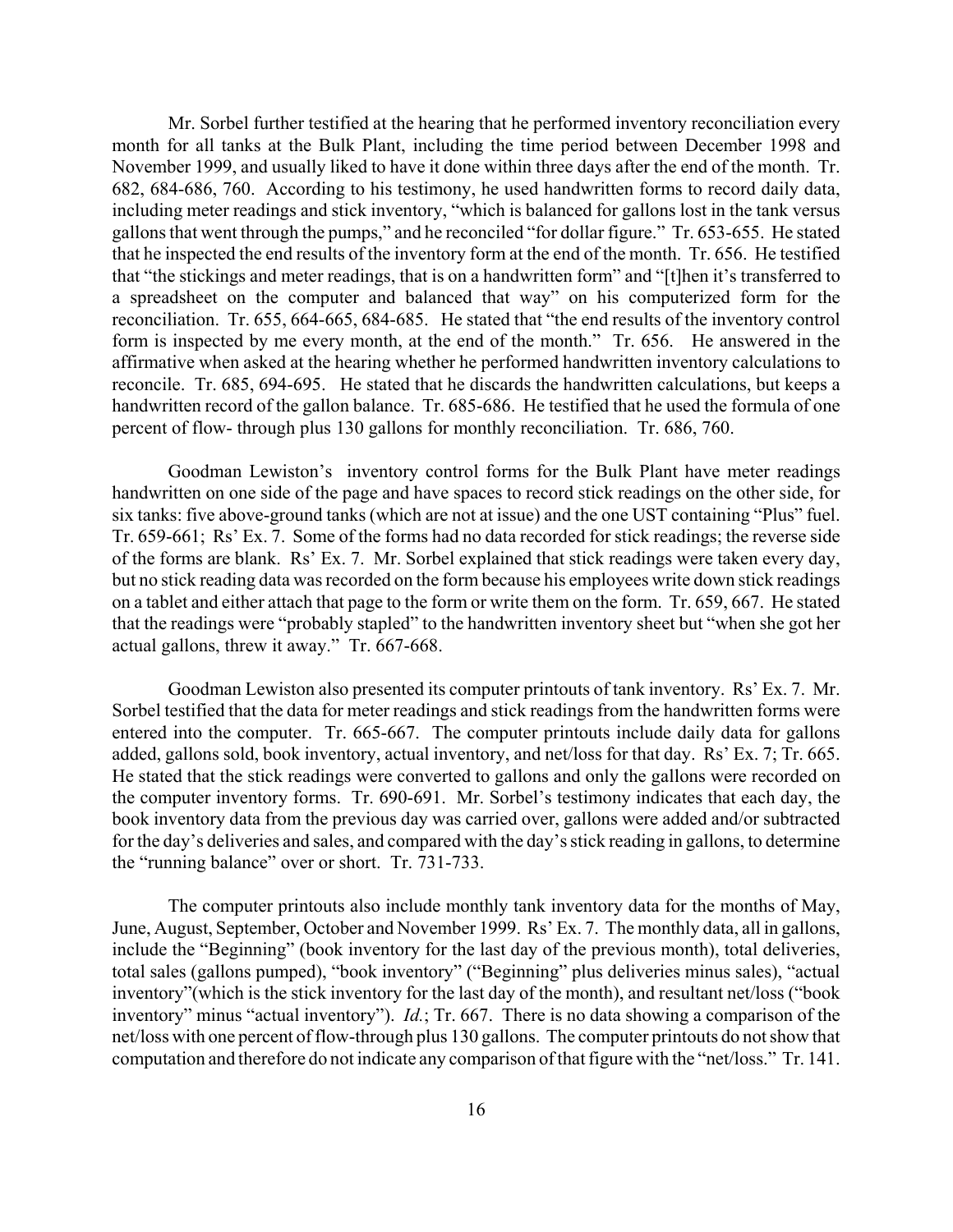Mr. Sorbel further testified at the hearing that he performed inventory reconciliation every month for all tanks at the Bulk Plant, including the time period between December 1998 and November 1999, and usually liked to have it done within three days after the end of the month. Tr. 682, 684-686, 760. According to his testimony, he used handwritten forms to record daily data, including meter readings and stick inventory, "which is balanced for gallons lost in the tank versus gallons that went through the pumps," and he reconciled "for dollar figure." Tr. 653-655. He stated that he inspected the end results of the inventory form at the end of the month. Tr. 656. He testified that "the stickings and meter readings, that is on a handwritten form" and "[t]hen it's transferred to a spreadsheet on the computer and balanced that way" on his computerized form for the reconciliation. Tr. 655, 664-665, 684-685. He stated that "the end results of the inventory control form is inspected by me every month, at the end of the month." Tr. 656. He answered in the affirmative when asked at the hearing whether he performed handwritten inventory calculations to reconcile. Tr. 685, 694-695. He stated that he discards the handwritten calculations, but keeps a handwritten record of the gallon balance. Tr. 685-686. He testified that he used the formula of one percent of flow- through plus 130 gallons for monthly reconciliation. Tr. 686, 760.

Goodman Lewiston's inventory control forms for the Bulk Plant have meter readings handwritten on one side of the page and have spaces to record stick readings on the other side, for six tanks: five above-ground tanks (which are not at issue) and the one UST containing "Plus" fuel. Tr. 659-661; Rs' Ex. 7. Some of the forms had no data recorded for stick readings; the reverse side of the forms are blank. Rs' Ex. 7. Mr. Sorbel explained that stick readings were taken every day, but no stick reading data was recorded on the form because his employees write down stick readings on a tablet and either attach that page to the form or write them on the form. Tr. 659, 667. He stated that the readings were "probably stapled" to the handwritten inventory sheet but "when she got her actual gallons, threw it away." Tr. 667-668.

Goodman Lewiston also presented its computer printouts of tank inventory. Rs' Ex. 7. Mr. Sorbel testified that the data for meter readings and stick readings from the handwritten forms were entered into the computer. Tr. 665-667. The computer printouts include daily data for gallons added, gallons sold, book inventory, actual inventory, and net/loss for that day. Rs' Ex. 7; Tr. 665. He stated that the stick readings were converted to gallons and only the gallons were recorded on the computer inventory forms. Tr. 690-691. Mr. Sorbel's testimony indicates that each day, the book inventory data from the previous day was carried over, gallons were added and/or subtracted for the day's deliveries and sales, and compared with the day's stick reading in gallons, to determine the "running balance" over or short. Tr. 731-733.

The computer printouts also include monthly tank inventory data for the months of May, June, August, September, October and November 1999. Rs' Ex. 7. The monthly data, all in gallons, include the "Beginning" (book inventory for the last day of the previous month), total deliveries, total sales (gallons pumped), "book inventory" ("Beginning" plus deliveries minus sales), "actual inventory"(which is the stick inventory for the last day of the month), and resultant net/loss ("book inventory" minus "actual inventory"). *Id.*; Tr. 667. There is no data showing a comparison of the net/loss with one percent of flow-through plus 130 gallons. The computer printouts do not show that computation and therefore do not indicate any comparison of that figure with the "net/loss." Tr. 141.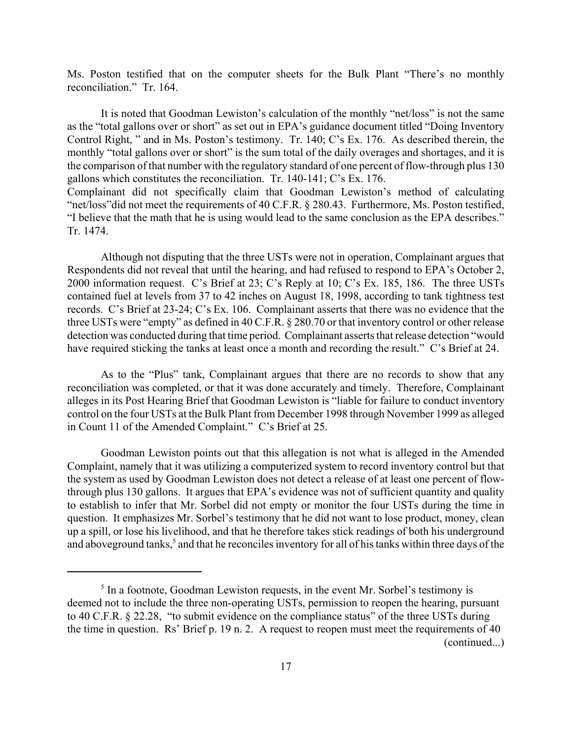Ms. Poston testified that on the computer sheets for the Bulk Plant "There's no monthly reconciliation." Tr. 164.

It is noted that Goodman Lewiston's calculation of the monthly "net/loss" is not the same as the "total gallons over or short" as set out in EPA's guidance document titled "Doing Inventory Control Right, " and in Ms. Poston's testimony. Tr. 140; C's Ex. 176. As described therein, the monthly "total gallons over or short" is the sum total of the daily overages and shortages, and it is the comparison of that number with the regulatory standard of one percent of flow-through plus 130 gallons which constitutes the reconciliation. Tr. 140-141; C's Ex. 176.
Complainant did not specifically claim that Goodman Lewiston's method of calculating "net/loss" did not meet the requirements of 40 C.F.R. § 280.43. Furthermore, Ms. Poston testified, "I believe that the math that he is using would lead to the same conclusion as the EPA describes." Tr. 1474.

Although not disputing that the three USTs were not in operation, Complainant argues that Respondents did not reveal that until the hearing, and had refused to respond to EPA's October 2, 2000 information request. C's Brief at 23; C's Reply at 10; C's Ex. 185, 186. The three USTs contained fuel at levels from 37 to 42 inches on August 18, 1998, according to tank tightness test records. C's Brief at 23-24; C's Ex. 106. Complainant asserts that there was no evidence that the three USTs were "empty" as defined in 40 C.F.R. § 280.70 or that inventory control or other release detection was conducted during that time period. Complainant asserts that release detection "would have required sticking the tanks at least once a month and recording the result." C's Brief at 24.

As to the "Plus" tank, Complainant argues that there are no records to show that any reconciliation was completed, or that it was done accurately and timely. Therefore, Complainant alleges in its Post Hearing Brief that Goodman Lewiston is "liable for failure to conduct inventory control on the four USTs at the Bulk Plant from December 1998 through November 1999 as alleged in Count 11 of the Amended Complaint." C's Brief at 25.

Goodman Lewiston points out that this allegation is not what is alleged in the Amended Complaint, namely that it was utilizing a computerized system to record inventory control but that the system as used by Goodman Lewiston does not detect a release of at least one percent of flow-through plus 130 gallons. It argues that EPA's evidence was not of sufficient quantity and quality to establish to infer that Mr. Sorbel did not empty or monitor the four USTs during the time in question. It emphasizes Mr. Sorbel's testimony that he did not want to lose product, money, clean up a spill, or lose his livelihood, and that he therefore takes stick readings of both his underground and aboveground tanks,[5] and that he reconciles inventory for all of his tanks within three days of the

---

[5] In a footnote, Goodman Lewiston requests, in the event Mr. Sorbel's testimony is deemed not to include the three non-operating USTs, permission to reopen the hearing, pursuant to 40 C.F.R. § 22.28, "to submit evidence on the compliance status" of the three USTs during the time in question. Rs' Brief p. 19 n. 2. A request to reopen must meet the requirements of 40 (continued...)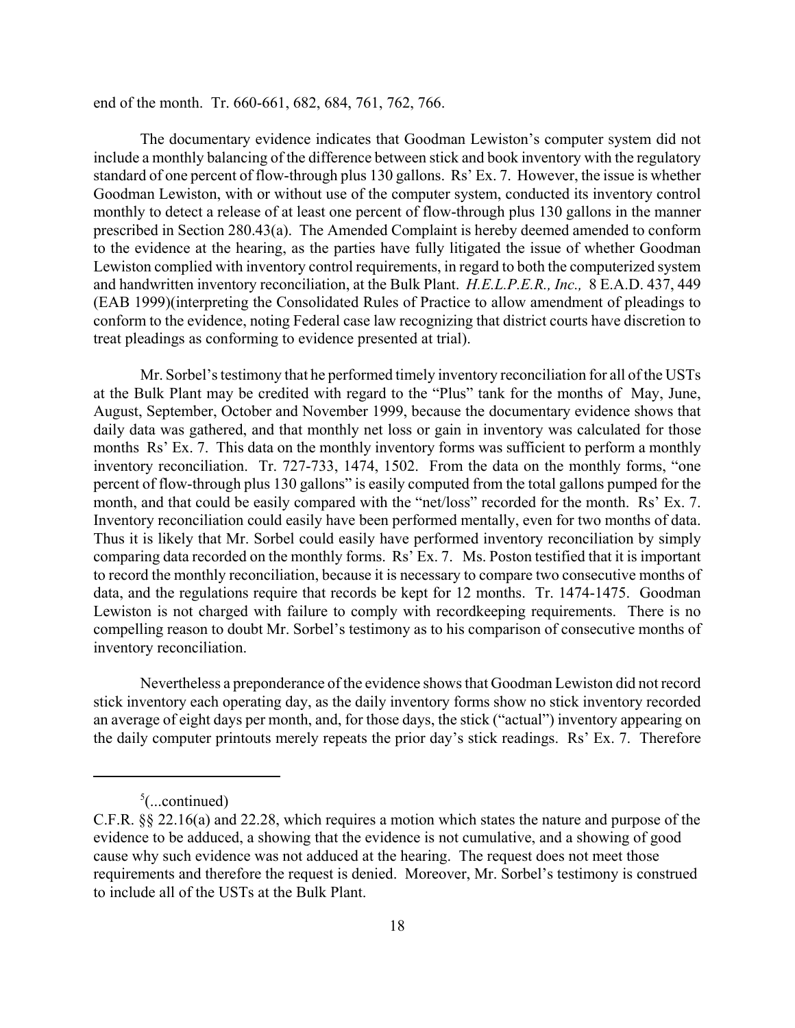end of the month. Tr. 660-661, 682, 684, 761, 762, 766.

The documentary evidence indicates that Goodman Lewiston's computer system did not include a monthly balancing of the difference between stick and book inventory with the regulatory standard of one percent of flow-through plus 130 gallons. Rs' Ex. 7. However, the issue is whether Goodman Lewiston, with or without use of the computer system, conducted its inventory control monthly to detect a release of at least one percent of flow-through plus 130 gallons in the manner prescribed in Section 280.43(a). The Amended Complaint is hereby deemed amended to conform to the evidence at the hearing, as the parties have fully litigated the issue of whether Goodman Lewiston complied with inventory control requirements, in regard to both the computerized system and handwritten inventory reconciliation, at the Bulk Plant. *H.E.L.P.E.R., Inc.,* 8 E.A.D. 437, 449 (EAB 1999)(interpreting the Consolidated Rules of Practice to allow amendment of pleadings to conform to the evidence, noting Federal case law recognizing that district courts have discretion to treat pleadings as conforming to evidence presented at trial).

Mr. Sorbel's testimony that he performed timely inventory reconciliation for all of the USTs at the Bulk Plant may be credited with regard to the "Plus" tank for the months of May, June, August, September, October and November 1999, because the documentary evidence shows that daily data was gathered, and that monthly net loss or gain in inventory was calculated for those months Rs' Ex. 7. This data on the monthly inventory forms was sufficient to perform a monthly inventory reconciliation. Tr. 727-733, 1474, 1502. From the data on the monthly forms, "one percent of flow-through plus 130 gallons" is easily computed from the total gallons pumped for the month, and that could be easily compared with the "net/loss" recorded for the month. Rs' Ex. 7. Inventory reconciliation could easily have been performed mentally, even for two months of data. Thus it is likely that Mr. Sorbel could easily have performed inventory reconciliation by simply comparing data recorded on the monthly forms. Rs' Ex. 7. Ms. Poston testified that it is important to record the monthly reconciliation, because it is necessary to compare two consecutive months of data, and the regulations require that records be kept for 12 months. Tr. 1474-1475. Goodman Lewiston is not charged with failure to comply with recordkeeping requirements. There is no compelling reason to doubt Mr. Sorbel's testimony as to his comparison of consecutive months of inventory reconciliation.

Nevertheless a preponderance of the evidence shows that Goodman Lewiston did not record stick inventory each operating day, as the daily inventory forms show no stick inventory recorded an average of eight days per month, and, for those days, the stick ("actual") inventory appearing on the daily computer printouts merely repeats the prior day's stick readings. Rs' Ex. 7. Therefore

---

[5](...continued)
C.F.R. §§ 22.16(a) and 22.28, which requires a motion which states the nature and purpose of the evidence to be adduced, a showing that the evidence is not cumulative, and a showing of good cause why such evidence was not adduced at the hearing. The request does not meet those requirements and therefore the request is denied. Moreover, Mr. Sorbel's testimony is construed to include all of the USTs at the Bulk Plant.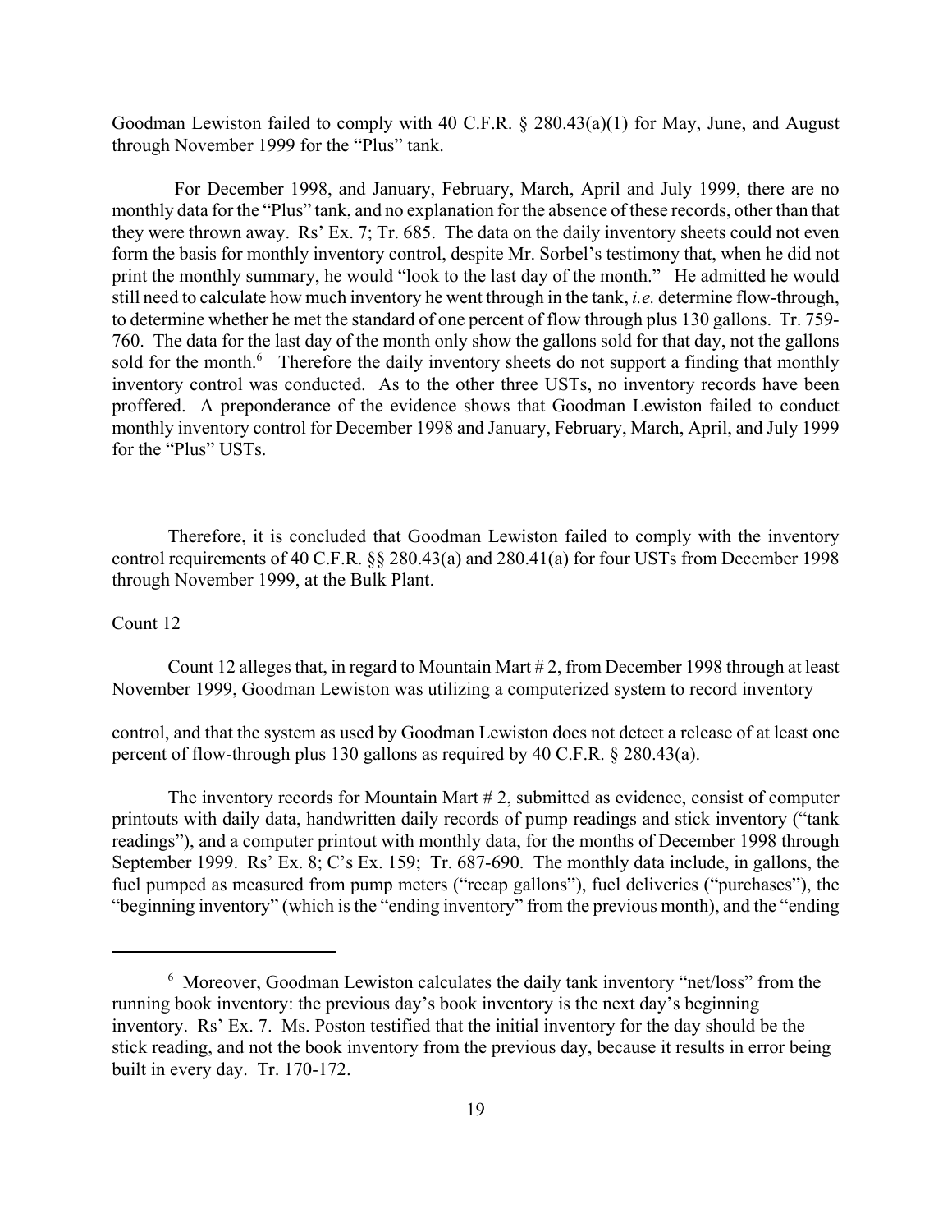Goodman Lewiston failed to comply with 40 C.F.R. § 280.43(a)(1) for May, June, and August through November 1999 for the "Plus" tank.

For December 1998, and January, February, March, April and July 1999, there are no monthly data for the "Plus" tank, and no explanation for the absence of these records, other than that they were thrown away. Rs' Ex. 7; Tr. 685. The data on the daily inventory sheets could not even form the basis for monthly inventory control, despite Mr. Sorbel's testimony that, when he did not print the monthly summary, he would "look to the last day of the month." He admitted he would still need to calculate how much inventory he went through in the tank, *i.e.* determine flow-through, to determine whether he met the standard of one percent of flow through plus 130 gallons. Tr. 759-760. The data for the last day of the month only show the gallons sold for that day, not the gallons sold for the month.[6] Therefore the daily inventory sheets do not support a finding that monthly inventory control was conducted. As to the other three USTs, no inventory records have been proffered. A preponderance of the evidence shows that Goodman Lewiston failed to conduct monthly inventory control for December 1998 and January, February, March, April, and July 1999 for the "Plus" USTs.

Therefore, it is concluded that Goodman Lewiston failed to comply with the inventory control requirements of 40 C.F.R. §§ 280.43(a) and 280.41(a) for four USTs from December 1998 through November 1999, at the Bulk Plant.

Count 12

Count 12 alleges that, in regard to Mountain Mart # 2, from December 1998 through at least November 1999, Goodman Lewiston was utilizing a computerized system to record inventory control, and that the system as used by Goodman Lewiston does not detect a release of at least one percent of flow-through plus 130 gallons as required by 40 C.F.R. § 280.43(a).

The inventory records for Mountain Mart # 2, submitted as evidence, consist of computer printouts with daily data, handwritten daily records of pump readings and stick inventory ("tank readings"), and a computer printout with monthly data, for the months of December 1998 through September 1999. Rs' Ex. 8; C's Ex. 159; Tr. 687-690. The monthly data include, in gallons, the fuel pumped as measured from pump meters ("recap gallons"), fuel deliveries ("purchases"), the "beginning inventory" (which is the "ending inventory" from the previous month), and the "ending

---

[6] Moreover, Goodman Lewiston calculates the daily tank inventory "net/loss" from the running book inventory: the previous day's book inventory is the next day's beginning inventory. Rs' Ex. 7. Ms. Poston testified that the initial inventory for the day should be the stick reading, and not the book inventory from the previous day, because it results in error being built in every day. Tr. 170-172.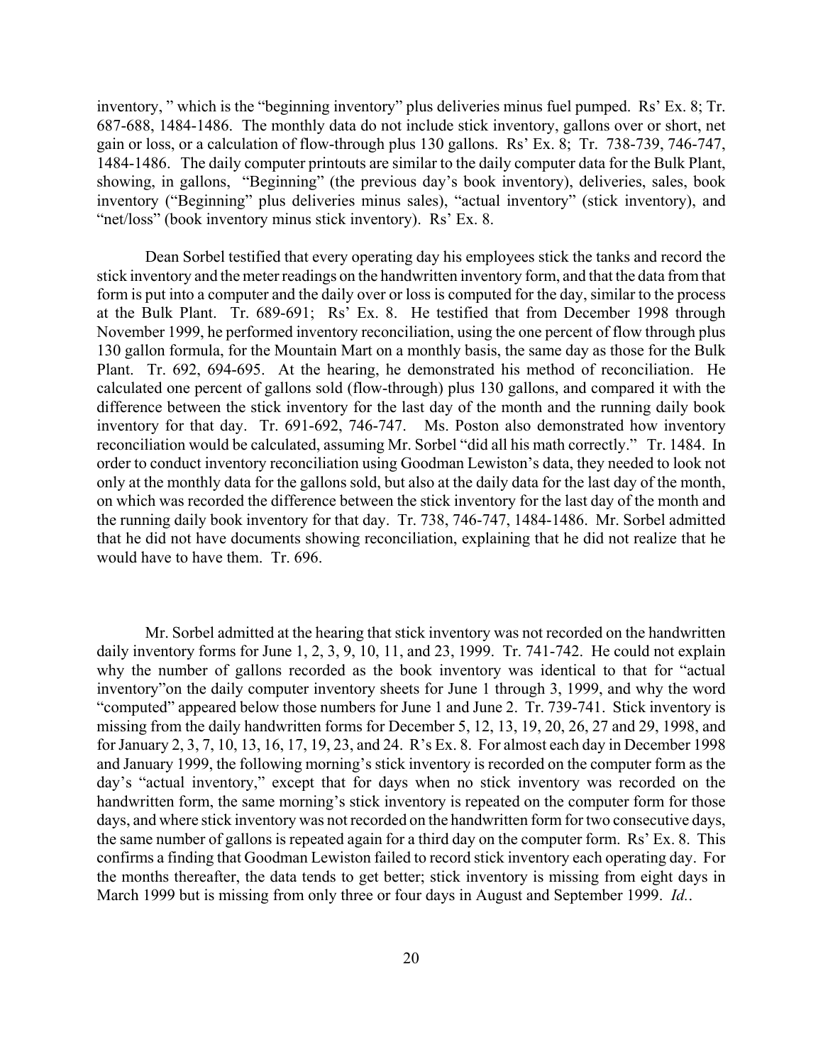inventory, " which is the "beginning inventory" plus deliveries minus fuel pumped. Rs' Ex. 8; Tr. 687-688, 1484-1486. The monthly data do not include stick inventory, gallons over or short, net gain or loss, or a calculation of flow-through plus 130 gallons. Rs' Ex. 8; Tr. 738-739, 746-747, 1484-1486. The daily computer printouts are similar to the daily computer data for the Bulk Plant, showing, in gallons, "Beginning" (the previous day's book inventory), deliveries, sales, book inventory ("Beginning" plus deliveries minus sales), "actual inventory" (stick inventory), and "net/loss" (book inventory minus stick inventory). Rs' Ex. 8.

Dean Sorbel testified that every operating day his employees stick the tanks and record the stick inventory and the meter readings on the handwritten inventory form, and that the data from that form is put into a computer and the daily over or loss is computed for the day, similar to the process at the Bulk Plant. Tr. 689-691; Rs' Ex. 8. He testified that from December 1998 through November 1999, he performed inventory reconciliation, using the one percent of flow through plus 130 gallon formula, for the Mountain Mart on a monthly basis, the same day as those for the Bulk Plant. Tr. 692, 694-695. At the hearing, he demonstrated his method of reconciliation. He calculated one percent of gallons sold (flow-through) plus 130 gallons, and compared it with the difference between the stick inventory for the last day of the month and the running daily book inventory for that day. Tr. 691-692, 746-747. Ms. Poston also demonstrated how inventory reconciliation would be calculated, assuming Mr. Sorbel "did all his math correctly." Tr. 1484. In order to conduct inventory reconciliation using Goodman Lewiston's data, they needed to look not only at the monthly data for the gallons sold, but also at the daily data for the last day of the month, on which was recorded the difference between the stick inventory for the last day of the month and the running daily book inventory for that day. Tr. 738, 746-747, 1484-1486. Mr. Sorbel admitted that he did not have documents showing reconciliation, explaining that he did not realize that he would have to have them. Tr. 696.

Mr. Sorbel admitted at the hearing that stick inventory was not recorded on the handwritten daily inventory forms for June 1, 2, 3, 9, 10, 11, and 23, 1999. Tr. 741-742. He could not explain why the number of gallons recorded as the book inventory was identical to that for "actual inventory"on the daily computer inventory sheets for June 1 through 3, 1999, and why the word "computed" appeared below those numbers for June 1 and June 2. Tr. 739-741. Stick inventory is missing from the daily handwritten forms for December 5, 12, 13, 19, 20, 26, 27 and 29, 1998, and for January 2, 3, 7, 10, 13, 16, 17, 19, 23, and 24. R's Ex. 8. For almost each day in December 1998 and January 1999, the following morning's stick inventory is recorded on the computer form as the day's "actual inventory," except that for days when no stick inventory was recorded on the handwritten form, the same morning's stick inventory is repeated on the computer form for those days, and where stick inventory was not recorded on the handwritten form for two consecutive days, the same number of gallons is repeated again for a third day on the computer form. Rs' Ex. 8. This confirms a finding that Goodman Lewiston failed to record stick inventory each operating day. For the months thereafter, the data tends to get better; stick inventory is missing from eight days in March 1999 but is missing from only three or four days in August and September 1999. *Id.*.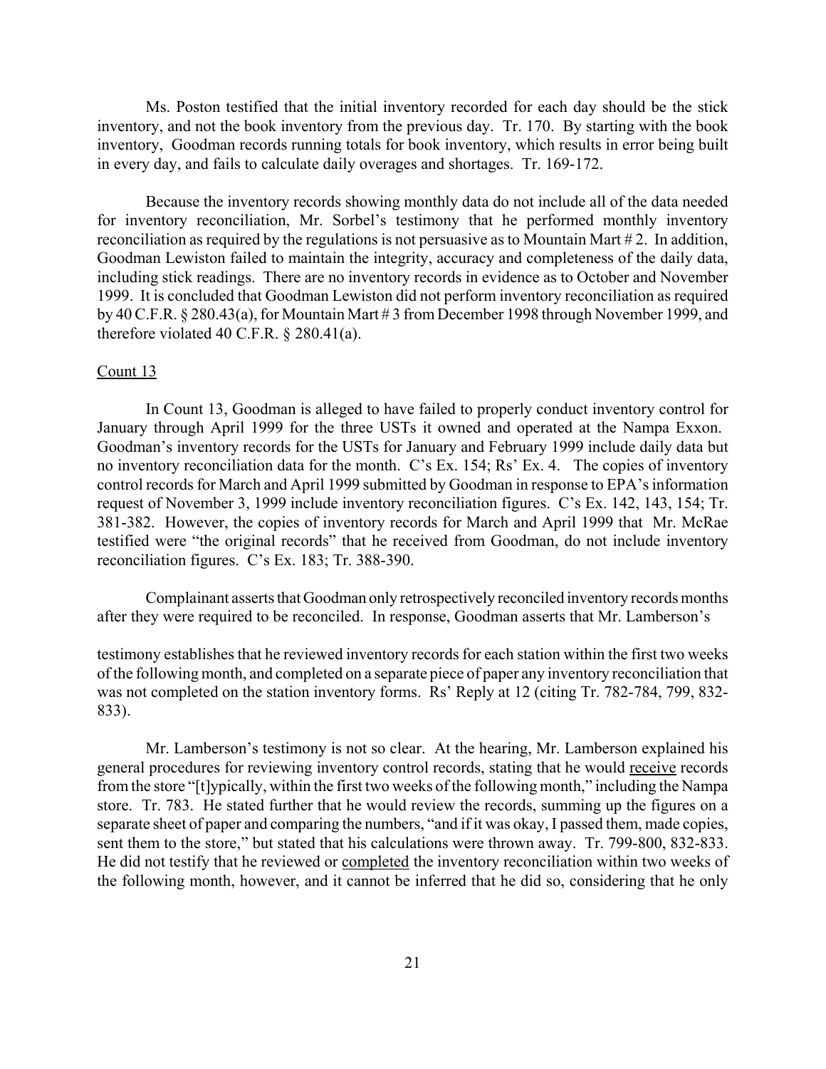Ms. Poston testified that the initial inventory recorded for each day should be the stick inventory, and not the book inventory from the previous day. Tr. 170. By starting with the book inventory, Goodman records running totals for book inventory, which results in error being built in every day, and fails to calculate daily overages and shortages. Tr. 169-172.

Because the inventory records showing monthly data do not include all of the data needed for inventory reconciliation, Mr. Sorbel's testimony that he performed monthly inventory reconciliation as required by the regulations is not persuasive as to Mountain Mart # 2. In addition, Goodman Lewiston failed to maintain the integrity, accuracy and completeness of the daily data, including stick readings. There are no inventory records in evidence as to October and November 1999. It is concluded that Goodman Lewiston did not perform inventory reconciliation as required by 40 C.F.R. § 280.43(a), for Mountain Mart # 3 from December 1998 through November 1999, and therefore violated 40 C.F.R. § 280.41(a).

Count 13

In Count 13, Goodman is alleged to have failed to properly conduct inventory control for January through April 1999 for the three USTs it owned and operated at the Nampa Exxon. Goodman's inventory records for the USTs for January and February 1999 include daily data but no inventory reconciliation data for the month. C's Ex. 154; Rs' Ex. 4. The copies of inventory control records for March and April 1999 submitted by Goodman in response to EPA's information request of November 3, 1999 include inventory reconciliation figures. C's Ex. 142, 143, 154; Tr. 381-382. However, the copies of inventory records for March and April 1999 that Mr. McRae testified were "the original records" that he received from Goodman, do not include inventory reconciliation figures. C's Ex. 183; Tr. 388-390.

Complainant asserts that Goodman only retrospectively reconciled inventory records months after they were required to be reconciled. In response, Goodman asserts that Mr. Lamberson's testimony establishes that he reviewed inventory records for each station within the first two weeks of the following month, and completed on a separate piece of paper any inventory reconciliation that was not completed on the station inventory forms. Rs' Reply at 12 (citing Tr. 782-784, 799, 832-833).

Mr. Lamberson's testimony is not so clear. At the hearing, Mr. Lamberson explained his general procedures for reviewing inventory control records, stating that he would <u>receive</u> records from the store "[t]ypically, within the first two weeks of the following month," including the Nampa store. Tr. 783. He stated further that he would review the records, summing up the figures on a separate sheet of paper and comparing the numbers, "and if it was okay, I passed them, made copies, sent them to the store," but stated that his calculations were thrown away. Tr. 799-800, 832-833. He did not testify that he reviewed or <u>completed</u> the inventory reconciliation within two weeks of the following month, however, and it cannot be inferred that he did so, considering that he only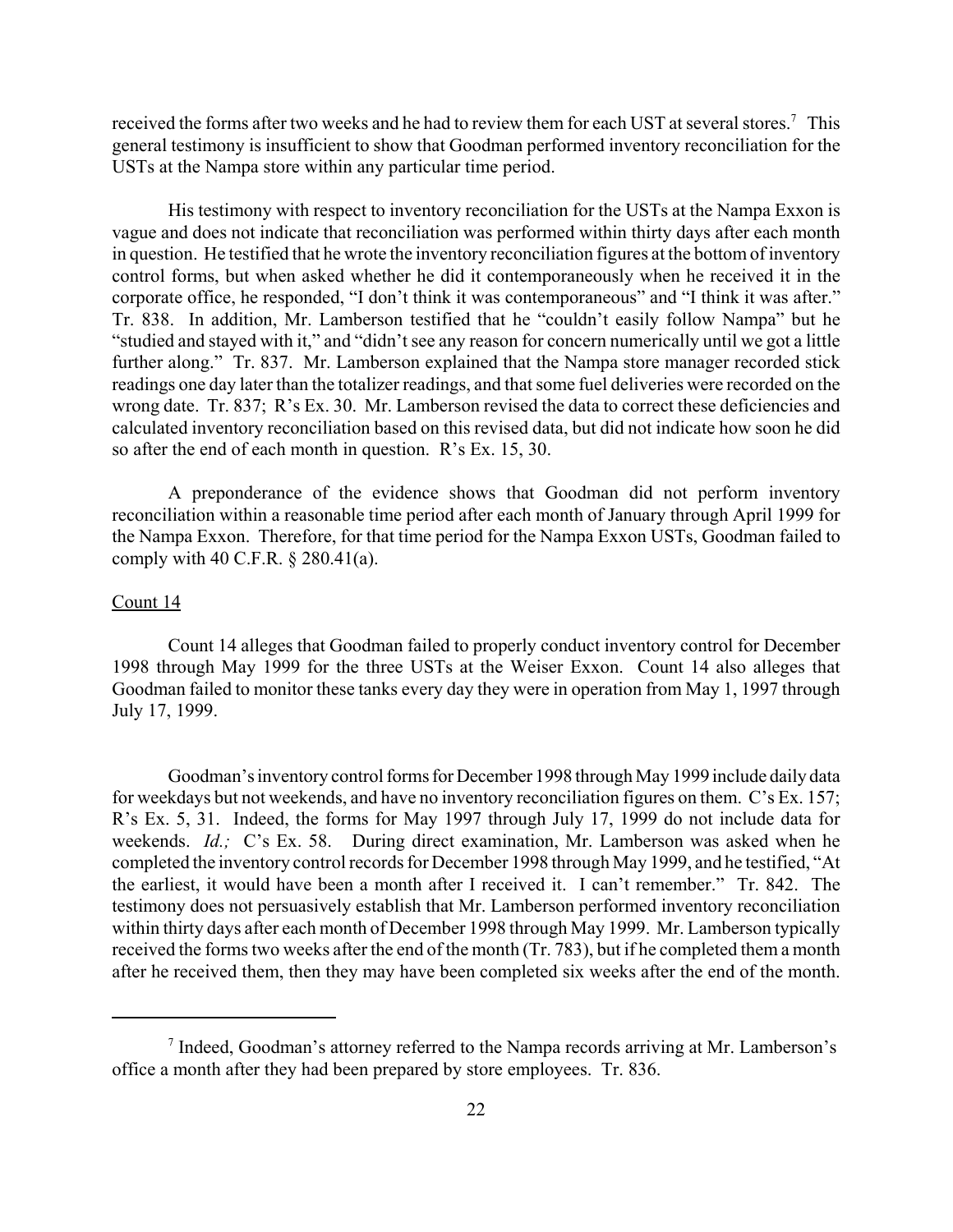received the forms after two weeks and he had to review them for each UST at several stores.[7] This general testimony is insufficient to show that Goodman performed inventory reconciliation for the USTs at the Nampa store within any particular time period.

His testimony with respect to inventory reconciliation for the USTs at the Nampa Exxon is vague and does not indicate that reconciliation was performed within thirty days after each month in question. He testified that he wrote the inventory reconciliation figures at the bottom of inventory control forms, but when asked whether he did it contemporaneously when he received it in the corporate office, he responded, "I don't think it was contemporaneous" and "I think it was after." Tr. 838. In addition, Mr. Lamberson testified that he "couldn't easily follow Nampa" but he "studied and stayed with it," and "didn't see any reason for concern numerically until we got a little further along." Tr. 837. Mr. Lamberson explained that the Nampa store manager recorded stick readings one day later than the totalizer readings, and that some fuel deliveries were recorded on the wrong date. Tr. 837; R's Ex. 30. Mr. Lamberson revised the data to correct these deficiencies and calculated inventory reconciliation based on this revised data, but did not indicate how soon he did so after the end of each month in question. R's Ex. 15, 30.

A preponderance of the evidence shows that Goodman did not perform inventory reconciliation within a reasonable time period after each month of January through April 1999 for the Nampa Exxon. Therefore, for that time period for the Nampa Exxon USTs, Goodman failed to comply with 40 C.F.R. § 280.41(a).

Count 14

Count 14 alleges that Goodman failed to properly conduct inventory control for December 1998 through May 1999 for the three USTs at the Weiser Exxon. Count 14 also alleges that Goodman failed to monitor these tanks every day they were in operation from May 1, 1997 through July 17, 1999.

Goodman's inventory control forms for December 1998 through May 1999 include daily data for weekdays but not weekends, and have no inventory reconciliation figures on them. C's Ex. 157; R's Ex. 5, 31. Indeed, the forms for May 1997 through July 17, 1999 do not include data for weekends. *Id.;* C's Ex. 58. During direct examination, Mr. Lamberson was asked when he completed the inventory control records for December 1998 through May 1999, and he testified, "At the earliest, it would have been a month after I received it. I can't remember." Tr. 842. The testimony does not persuasively establish that Mr. Lamberson performed inventory reconciliation within thirty days after each month of December 1998 through May 1999. Mr. Lamberson typically received the forms two weeks after the end of the month (Tr. 783), but if he completed them a month after he received them, then they may have been completed six weeks after the end of the month.

[7] Indeed, Goodman's attorney referred to the Nampa records arriving at Mr. Lamberson's office a month after they had been prepared by store employees. Tr. 836.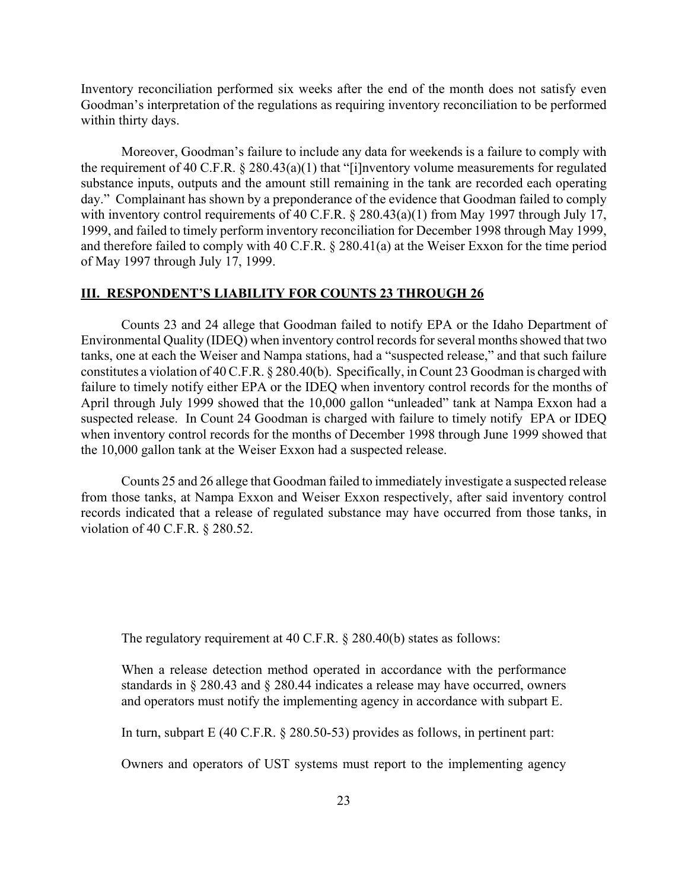Inventory reconciliation performed six weeks after the end of the month does not satisfy even Goodman's interpretation of the regulations as requiring inventory reconciliation to be performed within thirty days.

Moreover, Goodman's failure to include any data for weekends is a failure to comply with the requirement of 40 C.F.R. § 280.43(a)(1) that "[i]nventory volume measurements for regulated substance inputs, outputs and the amount still remaining in the tank are recorded each operating day." Complainant has shown by a preponderance of the evidence that Goodman failed to comply with inventory control requirements of 40 C.F.R. § 280.43(a)(1) from May 1997 through July 17, 1999, and failed to timely perform inventory reconciliation for December 1998 through May 1999, and therefore failed to comply with 40 C.F.R. § 280.41(a) at the Weiser Exxon for the time period of May 1997 through July 17, 1999.

## III. RESPONDENT'S LIABILITY FOR COUNTS 23 THROUGH 26

Counts 23 and 24 allege that Goodman failed to notify EPA or the Idaho Department of Environmental Quality (IDEQ) when inventory control records for several months showed that two tanks, one at each the Weiser and Nampa stations, had a "suspected release," and that such failure constitutes a violation of 40 C.F.R. § 280.40(b). Specifically, in Count 23 Goodman is charged with failure to timely notify either EPA or the IDEQ when inventory control records for the months of April through July 1999 showed that the 10,000 gallon "unleaded" tank at Nampa Exxon had a suspected release. In Count 24 Goodman is charged with failure to timely notify EPA or IDEQ when inventory control records for the months of December 1998 through June 1999 showed that the 10,000 gallon tank at the Weiser Exxon had a suspected release.

Counts 25 and 26 allege that Goodman failed to immediately investigate a suspected release from those tanks, at Nampa Exxon and Weiser Exxon respectively, after said inventory control records indicated that a release of regulated substance may have occurred from those tanks, in violation of 40 C.F.R. § 280.52.

The regulatory requirement at 40 C.F.R. § 280.40(b) states as follows:

> When a release detection method operated in accordance with the performance standards in § 280.43 and § 280.44 indicates a release may have occurred, owners and operators must notify the implementing agency in accordance with subpart E.

In turn, subpart E (40 C.F.R. § 280.50-53) provides as follows, in pertinent part:

> Owners and operators of UST systems must report to the implementing agency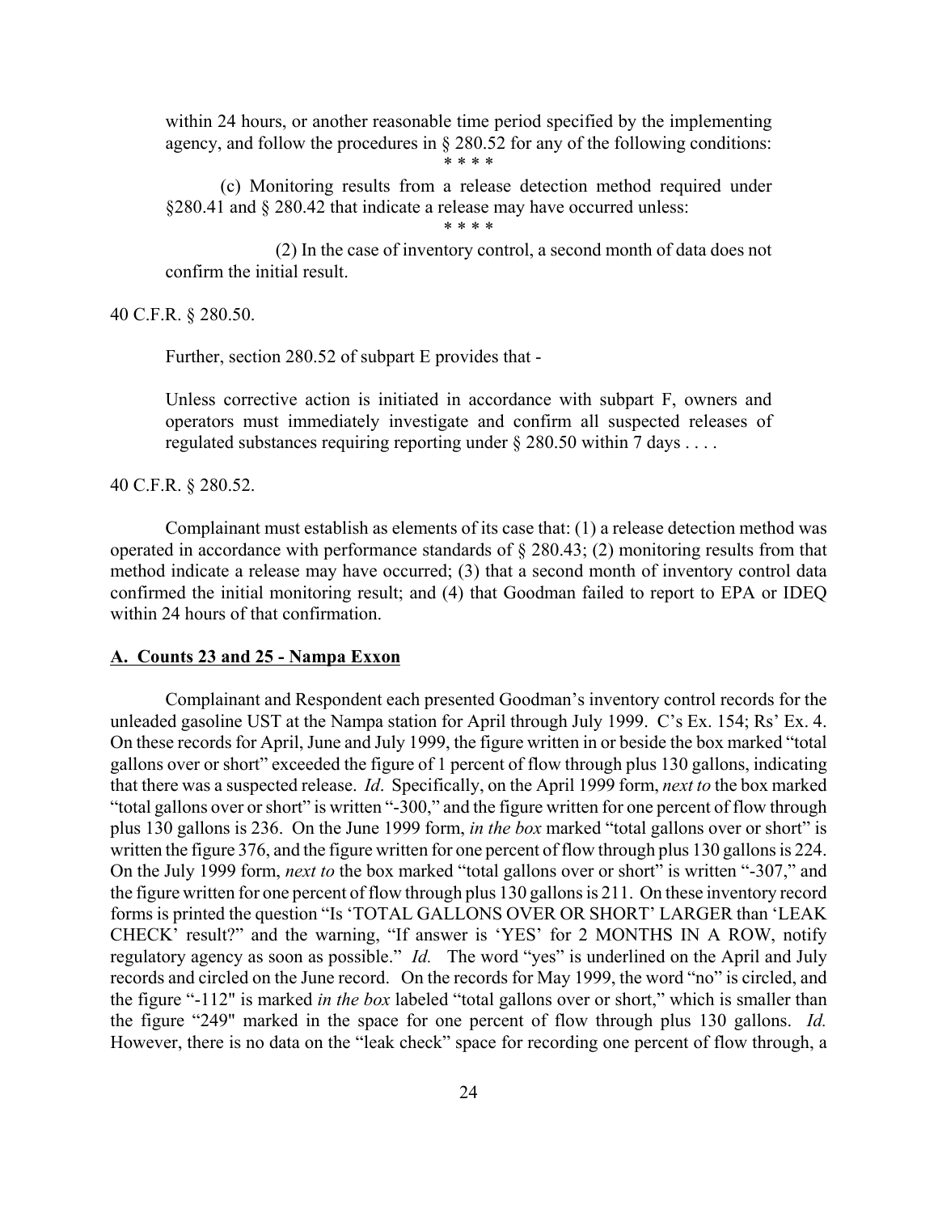within 24 hours, or another reasonable time period specified by the implementing agency, and follow the procedures in § 280.52 for any of the following conditions:

\* \* \* \*

(c) Monitoring results from a release detection method required under §280.41 and § 280.42 that indicate a release may have occurred unless:

\* \* \* \*

(2) In the case of inventory control, a second month of data does not confirm the initial result.

40 C.F.R. § 280.50.

Further, section 280.52 of subpart E provides that -

> Unless corrective action is initiated in accordance with subpart F, owners and operators must immediately investigate and confirm all suspected releases of regulated substances requiring reporting under § 280.50 within 7 days . . . .

40 C.F.R. § 280.52.

Complainant must establish as elements of its case that: (1) a release detection method was operated in accordance with performance standards of § 280.43; (2) monitoring results from that method indicate a release may have occurred; (3) that a second month of inventory control data confirmed the initial monitoring result; and (4) that Goodman failed to report to EPA or IDEQ within 24 hours of that confirmation.

**A. Counts 23 and 25 - Nampa Exxon**

Complainant and Respondent each presented Goodman's inventory control records for the unleaded gasoline UST at the Nampa station for April through July 1999. C's Ex. 154; Rs' Ex. 4. On these records for April, June and July 1999, the figure written in or beside the box marked "total gallons over or short" exceeded the figure of 1 percent of flow through plus 130 gallons, indicating that there was a suspected release. *Id*. Specifically, on the April 1999 form, *next to* the box marked "total gallons over or short" is written "-300," and the figure written for one percent of flow through plus 130 gallons is 236. On the June 1999 form, *in the box* marked "total gallons over or short" is written the figure 376, and the figure written for one percent of flow through plus 130 gallons is 224. On the July 1999 form, *next to* the box marked "total gallons over or short" is written "-307," and the figure written for one percent of flow through plus 130 gallons is 211. On these inventory record forms is printed the question "Is 'TOTAL GALLONS OVER OR SHORT' LARGER than 'LEAK CHECK' result?" and the warning, "If answer is 'YES' for 2 MONTHS IN A ROW, notify regulatory agency as soon as possible." *Id.* The word "yes" is underlined on the April and July records and circled on the June record. On the records for May 1999, the word "no" is circled, and the figure "-112" is marked *in the box* labeled "total gallons over or short," which is smaller than the figure "249" marked in the space for one percent of flow through plus 130 gallons. *Id.* However, there is no data on the "leak check" space for recording one percent of flow through, a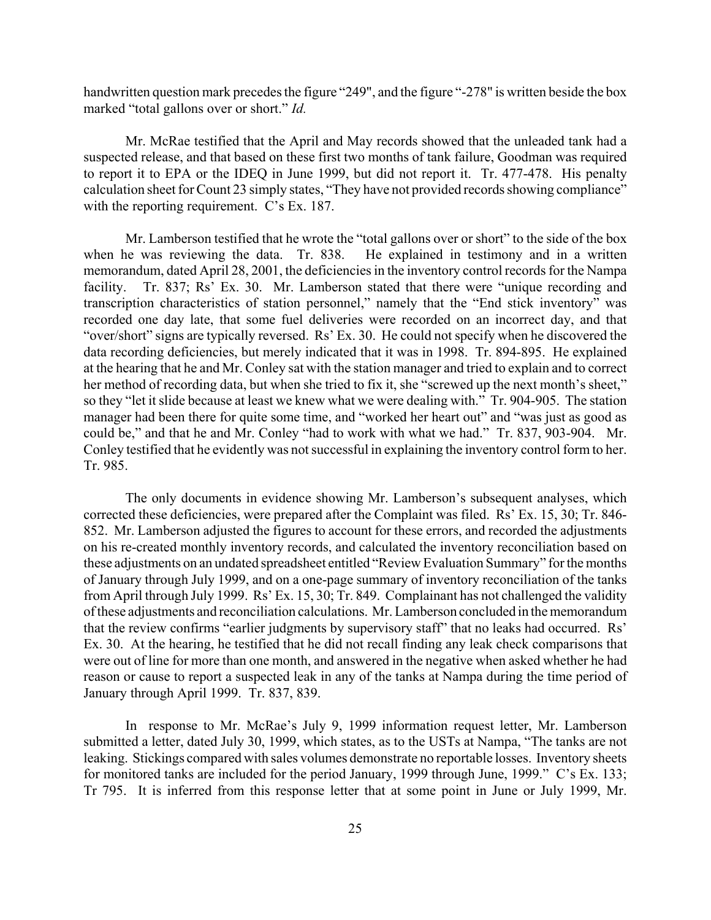handwritten question mark precedes the figure "249", and the figure "-278" is written beside the box marked "total gallons over or short." *Id.*

Mr. McRae testified that the April and May records showed that the unleaded tank had a suspected release, and that based on these first two months of tank failure, Goodman was required to report it to EPA or the IDEQ in June 1999, but did not report it. Tr. 477-478. His penalty calculation sheet for Count 23 simply states, "They have not provided records showing compliance" with the reporting requirement. C's Ex. 187.

Mr. Lamberson testified that he wrote the "total gallons over or short" to the side of the box when he was reviewing the data. Tr. 838. He explained in testimony and in a written memorandum, dated April 28, 2001, the deficiencies in the inventory control records for the Nampa facility. Tr. 837; Rs' Ex. 30. Mr. Lamberson stated that there were "unique recording and transcription characteristics of station personnel," namely that the "End stick inventory" was recorded one day late, that some fuel deliveries were recorded on an incorrect day, and that "over/short" signs are typically reversed. Rs' Ex. 30. He could not specify when he discovered the data recording deficiencies, but merely indicated that it was in 1998. Tr. 894-895. He explained at the hearing that he and Mr. Conley sat with the station manager and tried to explain and to correct her method of recording data, but when she tried to fix it, she "screwed up the next month's sheet," so they "let it slide because at least we knew what we were dealing with." Tr. 904-905. The station manager had been there for quite some time, and "worked her heart out" and "was just as good as could be," and that he and Mr. Conley "had to work with what we had." Tr. 837, 903-904. Mr. Conley testified that he evidently was not successful in explaining the inventory control form to her. Tr. 985.

The only documents in evidence showing Mr. Lamberson's subsequent analyses, which corrected these deficiencies, were prepared after the Complaint was filed. Rs' Ex. 15, 30; Tr. 846-852. Mr. Lamberson adjusted the figures to account for these errors, and recorded the adjustments on his re-created monthly inventory records, and calculated the inventory reconciliation based on these adjustments on an undated spreadsheet entitled "Review Evaluation Summary" for the months of January through July 1999, and on a one-page summary of inventory reconciliation of the tanks from April through July 1999. Rs' Ex. 15, 30; Tr. 849. Complainant has not challenged the validity of these adjustments and reconciliation calculations. Mr. Lamberson concluded in the memorandum that the review confirms "earlier judgments by supervisory staff" that no leaks had occurred. Rs' Ex. 30. At the hearing, he testified that he did not recall finding any leak check comparisons that were out of line for more than one month, and answered in the negative when asked whether he had reason or cause to report a suspected leak in any of the tanks at Nampa during the time period of January through April 1999. Tr. 837, 839.

In response to Mr. McRae's July 9, 1999 information request letter, Mr. Lamberson submitted a letter, dated July 30, 1999, which states, as to the USTs at Nampa, "The tanks are not leaking. Stickings compared with sales volumes demonstrate no reportable losses. Inventory sheets for monitored tanks are included for the period January, 1999 through June, 1999." C's Ex. 133; Tr 795. It is inferred from this response letter that at some point in June or July 1999, Mr.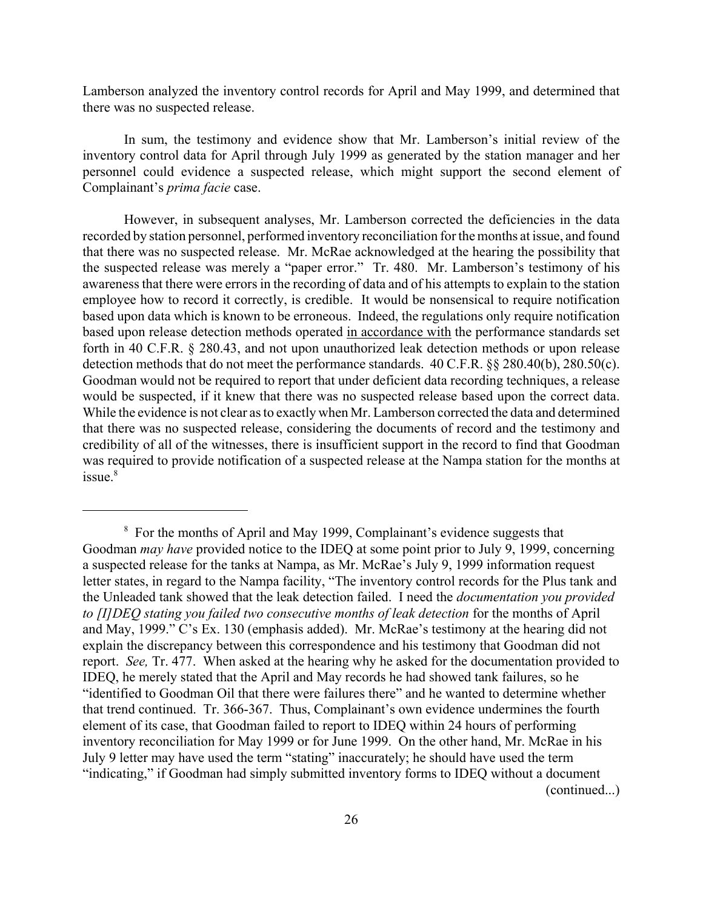Lamberson analyzed the inventory control records for April and May 1999, and determined that there was no suspected release.

In sum, the testimony and evidence show that Mr. Lamberson's initial review of the inventory control data for April through July 1999 as generated by the station manager and her personnel could evidence a suspected release, which might support the second element of Complainant's *prima facie* case.

However, in subsequent analyses, Mr. Lamberson corrected the deficiencies in the data recorded by station personnel, performed inventory reconciliation for the months at issue, and found that there was no suspected release. Mr. McRae acknowledged at the hearing the possibility that the suspected release was merely a "paper error." Tr. 480. Mr. Lamberson's testimony of his awareness that there were errors in the recording of data and of his attempts to explain to the station employee how to record it correctly, is credible. It would be nonsensical to require notification based upon data which is known to be erroneous. Indeed, the regulations only require notification based upon release detection methods operated <u>in accordance with</u> the performance standards set forth in 40 C.F.R. § 280.43, and not upon unauthorized leak detection methods or upon release detection methods that do not meet the performance standards. 40 C.F.R. §§ 280.40(b), 280.50(c). Goodman would not be required to report that under deficient data recording techniques, a release would be suspected, if it knew that there was no suspected release based upon the correct data. While the evidence is not clear as to exactly when Mr. Lamberson corrected the data and determined that there was no suspected release, considering the documents of record and the testimony and credibility of all of the witnesses, there is insufficient support in the record to find that Goodman was required to provide notification of a suspected release at the Nampa station for the months at issue.[8]

---

[8] For the months of April and May 1999, Complainant's evidence suggests that Goodman *may have* provided notice to the IDEQ at some point prior to July 9, 1999, concerning a suspected release for the tanks at Nampa, as Mr. McRae's July 9, 1999 information request letter states, in regard to the Nampa facility, "The inventory control records for the Plus tank and the Unleaded tank showed that the leak detection failed. I need the *documentation you provided to [I]DEQ stating you failed two consecutive months of leak detection* for the months of April and May, 1999." C's Ex. 130 (emphasis added). Mr. McRae's testimony at the hearing did not explain the discrepancy between this correspondence and his testimony that Goodman did not report. *See,* Tr. 477. When asked at the hearing why he asked for the documentation provided to IDEQ, he merely stated that the April and May records he had showed tank failures, so he "identified to Goodman Oil that there were failures there" and he wanted to determine whether that trend continued. Tr. 366-367. Thus, Complainant's own evidence undermines the fourth element of its case, that Goodman failed to report to IDEQ within 24 hours of performing inventory reconciliation for May 1999 or for June 1999. On the other hand, Mr. McRae in his July 9 letter may have used the term "stating" inaccurately; he should have used the term "indicating," if Goodman had simply submitted inventory forms to IDEQ without a document

(continued...)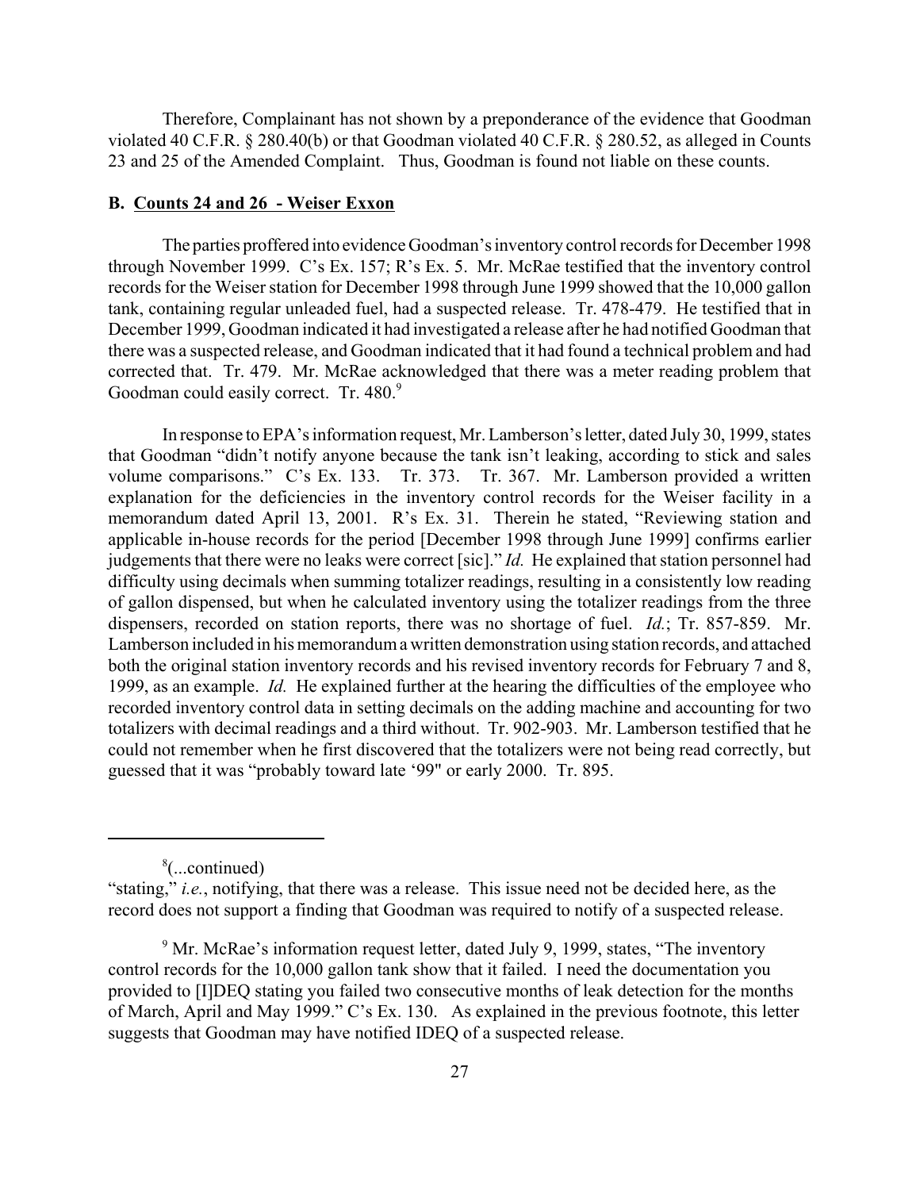Therefore, Complainant has not shown by a preponderance of the evidence that Goodman violated 40 C.F.R. § 280.40(b) or that Goodman violated 40 C.F.R. § 280.52, as alleged in Counts 23 and 25 of the Amended Complaint. Thus, Goodman is found not liable on these counts.

**B. Counts 24 and 26 - Weiser Exxon**

The parties proffered into evidence Goodman's inventory control records for December 1998 through November 1999. C's Ex. 157; R's Ex. 5. Mr. McRae testified that the inventory control records for the Weiser station for December 1998 through June 1999 showed that the 10,000 gallon tank, containing regular unleaded fuel, had a suspected release. Tr. 478-479. He testified that in December 1999, Goodman indicated it had investigated a release after he had notified Goodman that there was a suspected release, and Goodman indicated that it had found a technical problem and had corrected that. Tr. 479. Mr. McRae acknowledged that there was a meter reading problem that Goodman could easily correct. Tr. 480.[9]

In response to EPA's information request, Mr. Lamberson's letter, dated July 30, 1999, states that Goodman "didn't notify anyone because the tank isn't leaking, according to stick and sales volume comparisons." C's Ex. 133. Tr. 373. Tr. 367. Mr. Lamberson provided a written explanation for the deficiencies in the inventory control records for the Weiser facility in a memorandum dated April 13, 2001. R's Ex. 31. Therein he stated, "Reviewing station and applicable in-house records for the period [December 1998 through June 1999] confirms earlier judgements that there were no leaks were correct [sic]." *Id.* He explained that station personnel had difficulty using decimals when summing totalizer readings, resulting in a consistently low reading of gallon dispensed, but when he calculated inventory using the totalizer readings from the three dispensers, recorded on station reports, there was no shortage of fuel. *Id.*; Tr. 857-859. Mr. Lamberson included in his memorandum a written demonstration using station records, and attached both the original station inventory records and his revised inventory records for February 7 and 8, 1999, as an example. *Id.* He explained further at the hearing the difficulties of the employee who recorded inventory control data in setting decimals on the adding machine and accounting for two totalizers with decimal readings and a third without. Tr. 902-903. Mr. Lamberson testified that he could not remember when he first discovered that the totalizers were not being read correctly, but guessed that it was "probably toward late '99" or early 2000. Tr. 895.

---

[8](...continued)
"stating," *i.e.*, notifying, that there was a release. This issue need not be decided here, as the record does not support a finding that Goodman was required to notify of a suspected release.

[9] Mr. McRae's information request letter, dated July 9, 1999, states, "The inventory control records for the 10,000 gallon tank show that it failed. I need the documentation you provided to [I]DEQ stating you failed two consecutive months of leak detection for the months of March, April and May 1999." C's Ex. 130. As explained in the previous footnote, this letter suggests that Goodman may have notified IDEQ of a suspected release.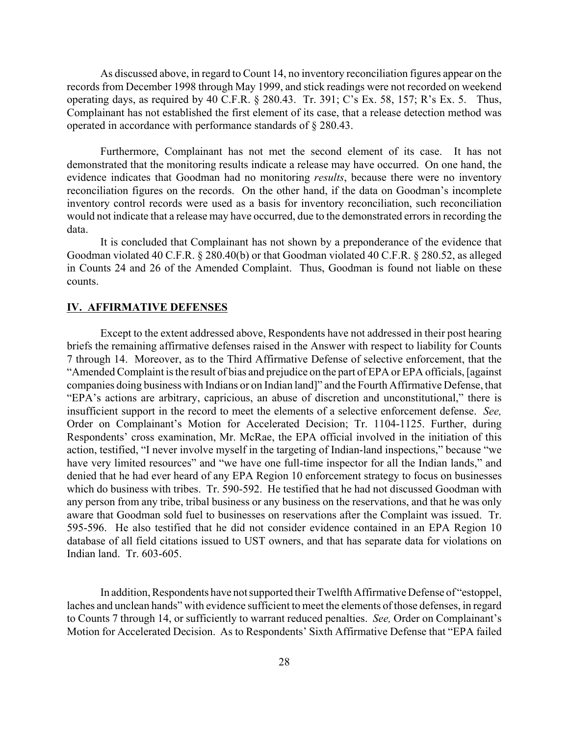As discussed above, in regard to Count 14, no inventory reconciliation figures appear on the records from December 1998 through May 1999, and stick readings were not recorded on weekend operating days, as required by 40 C.F.R. § 280.43. Tr. 391; C's Ex. 58, 157; R's Ex. 5. Thus, Complainant has not established the first element of its case, that a release detection method was operated in accordance with performance standards of § 280.43.

Furthermore, Complainant has not met the second element of its case. It has not demonstrated that the monitoring results indicate a release may have occurred. On one hand, the evidence indicates that Goodman had no monitoring *results*, because there were no inventory reconciliation figures on the records. On the other hand, if the data on Goodman's incomplete inventory control records were used as a basis for inventory reconciliation, such reconciliation would not indicate that a release may have occurred, due to the demonstrated errors in recording the data.

It is concluded that Complainant has not shown by a preponderance of the evidence that Goodman violated 40 C.F.R. § 280.40(b) or that Goodman violated 40 C.F.R. § 280.52, as alleged in Counts 24 and 26 of the Amended Complaint. Thus, Goodman is found not liable on these counts.

## IV. AFFIRMATIVE DEFENSES

Except to the extent addressed above, Respondents have not addressed in their post hearing briefs the remaining affirmative defenses raised in the Answer with respect to liability for Counts 7 through 14. Moreover, as to the Third Affirmative Defense of selective enforcement, that the "Amended Complaint is the result of bias and prejudice on the part of EPA or EPA officials, [against companies doing business with Indians or on Indian land]" and the Fourth Affirmative Defense, that "EPA's actions are arbitrary, capricious, an abuse of discretion and unconstitutional," there is insufficient support in the record to meet the elements of a selective enforcement defense. *See,* Order on Complainant's Motion for Accelerated Decision; Tr. 1104-1125. Further, during Respondents' cross examination, Mr. McRae, the EPA official involved in the initiation of this action, testified, "I never involve myself in the targeting of Indian-land inspections," because "we have very limited resources" and "we have one full-time inspector for all the Indian lands," and denied that he had ever heard of any EPA Region 10 enforcement strategy to focus on businesses which do business with tribes. Tr. 590-592. He testified that he had not discussed Goodman with any person from any tribe, tribal business or any business on the reservations, and that he was only aware that Goodman sold fuel to businesses on reservations after the Complaint was issued. Tr. 595-596. He also testified that he did not consider evidence contained in an EPA Region 10 database of all field citations issued to UST owners, and that has separate data for violations on Indian land. Tr. 603-605.

In addition, Respondents have not supported their Twelfth Affirmative Defense of "estoppel, laches and unclean hands" with evidence sufficient to meet the elements of those defenses, in regard to Counts 7 through 14, or sufficiently to warrant reduced penalties. *See,* Order on Complainant's Motion for Accelerated Decision. As to Respondents' Sixth Affirmative Defense that "EPA failed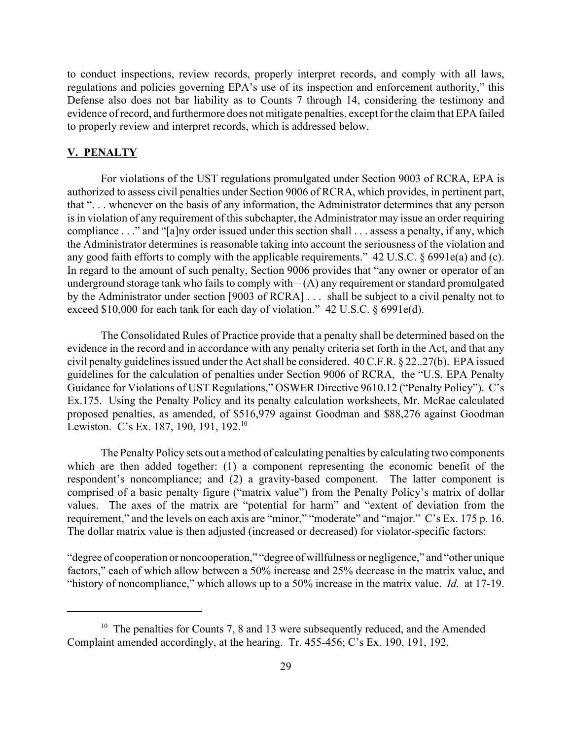to conduct inspections, review records, properly interpret records, and comply with all laws, regulations and policies governing EPA's use of its inspection and enforcement authority," this Defense also does not bar liability as to Counts 7 through 14, considering the testimony and evidence of record, and furthermore does not mitigate penalties, except for the claim that EPA failed to properly review and interpret records, which is addressed below.

## V. PENALTY

For violations of the UST regulations promulgated under Section 9003 of RCRA, EPA is authorized to assess civil penalties under Section 9006 of RCRA, which provides, in pertinent part, that ". . . whenever on the basis of any information, the Administrator determines that any person is in violation of any requirement of this subchapter, the Administrator may issue an order requiring compliance . . ." and "[a]ny order issued under this section shall . . . assess a penalty, if any, which the Administrator determines is reasonable taking into account the seriousness of the violation and any good faith efforts to comply with the applicable requirements." 42 U.S.C. § 6991e(a) and (c). In regard to the amount of such penalty, Section 9006 provides that "any owner or operator of an underground storage tank who fails to comply with – (A) any requirement or standard promulgated by the Administrator under section [9003 of RCRA] . . . shall be subject to a civil penalty not to exceed $10,000 for each tank for each day of violation." 42 U.S.C. § 6991e(d).

The Consolidated Rules of Practice provide that a penalty shall be determined based on the evidence in the record and in accordance with any penalty criteria set forth in the Act, and that any civil penalty guidelines issued under the Act shall be considered. 40 C.F.R. § 22..27(b). EPA issued guidelines for the calculation of penalties under Section 9006 of RCRA, the "U.S. EPA Penalty Guidance for Violations of UST Regulations," OSWER Directive 9610.12 ("Penalty Policy"). C's Ex.175. Using the Penalty Policy and its penalty calculation worksheets, Mr. McRae calculated proposed penalties, as amended, of $516,979 against Goodman and $88,276 against Goodman Lewiston. C's Ex. 187, 190, 191, 192.[10]

The Penalty Policy sets out a method of calculating penalties by calculating two components which are then added together: (1) a component representing the economic benefit of the respondent's noncompliance; and (2) a gravity-based component. The latter component is comprised of a basic penalty figure ("matrix value") from the Penalty Policy's matrix of dollar values. The axes of the matrix are "potential for harm" and "extent of deviation from the requirement," and the levels on each axis are "minor," "moderate" and "major." C's Ex. 175 p. 16. The dollar matrix value is then adjusted (increased or decreased) for violator-specific factors:

"degree of cooperation or noncooperation," "degree of willfulness or negligence," and "other unique factors," each of which allow between a 50% increase and 25% decrease in the matrix value, and "history of noncompliance," which allows up to a 50% increase in the matrix value. *Id.* at 17-19.

---

[10] The penalties for Counts 7, 8 and 13 were subsequently reduced, and the Amended Complaint amended accordingly, at the hearing. Tr. 455-456; C's Ex. 190, 191, 192.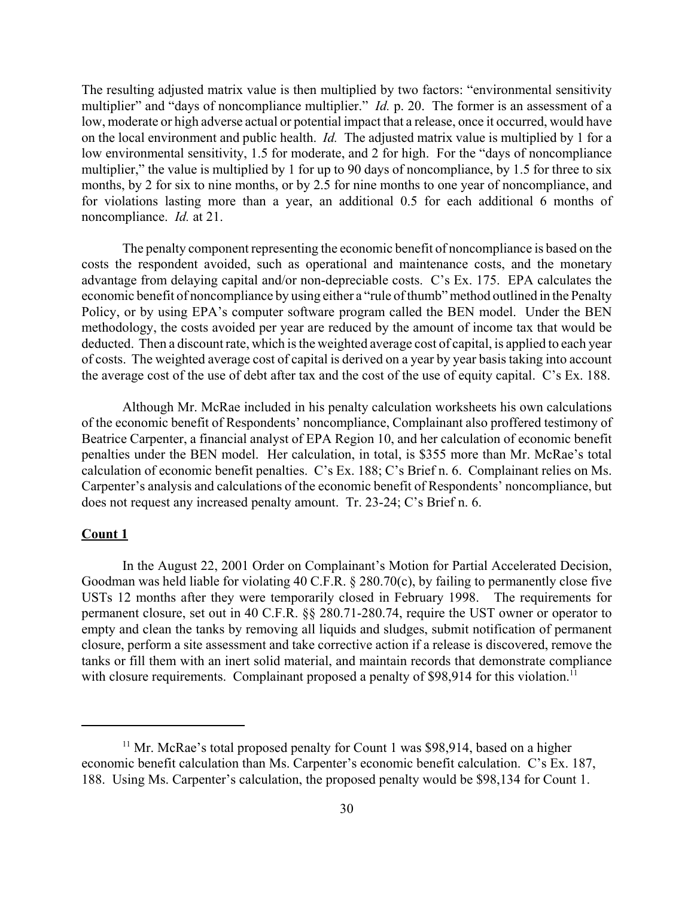The resulting adjusted matrix value is then multiplied by two factors: "environmental sensitivity multiplier" and "days of noncompliance multiplier." *Id.* p. 20. The former is an assessment of a low, moderate or high adverse actual or potential impact that a release, once it occurred, would have on the local environment and public health. *Id.* The adjusted matrix value is multiplied by 1 for a low environmental sensitivity, 1.5 for moderate, and 2 for high. For the "days of noncompliance multiplier," the value is multiplied by 1 for up to 90 days of noncompliance, by 1.5 for three to six months, by 2 for six to nine months, or by 2.5 for nine months to one year of noncompliance, and for violations lasting more than a year, an additional 0.5 for each additional 6 months of noncompliance. *Id.* at 21.

The penalty component representing the economic benefit of noncompliance is based on the costs the respondent avoided, such as operational and maintenance costs, and the monetary advantage from delaying capital and/or non-depreciable costs. C's Ex. 175. EPA calculates the economic benefit of noncompliance by using either a "rule of thumb" method outlined in the Penalty Policy, or by using EPA's computer software program called the BEN model. Under the BEN methodology, the costs avoided per year are reduced by the amount of income tax that would be deducted. Then a discount rate, which is the weighted average cost of capital, is applied to each year of costs. The weighted average cost of capital is derived on a year by year basis taking into account the average cost of the use of debt after tax and the cost of the use of equity capital. C's Ex. 188.

Although Mr. McRae included in his penalty calculation worksheets his own calculations of the economic benefit of Respondents' noncompliance, Complainant also proffered testimony of Beatrice Carpenter, a financial analyst of EPA Region 10, and her calculation of economic benefit penalties under the BEN model. Her calculation, in total, is $355 more than Mr. McRae's total calculation of economic benefit penalties. C's Ex. 188; C's Brief n. 6. Complainant relies on Ms. Carpenter's analysis and calculations of the economic benefit of Respondents' noncompliance, but does not request any increased penalty amount. Tr. 23-24; C's Brief n. 6.

**Count 1**

In the August 22, 2001 Order on Complainant's Motion for Partial Accelerated Decision, Goodman was held liable for violating 40 C.F.R. § 280.70(c), by failing to permanently close five USTs 12 months after they were temporarily closed in February 1998. The requirements for permanent closure, set out in 40 C.F.R. §§ 280.71-280.74, require the UST owner or operator to empty and clean the tanks by removing all liquids and sludges, submit notification of permanent closure, perform a site assessment and take corrective action if a release is discovered, remove the tanks or fill them with an inert solid material, and maintain records that demonstrate compliance with closure requirements. Complainant proposed a penalty of $98,914 for this violation.[11]

---

[11] Mr. McRae's total proposed penalty for Count 1 was $98,914, based on a higher economic benefit calculation than Ms. Carpenter's economic benefit calculation. C's Ex. 187, 188. Using Ms. Carpenter's calculation, the proposed penalty would be $98,134 for Count 1.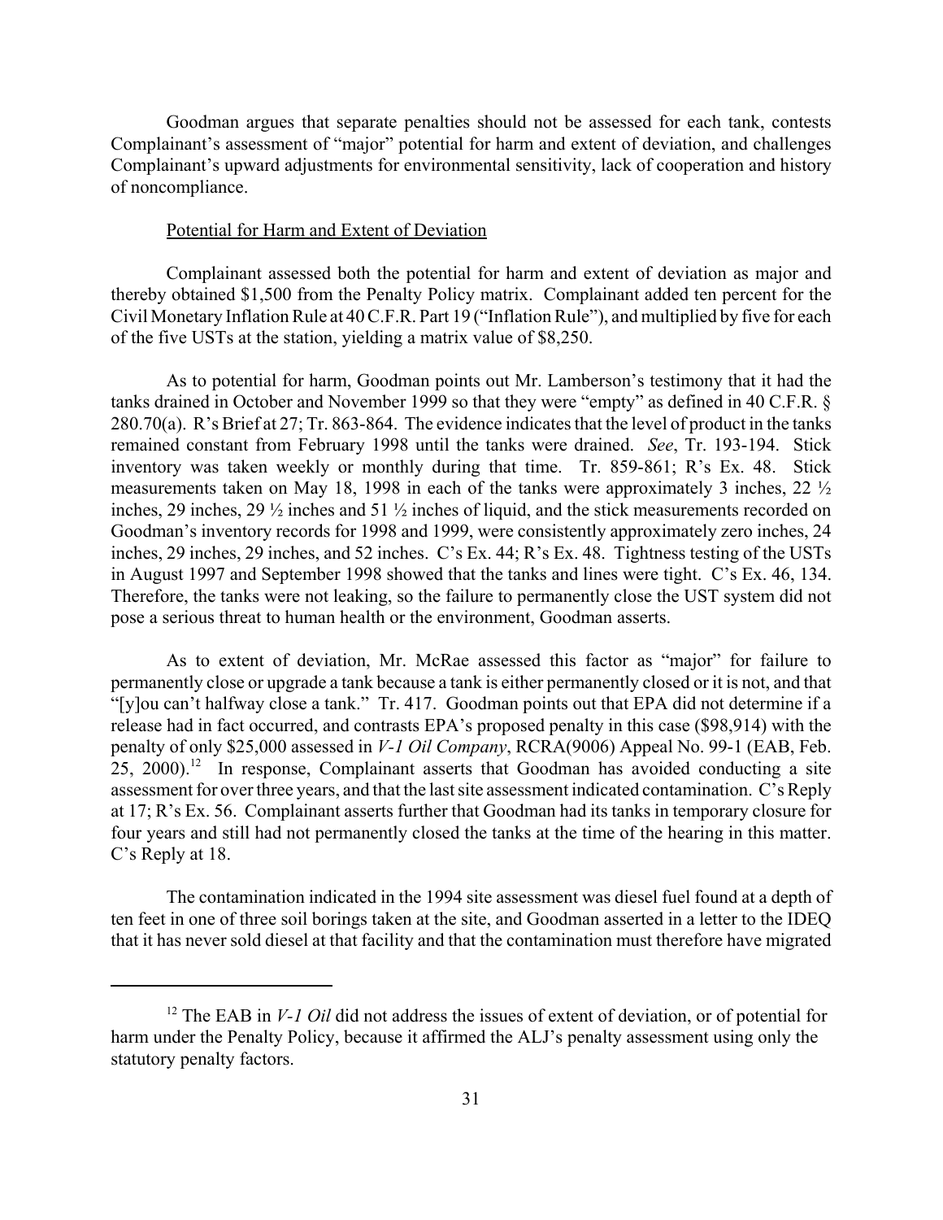Goodman argues that separate penalties should not be assessed for each tank, contests Complainant's assessment of "major" potential for harm and extent of deviation, and challenges Complainant's upward adjustments for environmental sensitivity, lack of cooperation and history of noncompliance.

Potential for Harm and Extent of Deviation

Complainant assessed both the potential for harm and extent of deviation as major and thereby obtained $1,500 from the Penalty Policy matrix. Complainant added ten percent for the Civil Monetary Inflation Rule at 40 C.F.R. Part 19 ("Inflation Rule"), and multiplied by five for each of the five USTs at the station, yielding a matrix value of $8,250.

As to potential for harm, Goodman points out Mr. Lamberson's testimony that it had the tanks drained in October and November 1999 so that they were "empty" as defined in 40 C.F.R. § 280.70(a). R's Brief at 27; Tr. 863-864. The evidence indicates that the level of product in the tanks remained constant from February 1998 until the tanks were drained. *See*, Tr. 193-194. Stick inventory was taken weekly or monthly during that time. Tr. 859-861; R's Ex. 48. Stick measurements taken on May 18, 1998 in each of the tanks were approximately 3 inches, 22 ½ inches, 29 inches, 29 ½ inches and 51 ½ inches of liquid, and the stick measurements recorded on Goodman's inventory records for 1998 and 1999, were consistently approximately zero inches, 24 inches, 29 inches, 29 inches, and 52 inches. C's Ex. 44; R's Ex. 48. Tightness testing of the USTs in August 1997 and September 1998 showed that the tanks and lines were tight. C's Ex. 46, 134. Therefore, the tanks were not leaking, so the failure to permanently close the UST system did not pose a serious threat to human health or the environment, Goodman asserts.

As to extent of deviation, Mr. McRae assessed this factor as "major" for failure to permanently close or upgrade a tank because a tank is either permanently closed or it is not, and that "[y]ou can't halfway close a tank." Tr. 417. Goodman points out that EPA did not determine if a release had in fact occurred, and contrasts EPA's proposed penalty in this case ($98,914) with the penalty of only $25,000 assessed in *V-1 Oil Company*, RCRA(9006) Appeal No. 99-1 (EAB, Feb. 25, 2000).[12] In response, Complainant asserts that Goodman has avoided conducting a site assessment for over three years, and that the last site assessment indicated contamination. C's Reply at 17; R's Ex. 56. Complainant asserts further that Goodman had its tanks in temporary closure for four years and still had not permanently closed the tanks at the time of the hearing in this matter. C's Reply at 18.

The contamination indicated in the 1994 site assessment was diesel fuel found at a depth of ten feet in one of three soil borings taken at the site, and Goodman asserted in a letter to the IDEQ that it has never sold diesel at that facility and that the contamination must therefore have migrated

---

[12] The EAB in *V-1 Oil* did not address the issues of extent of deviation, or of potential for harm under the Penalty Policy, because it affirmed the ALJ's penalty assessment using only the statutory penalty factors.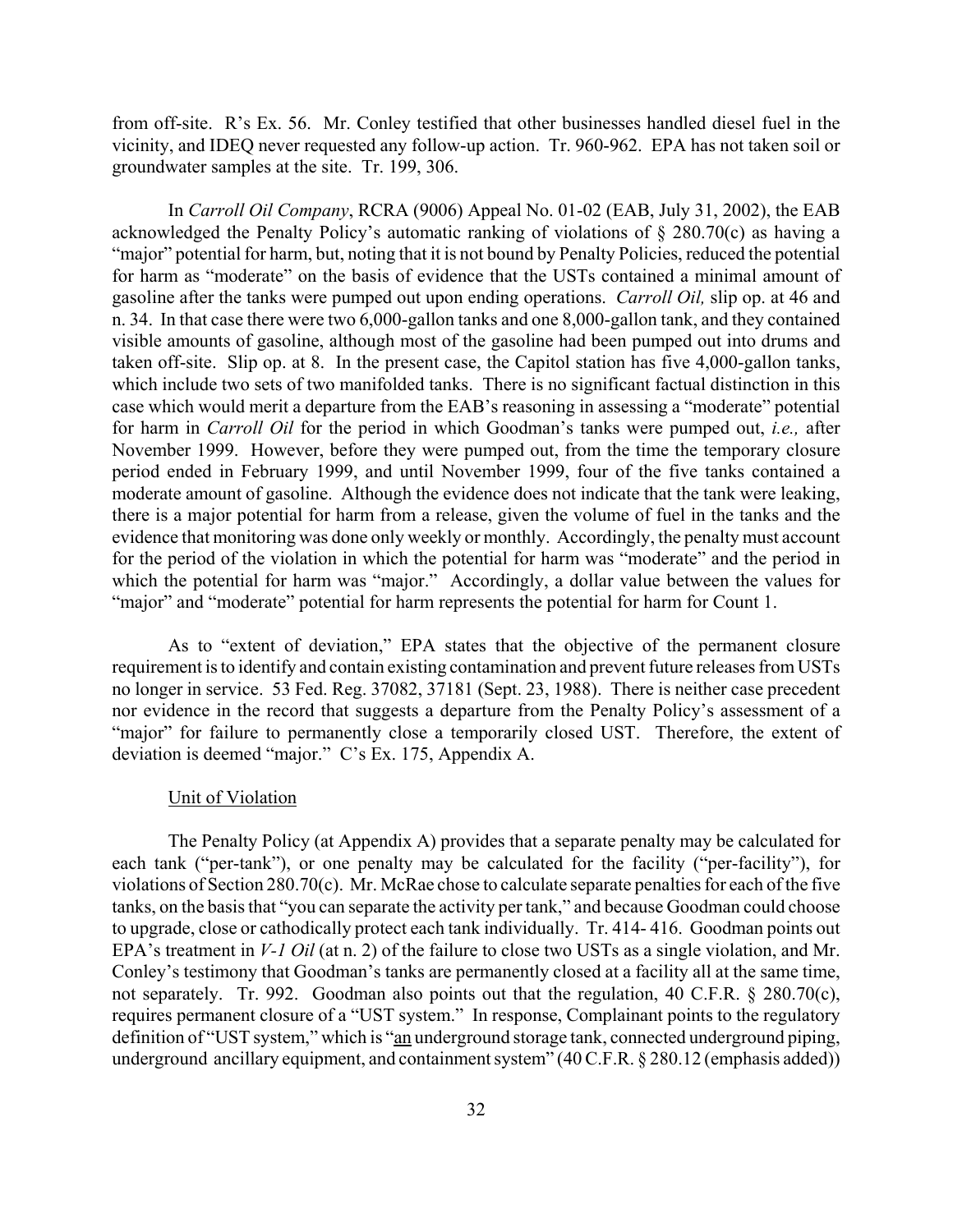from off-site. R's Ex. 56. Mr. Conley testified that other businesses handled diesel fuel in the vicinity, and IDEQ never requested any follow-up action. Tr. 960-962. EPA has not taken soil or groundwater samples at the site. Tr. 199, 306.

In *Carroll Oil Company*, RCRA (9006) Appeal No. 01-02 (EAB, July 31, 2002), the EAB acknowledged the Penalty Policy's automatic ranking of violations of § 280.70(c) as having a "major" potential for harm, but, noting that it is not bound by Penalty Policies, reduced the potential for harm as "moderate" on the basis of evidence that the USTs contained a minimal amount of gasoline after the tanks were pumped out upon ending operations. *Carroll Oil,* slip op. at 46 and n. 34. In that case there were two 6,000-gallon tanks and one 8,000-gallon tank, and they contained visible amounts of gasoline, although most of the gasoline had been pumped out into drums and taken off-site. Slip op. at 8. In the present case, the Capitol station has five 4,000-gallon tanks, which include two sets of two manifolded tanks. There is no significant factual distinction in this case which would merit a departure from the EAB's reasoning in assessing a "moderate" potential for harm in *Carroll Oil* for the period in which Goodman's tanks were pumped out, *i.e.,* after November 1999. However, before they were pumped out, from the time the temporary closure period ended in February 1999, and until November 1999, four of the five tanks contained a moderate amount of gasoline. Although the evidence does not indicate that the tank were leaking, there is a major potential for harm from a release, given the volume of fuel in the tanks and the evidence that monitoring was done only weekly or monthly. Accordingly, the penalty must account for the period of the violation in which the potential for harm was "moderate" and the period in which the potential for harm was "major." Accordingly, a dollar value between the values for "major" and "moderate" potential for harm represents the potential for harm for Count 1.

As to "extent of deviation," EPA states that the objective of the permanent closure requirement is to identify and contain existing contamination and prevent future releases from USTs no longer in service. 53 Fed. Reg. 37082, 37181 (Sept. 23, 1988). There is neither case precedent nor evidence in the record that suggests a departure from the Penalty Policy's assessment of a "major" for failure to permanently close a temporarily closed UST. Therefore, the extent of deviation is deemed "major." C's Ex. 175, Appendix A.

Unit of Violation

The Penalty Policy (at Appendix A) provides that a separate penalty may be calculated for each tank ("per-tank"), or one penalty may be calculated for the facility ("per-facility"), for violations of Section 280.70(c). Mr. McRae chose to calculate separate penalties for each of the five tanks, on the basis that "you can separate the activity per tank," and because Goodman could choose to upgrade, close or cathodically protect each tank individually. Tr. 414- 416. Goodman points out EPA's treatment in *V-1 Oil* (at n. 2) of the failure to close two USTs as a single violation, and Mr. Conley's testimony that Goodman's tanks are permanently closed at a facility all at the same time, not separately. Tr. 992. Goodman also points out that the regulation, 40 C.F.R. § 280.70(c), requires permanent closure of a "UST system." In response, Complainant points to the regulatory definition of "UST system," which is "an underground storage tank, connected underground piping, underground ancillary equipment, and containment system" (40 C.F.R. § 280.12 (emphasis added))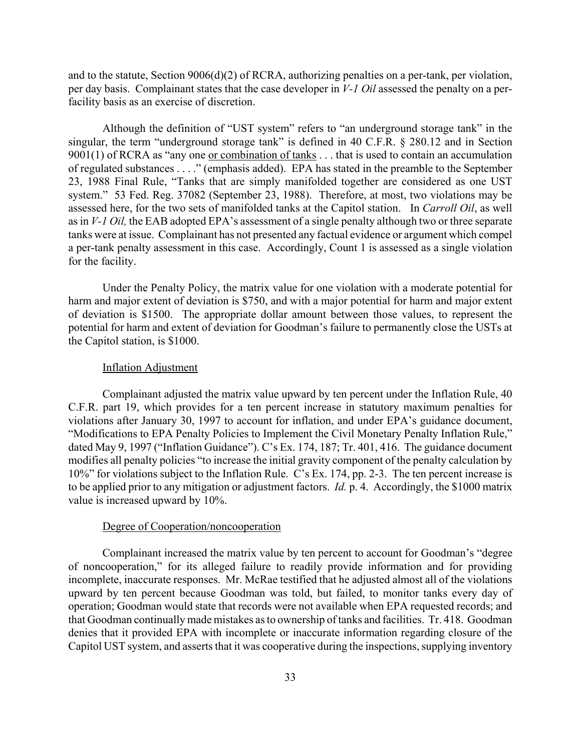and to the statute, Section 9006(d)(2) of RCRA, authorizing penalties on a per-tank, per violation, per day basis. Complainant states that the case developer in *V-1 Oil* assessed the penalty on a per-facility basis as an exercise of discretion.

Although the definition of "UST system" refers to "an underground storage tank" in the singular, the term "underground storage tank" is defined in 40 C.F.R. § 280.12 and in Section 9001(1) of RCRA as "any one or combination of tanks . . . that is used to contain an accumulation of regulated substances . . . ." (emphasis added). EPA has stated in the preamble to the September 23, 1988 Final Rule, "Tanks that are simply manifolded together are considered as one UST system." 53 Fed. Reg. 37082 (September 23, 1988). Therefore, at most, two violations may be assessed here, for the two sets of manifolded tanks at the Capitol station. In *Carroll Oil*, as well as in *V-1 Oil,* the EAB adopted EPA's assessment of a single penalty although two or three separate tanks were at issue. Complainant has not presented any factual evidence or argument which compel a per-tank penalty assessment in this case. Accordingly, Count 1 is assessed as a single violation for the facility.

Under the Penalty Policy, the matrix value for one violation with a moderate potential for harm and major extent of deviation is $750, and with a major potential for harm and major extent of deviation is $1500. The appropriate dollar amount between those values, to represent the potential for harm and extent of deviation for Goodman's failure to permanently close the USTs at the Capitol station, is $1000.

Inflation Adjustment

Complainant adjusted the matrix value upward by ten percent under the Inflation Rule, 40 C.F.R. part 19, which provides for a ten percent increase in statutory maximum penalties for violations after January 30, 1997 to account for inflation, and under EPA's guidance document, "Modifications to EPA Penalty Policies to Implement the Civil Monetary Penalty Inflation Rule," dated May 9, 1997 ("Inflation Guidance"). C's Ex. 174, 187; Tr. 401, 416. The guidance document modifies all penalty policies "to increase the initial gravity component of the penalty calculation by 10%" for violations subject to the Inflation Rule. C's Ex. 174, pp. 2-3. The ten percent increase is to be applied prior to any mitigation or adjustment factors. *Id.* p. 4. Accordingly, the $1000 matrix value is increased upward by 10%.

Degree of Cooperation/noncooperation

Complainant increased the matrix value by ten percent to account for Goodman's "degree of noncooperation," for its alleged failure to readily provide information and for providing incomplete, inaccurate responses. Mr. McRae testified that he adjusted almost all of the violations upward by ten percent because Goodman was told, but failed, to monitor tanks every day of operation; Goodman would state that records were not available when EPA requested records; and that Goodman continually made mistakes as to ownership of tanks and facilities. Tr. 418. Goodman denies that it provided EPA with incomplete or inaccurate information regarding closure of the Capitol UST system, and asserts that it was cooperative during the inspections, supplying inventory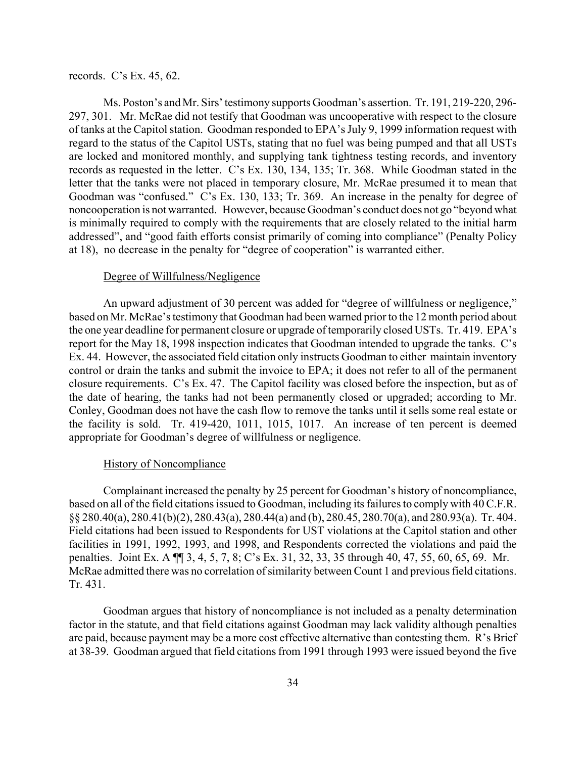records. C's Ex. 45, 62.

Ms. Poston's and Mr. Sirs' testimony supports Goodman's assertion. Tr. 191, 219-220, 296-297, 301. Mr. McRae did not testify that Goodman was uncooperative with respect to the closure of tanks at the Capitol station. Goodman responded to EPA's July 9, 1999 information request with regard to the status of the Capitol USTs, stating that no fuel was being pumped and that all USTs are locked and monitored monthly, and supplying tank tightness testing records, and inventory records as requested in the letter. C's Ex. 130, 134, 135; Tr. 368. While Goodman stated in the letter that the tanks were not placed in temporary closure, Mr. McRae presumed it to mean that Goodman was "confused." C's Ex. 130, 133; Tr. 369. An increase in the penalty for degree of noncooperation is not warranted. However, because Goodman's conduct does not go "beyond what is minimally required to comply with the requirements that are closely related to the initial harm addressed", and "good faith efforts consist primarily of coming into compliance" (Penalty Policy at 18), no decrease in the penalty for "degree of cooperation" is warranted either.

Degree of Willfulness/Negligence

An upward adjustment of 30 percent was added for "degree of willfulness or negligence," based on Mr. McRae's testimony that Goodman had been warned prior to the 12 month period about the one year deadline for permanent closure or upgrade of temporarily closed USTs. Tr. 419. EPA's report for the May 18, 1998 inspection indicates that Goodman intended to upgrade the tanks. C's Ex. 44. However, the associated field citation only instructs Goodman to either maintain inventory control or drain the tanks and submit the invoice to EPA; it does not refer to all of the permanent closure requirements. C's Ex. 47. The Capitol facility was closed before the inspection, but as of the date of hearing, the tanks had not been permanently closed or upgraded; according to Mr. Conley, Goodman does not have the cash flow to remove the tanks until it sells some real estate or the facility is sold. Tr. 419-420, 1011, 1015, 1017. An increase of ten percent is deemed appropriate for Goodman's degree of willfulness or negligence.

History of Noncompliance

Complainant increased the penalty by 25 percent for Goodman's history of noncompliance, based on all of the field citations issued to Goodman, including its failures to comply with 40 C.F.R. §§ 280.40(a), 280.41(b)(2), 280.43(a), 280.44(a) and (b), 280.45, 280.70(a), and 280.93(a). Tr. 404. Field citations had been issued to Respondents for UST violations at the Capitol station and other facilities in 1991, 1992, 1993, and 1998, and Respondents corrected the violations and paid the penalties. Joint Ex. A ¶¶ 3, 4, 5, 7, 8; C's Ex. 31, 32, 33, 35 through 40, 47, 55, 60, 65, 69. Mr. McRae admitted there was no correlation of similarity between Count 1 and previous field citations. Tr. 431.

Goodman argues that history of noncompliance is not included as a penalty determination factor in the statute, and that field citations against Goodman may lack validity although penalties are paid, because payment may be a more cost effective alternative than contesting them. R's Brief at 38-39. Goodman argued that field citations from 1991 through 1993 were issued beyond the five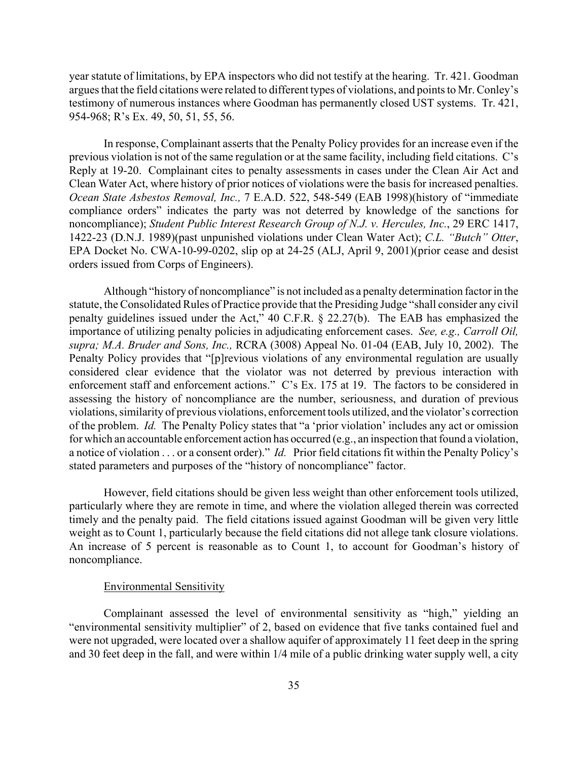year statute of limitations, by EPA inspectors who did not testify at the hearing. Tr. 421. Goodman argues that the field citations were related to different types of violations, and points to Mr. Conley's testimony of numerous instances where Goodman has permanently closed UST systems. Tr. 421, 954-968; R's Ex. 49, 50, 51, 55, 56.

In response, Complainant asserts that the Penalty Policy provides for an increase even if the previous violation is not of the same regulation or at the same facility, including field citations. C's Reply at 19-20. Complainant cites to penalty assessments in cases under the Clean Air Act and Clean Water Act, where history of prior notices of violations were the basis for increased penalties. *Ocean State Asbestos Removal, Inc.,* 7 E.A.D. 522, 548-549 (EAB 1998)(history of "immediate compliance orders" indicates the party was not deterred by knowledge of the sanctions for noncompliance); *Student Public Interest Research Group of N.J. v. Hercules, Inc.*, 29 ERC 1417, 1422-23 (D.N.J. 1989)(past unpunished violations under Clean Water Act); *C.L. "Butch" Otter*, EPA Docket No. CWA-10-99-0202, slip op at 24-25 (ALJ, April 9, 2001)(prior cease and desist orders issued from Corps of Engineers).

Although "history of noncompliance" is not included as a penalty determination factor in the statute, the Consolidated Rules of Practice provide that the Presiding Judge "shall consider any civil penalty guidelines issued under the Act," 40 C.F.R. § 22.27(b). The EAB has emphasized the importance of utilizing penalty policies in adjudicating enforcement cases. *See, e.g., Carroll Oil, supra; M.A. Bruder and Sons, Inc.,* RCRA (3008) Appeal No. 01-04 (EAB, July 10, 2002). The Penalty Policy provides that "[p]revious violations of any environmental regulation are usually considered clear evidence that the violator was not deterred by previous interaction with enforcement staff and enforcement actions." C's Ex. 175 at 19. The factors to be considered in assessing the history of noncompliance are the number, seriousness, and duration of previous violations, similarity of previous violations, enforcement tools utilized, and the violator's correction of the problem. *Id.* The Penalty Policy states that "a 'prior violation' includes any act or omission for which an accountable enforcement action has occurred (e.g., an inspection that found a violation, a notice of violation . . . or a consent order)." *Id.* Prior field citations fit within the Penalty Policy's stated parameters and purposes of the "history of noncompliance" factor.

However, field citations should be given less weight than other enforcement tools utilized, particularly where they are remote in time, and where the violation alleged therein was corrected timely and the penalty paid. The field citations issued against Goodman will be given very little weight as to Count 1, particularly because the field citations did not allege tank closure violations. An increase of 5 percent is reasonable as to Count 1, to account for Goodman's history of noncompliance.

Environmental Sensitivity

Complainant assessed the level of environmental sensitivity as "high," yielding an "environmental sensitivity multiplier" of 2, based on evidence that five tanks contained fuel and were not upgraded, were located over a shallow aquifer of approximately 11 feet deep in the spring and 30 feet deep in the fall, and were within 1/4 mile of a public drinking water supply well, a city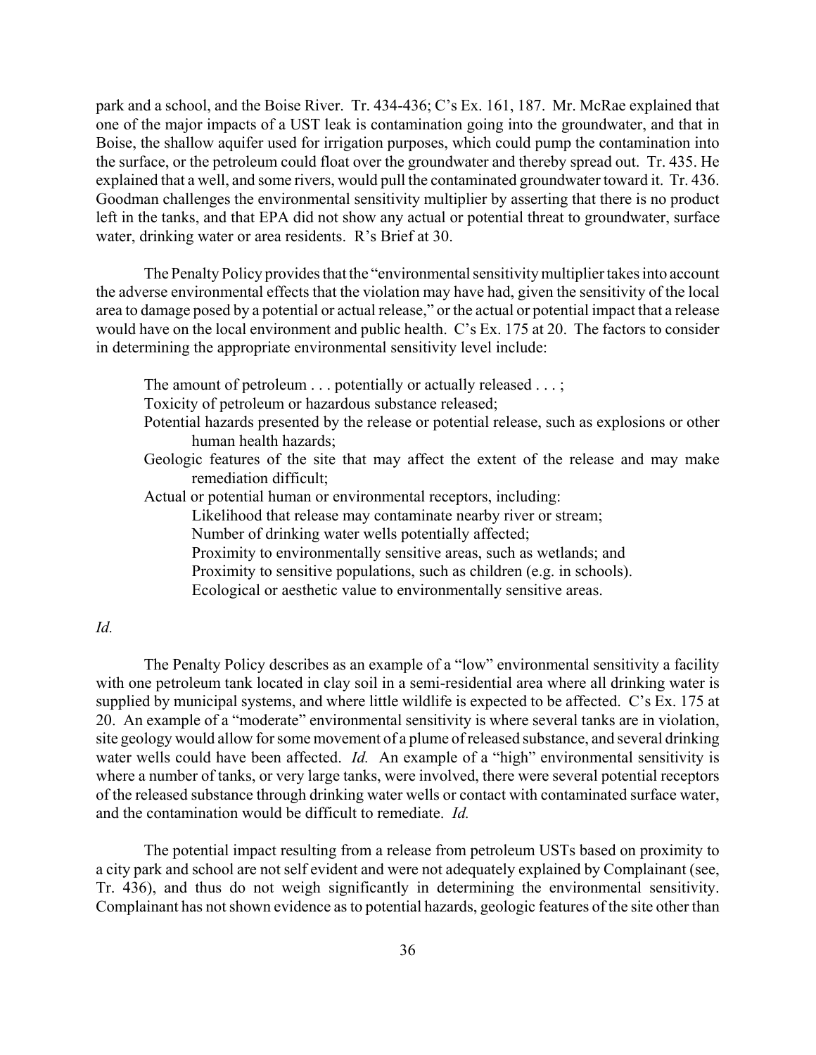park and a school, and the Boise River. Tr. 434-436; C's Ex. 161, 187. Mr. McRae explained that one of the major impacts of a UST leak is contamination going into the groundwater, and that in Boise, the shallow aquifer used for irrigation purposes, which could pump the contamination into the surface, or the petroleum could float over the groundwater and thereby spread out. Tr. 435. He explained that a well, and some rivers, would pull the contaminated groundwater toward it. Tr. 436. Goodman challenges the environmental sensitivity multiplier by asserting that there is no product left in the tanks, and that EPA did not show any actual or potential threat to groundwater, surface water, drinking water or area residents. R's Brief at 30.

The Penalty Policy provides that the "environmental sensitivity multiplier takes into account the adverse environmental effects that the violation may have had, given the sensitivity of the local area to damage posed by a potential or actual release," or the actual or potential impact that a release would have on the local environment and public health. C's Ex. 175 at 20. The factors to consider in determining the appropriate environmental sensitivity level include:

> The amount of petroleum . . . potentially or actually released . . . ;
> Toxicity of petroleum or hazardous substance released;
> Potential hazards presented by the release or potential release, such as explosions or other human health hazards;
> Geologic features of the site that may affect the extent of the release and may make remediation difficult;
> Actual or potential human or environmental receptors, including:
> > Likelihood that release may contaminate nearby river or stream;
> > Number of drinking water wells potentially affected;
> > Proximity to environmentally sensitive areas, such as wetlands; and
> > Proximity to sensitive populations, such as children (e.g. in schools).
> > Ecological or aesthetic value to environmentally sensitive areas.

*Id.*

The Penalty Policy describes as an example of a "low" environmental sensitivity a facility with one petroleum tank located in clay soil in a semi-residential area where all drinking water is supplied by municipal systems, and where little wildlife is expected to be affected. C's Ex. 175 at 20. An example of a "moderate" environmental sensitivity is where several tanks are in violation, site geology would allow for some movement of a plume of released substance, and several drinking water wells could have been affected. *Id.* An example of a "high" environmental sensitivity is where a number of tanks, or very large tanks, were involved, there were several potential receptors of the released substance through drinking water wells or contact with contaminated surface water, and the contamination would be difficult to remediate. *Id.*

The potential impact resulting from a release from petroleum USTs based on proximity to a city park and school are not self evident and were not adequately explained by Complainant (see, Tr. 436), and thus do not weigh significantly in determining the environmental sensitivity. Complainant has not shown evidence as to potential hazards, geologic features of the site other than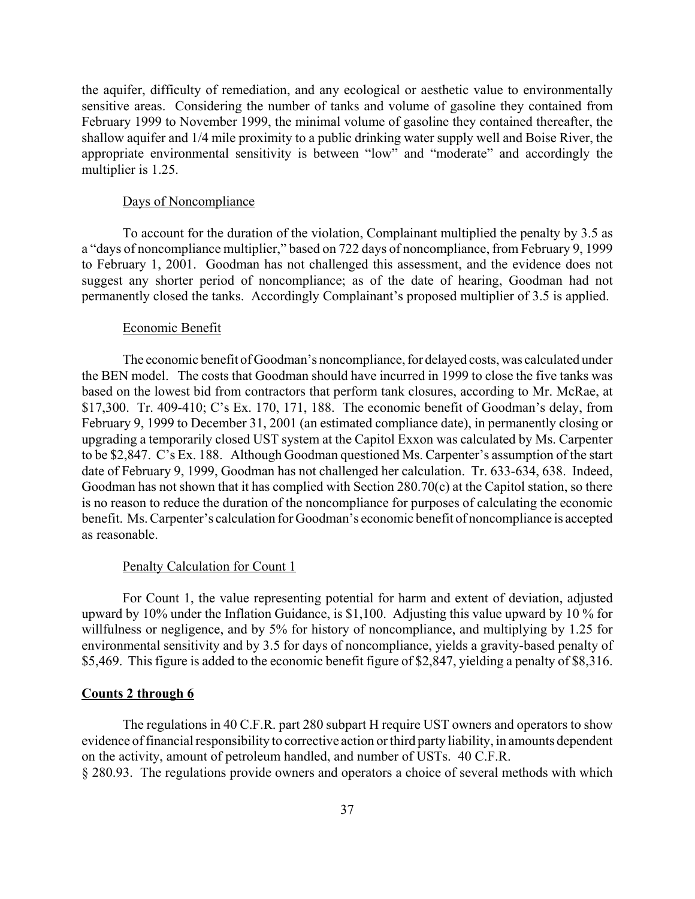the aquifer, difficulty of remediation, and any ecological or aesthetic value to environmentally sensitive areas. Considering the number of tanks and volume of gasoline they contained from February 1999 to November 1999, the minimal volume of gasoline they contained thereafter, the shallow aquifer and 1/4 mile proximity to a public drinking water supply well and Boise River, the appropriate environmental sensitivity is between "low" and "moderate" and accordingly the multiplier is 1.25.

Days of Noncompliance

To account for the duration of the violation, Complainant multiplied the penalty by 3.5 as a "days of noncompliance multiplier," based on 722 days of noncompliance, from February 9, 1999 to February 1, 2001. Goodman has not challenged this assessment, and the evidence does not suggest any shorter period of noncompliance; as of the date of hearing, Goodman had not permanently closed the tanks. Accordingly Complainant's proposed multiplier of 3.5 is applied.

Economic Benefit

The economic benefit of Goodman's noncompliance, for delayed costs, was calculated under the BEN model. The costs that Goodman should have incurred in 1999 to close the five tanks was based on the lowest bid from contractors that perform tank closures, according to Mr. McRae, at \$17,300. Tr. 409-410; C's Ex. 170, 171, 188. The economic benefit of Goodman's delay, from February 9, 1999 to December 31, 2001 (an estimated compliance date), in permanently closing or upgrading a temporarily closed UST system at the Capitol Exxon was calculated by Ms. Carpenter to be \$2,847. C's Ex. 188. Although Goodman questioned Ms. Carpenter's assumption of the start date of February 9, 1999, Goodman has not challenged her calculation. Tr. 633-634, 638. Indeed, Goodman has not shown that it has complied with Section 280.70(c) at the Capitol station, so there is no reason to reduce the duration of the noncompliance for purposes of calculating the economic benefit. Ms. Carpenter's calculation for Goodman's economic benefit of noncompliance is accepted as reasonable.

Penalty Calculation for Count 1

For Count 1, the value representing potential for harm and extent of deviation, adjusted upward by 10% under the Inflation Guidance, is \$1,100. Adjusting this value upward by 10 % for willfulness or negligence, and by 5% for history of noncompliance, and multiplying by 1.25 for environmental sensitivity and by 3.5 for days of noncompliance, yields a gravity-based penalty of \$5,469. This figure is added to the economic benefit figure of \$2,847, yielding a penalty of \$8,316.

**Counts 2 through 6**

The regulations in 40 C.F.R. part 280 subpart H require UST owners and operators to show evidence of financial responsibility to corrective action or third party liability, in amounts dependent on the activity, amount of petroleum handled, and number of USTs. 40 C.F.R. § 280.93. The regulations provide owners and operators a choice of several methods with which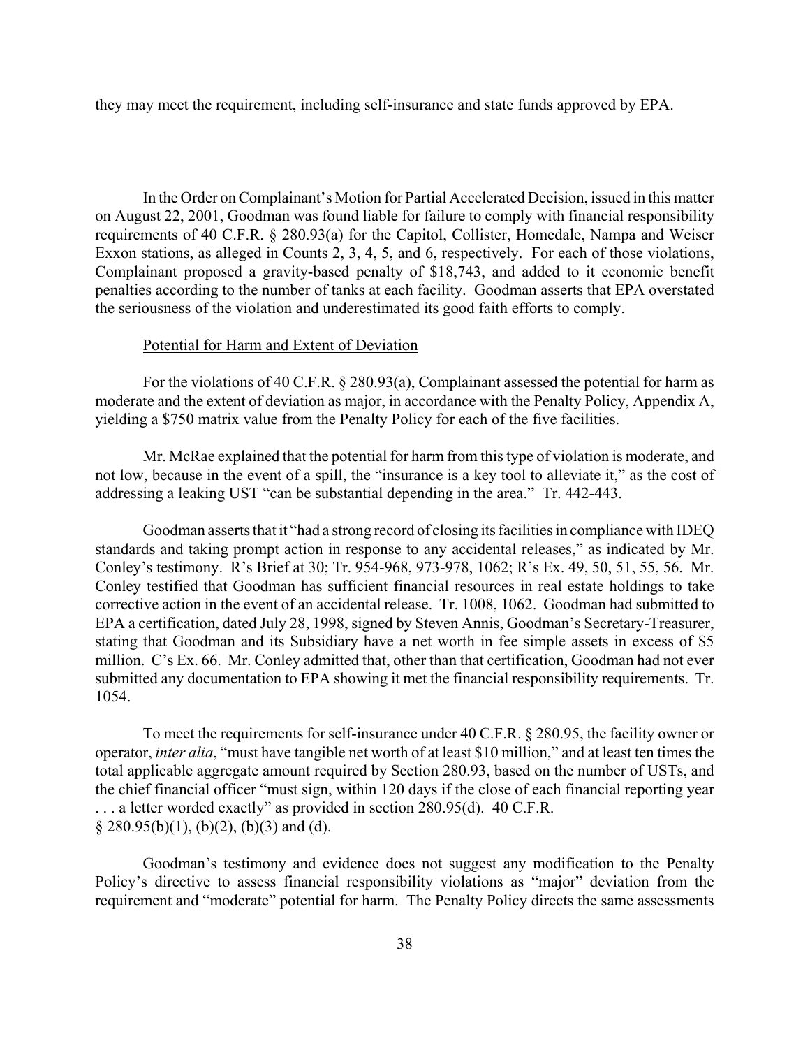they may meet the requirement, including self-insurance and state funds approved by EPA.

In the Order on Complainant's Motion for Partial Accelerated Decision, issued in this matter on August 22, 2001, Goodman was found liable for failure to comply with financial responsibility requirements of 40 C.F.R. § 280.93(a) for the Capitol, Collister, Homedale, Nampa and Weiser Exxon stations, as alleged in Counts 2, 3, 4, 5, and 6, respectively. For each of those violations, Complainant proposed a gravity-based penalty of $18,743, and added to it economic benefit penalties according to the number of tanks at each facility. Goodman asserts that EPA overstated the seriousness of the violation and underestimated its good faith efforts to comply.

Potential for Harm and Extent of Deviation

For the violations of 40 C.F.R. § 280.93(a), Complainant assessed the potential for harm as moderate and the extent of deviation as major, in accordance with the Penalty Policy, Appendix A, yielding a $750 matrix value from the Penalty Policy for each of the five facilities.

Mr. McRae explained that the potential for harm from this type of violation is moderate, and not low, because in the event of a spill, the "insurance is a key tool to alleviate it," as the cost of addressing a leaking UST "can be substantial depending in the area." Tr. 442-443.

Goodman asserts that it "had a strong record of closing its facilities in compliance with IDEQ standards and taking prompt action in response to any accidental releases," as indicated by Mr. Conley's testimony. R's Brief at 30; Tr. 954-968, 973-978, 1062; R's Ex. 49, 50, 51, 55, 56. Mr. Conley testified that Goodman has sufficient financial resources in real estate holdings to take corrective action in the event of an accidental release. Tr. 1008, 1062. Goodman had submitted to EPA a certification, dated July 28, 1998, signed by Steven Annis, Goodman's Secretary-Treasurer, stating that Goodman and its Subsidiary have a net worth in fee simple assets in excess of $5 million. C's Ex. 66. Mr. Conley admitted that, other than that certification, Goodman had not ever submitted any documentation to EPA showing it met the financial responsibility requirements. Tr. 1054.

To meet the requirements for self-insurance under 40 C.F.R. § 280.95, the facility owner or operator, *inter alia*, "must have tangible net worth of at least $10 million," and at least ten times the total applicable aggregate amount required by Section 280.93, based on the number of USTs, and the chief financial officer "must sign, within 120 days if the close of each financial reporting year . . . a letter worded exactly" as provided in section 280.95(d). 40 C.F.R. § 280.95(b)(1), (b)(2), (b)(3) and (d).

Goodman's testimony and evidence does not suggest any modification to the Penalty Policy's directive to assess financial responsibility violations as "major" deviation from the requirement and "moderate" potential for harm. The Penalty Policy directs the same assessments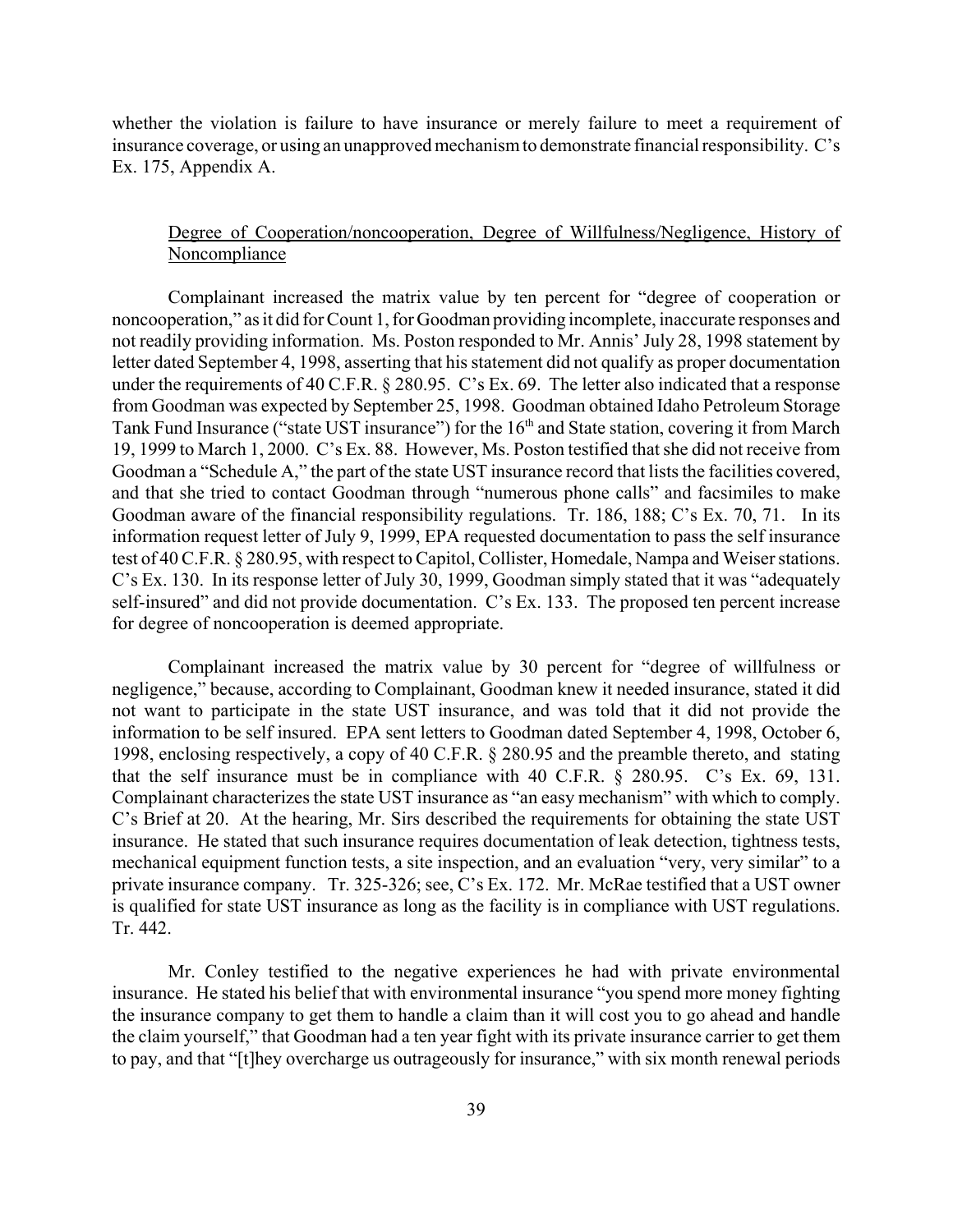whether the violation is failure to have insurance or merely failure to meet a requirement of insurance coverage, or using an unapproved mechanism to demonstrate financial responsibility. C's Ex. 175, Appendix A.

<u>Degree of Cooperation/noncooperation, Degree of Willfulness/Negligence, History of Noncompliance</u>

Complainant increased the matrix value by ten percent for "degree of cooperation or noncooperation," as it did for Count 1, for Goodman providing incomplete, inaccurate responses and not readily providing information. Ms. Poston responded to Mr. Annis' July 28, 1998 statement by letter dated September 4, 1998, asserting that his statement did not qualify as proper documentation under the requirements of 40 C.F.R. § 280.95. C's Ex. 69. The letter also indicated that a response from Goodman was expected by September 25, 1998. Goodman obtained Idaho Petroleum Storage Tank Fund Insurance ("state UST insurance") for the 16th and State station, covering it from March 19, 1999 to March 1, 2000. C's Ex. 88. However, Ms. Poston testified that she did not receive from Goodman a "Schedule A," the part of the state UST insurance record that lists the facilities covered, and that she tried to contact Goodman through "numerous phone calls" and facsimiles to make Goodman aware of the financial responsibility regulations. Tr. 186, 188; C's Ex. 70, 71. In its information request letter of July 9, 1999, EPA requested documentation to pass the self insurance test of 40 C.F.R. § 280.95, with respect to Capitol, Collister, Homedale, Nampa and Weiser stations. C's Ex. 130. In its response letter of July 30, 1999, Goodman simply stated that it was "adequately self-insured" and did not provide documentation. C's Ex. 133. The proposed ten percent increase for degree of noncooperation is deemed appropriate.

Complainant increased the matrix value by 30 percent for "degree of willfulness or negligence," because, according to Complainant, Goodman knew it needed insurance, stated it did not want to participate in the state UST insurance, and was told that it did not provide the information to be self insured. EPA sent letters to Goodman dated September 4, 1998, October 6, 1998, enclosing respectively, a copy of 40 C.F.R. § 280.95 and the preamble thereto, and stating that the self insurance must be in compliance with 40 C.F.R. § 280.95. C's Ex. 69, 131. Complainant characterizes the state UST insurance as "an easy mechanism" with which to comply. C's Brief at 20. At the hearing, Mr. Sirs described the requirements for obtaining the state UST insurance. He stated that such insurance requires documentation of leak detection, tightness tests, mechanical equipment function tests, a site inspection, and an evaluation "very, very similar" to a private insurance company. Tr. 325-326; see, C's Ex. 172. Mr. McRae testified that a UST owner is qualified for state UST insurance as long as the facility is in compliance with UST regulations. Tr. 442.

Mr. Conley testified to the negative experiences he had with private environmental insurance. He stated his belief that with environmental insurance "you spend more money fighting the insurance company to get them to handle a claim than it will cost you to go ahead and handle the claim yourself," that Goodman had a ten year fight with its private insurance carrier to get them to pay, and that "[t]hey overcharge us outrageously for insurance," with six month renewal periods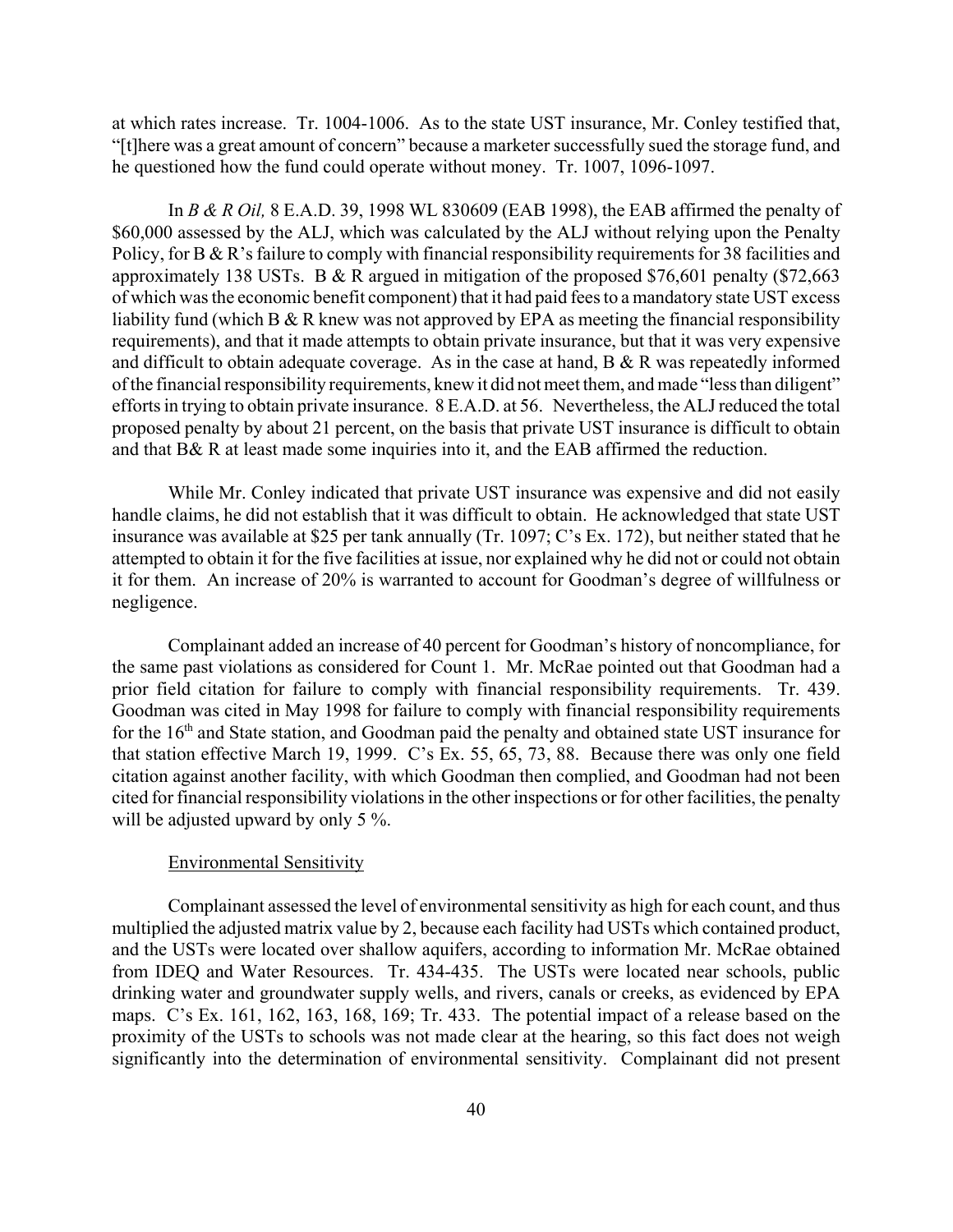at which rates increase. Tr. 1004-1006. As to the state UST insurance, Mr. Conley testified that, "[t]here was a great amount of concern" because a marketer successfully sued the storage fund, and he questioned how the fund could operate without money. Tr. 1007, 1096-1097.

In *B & R Oil,* 8 E.A.D. 39, 1998 WL 830609 (EAB 1998), the EAB affirmed the penalty of $60,000 assessed by the ALJ, which was calculated by the ALJ without relying upon the Penalty Policy, for B & R's failure to comply with financial responsibility requirements for 38 facilities and approximately 138 USTs. B & R argued in mitigation of the proposed $76,601 penalty ($72,663 of which was the economic benefit component) that it had paid fees to a mandatory state UST excess liability fund (which B & R knew was not approved by EPA as meeting the financial responsibility requirements), and that it made attempts to obtain private insurance, but that it was very expensive and difficult to obtain adequate coverage. As in the case at hand, B & R was repeatedly informed of the financial responsibility requirements, knew it did not meet them, and made "less than diligent" efforts in trying to obtain private insurance. 8 E.A.D. at 56. Nevertheless, the ALJ reduced the total proposed penalty by about 21 percent, on the basis that private UST insurance is difficult to obtain and that B& R at least made some inquiries into it, and the EAB affirmed the reduction.

While Mr. Conley indicated that private UST insurance was expensive and did not easily handle claims, he did not establish that it was difficult to obtain. He acknowledged that state UST insurance was available at $25 per tank annually (Tr. 1097; C's Ex. 172), but neither stated that he attempted to obtain it for the five facilities at issue, nor explained why he did not or could not obtain it for them. An increase of 20% is warranted to account for Goodman's degree of willfulness or negligence.

Complainant added an increase of 40 percent for Goodman's history of noncompliance, for the same past violations as considered for Count 1. Mr. McRae pointed out that Goodman had a prior field citation for failure to comply with financial responsibility requirements. Tr. 439. Goodman was cited in May 1998 for failure to comply with financial responsibility requirements for the 16th and State station, and Goodman paid the penalty and obtained state UST insurance for that station effective March 19, 1999. C's Ex. 55, 65, 73, 88. Because there was only one field citation against another facility, with which Goodman then complied, and Goodman had not been cited for financial responsibility violations in the other inspections or for other facilities, the penalty will be adjusted upward by only 5 %.

Environmental Sensitivity

Complainant assessed the level of environmental sensitivity as high for each count, and thus multiplied the adjusted matrix value by 2, because each facility had USTs which contained product, and the USTs were located over shallow aquifers, according to information Mr. McRae obtained from IDEQ and Water Resources. Tr. 434-435. The USTs were located near schools, public drinking water and groundwater supply wells, and rivers, canals or creeks, as evidenced by EPA maps. C's Ex. 161, 162, 163, 168, 169; Tr. 433. The potential impact of a release based on the proximity of the USTs to schools was not made clear at the hearing, so this fact does not weigh significantly into the determination of environmental sensitivity. Complainant did not present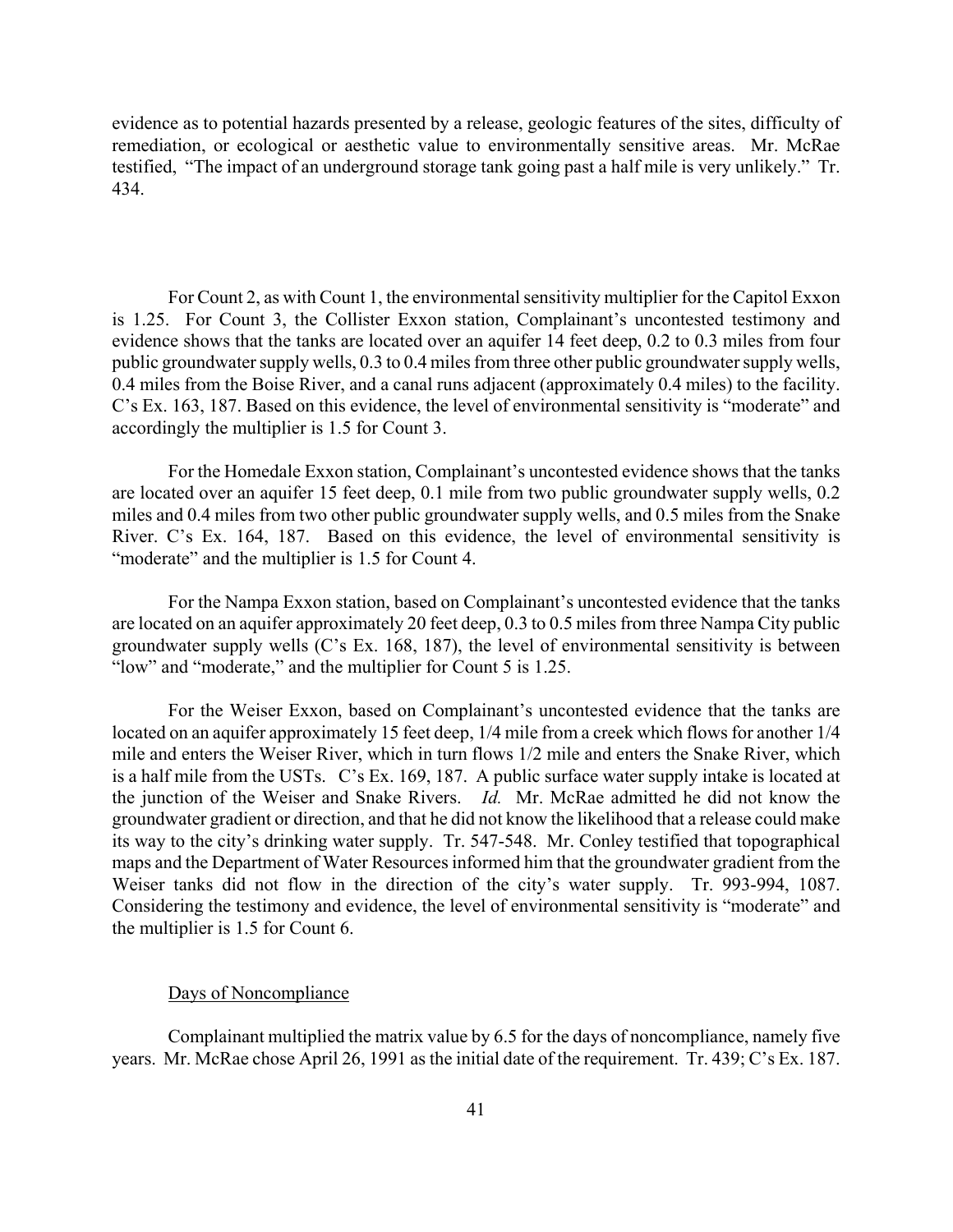evidence as to potential hazards presented by a release, geologic features of the sites, difficulty of remediation, or ecological or aesthetic value to environmentally sensitive areas. Mr. McRae testified, "The impact of an underground storage tank going past a half mile is very unlikely." Tr. 434.

For Count 2, as with Count 1, the environmental sensitivity multiplier for the Capitol Exxon is 1.25. For Count 3, the Collister Exxon station, Complainant's uncontested testimony and evidence shows that the tanks are located over an aquifer 14 feet deep, 0.2 to 0.3 miles from four public groundwater supply wells, 0.3 to 0.4 miles from three other public groundwater supply wells, 0.4 miles from the Boise River, and a canal runs adjacent (approximately 0.4 miles) to the facility. C's Ex. 163, 187. Based on this evidence, the level of environmental sensitivity is "moderate" and accordingly the multiplier is 1.5 for Count 3.

For the Homedale Exxon station, Complainant's uncontested evidence shows that the tanks are located over an aquifer 15 feet deep, 0.1 mile from two public groundwater supply wells, 0.2 miles and 0.4 miles from two other public groundwater supply wells, and 0.5 miles from the Snake River. C's Ex. 164, 187. Based on this evidence, the level of environmental sensitivity is "moderate" and the multiplier is 1.5 for Count 4.

For the Nampa Exxon station, based on Complainant's uncontested evidence that the tanks are located on an aquifer approximately 20 feet deep, 0.3 to 0.5 miles from three Nampa City public groundwater supply wells (C's Ex. 168, 187), the level of environmental sensitivity is between "low" and "moderate," and the multiplier for Count 5 is 1.25.

For the Weiser Exxon, based on Complainant's uncontested evidence that the tanks are located on an aquifer approximately 15 feet deep, 1/4 mile from a creek which flows for another 1/4 mile and enters the Weiser River, which in turn flows 1/2 mile and enters the Snake River, which is a half mile from the USTs. C's Ex. 169, 187. A public surface water supply intake is located at the junction of the Weiser and Snake Rivers. *Id.* Mr. McRae admitted he did not know the groundwater gradient or direction, and that he did not know the likelihood that a release could make its way to the city's drinking water supply. Tr. 547-548. Mr. Conley testified that topographical maps and the Department of Water Resources informed him that the groundwater gradient from the Weiser tanks did not flow in the direction of the city's water supply. Tr. 993-994, 1087. Considering the testimony and evidence, the level of environmental sensitivity is "moderate" and the multiplier is 1.5 for Count 6.

Days of Noncompliance

Complainant multiplied the matrix value by 6.5 for the days of noncompliance, namely five years. Mr. McRae chose April 26, 1991 as the initial date of the requirement. Tr. 439; C's Ex. 187.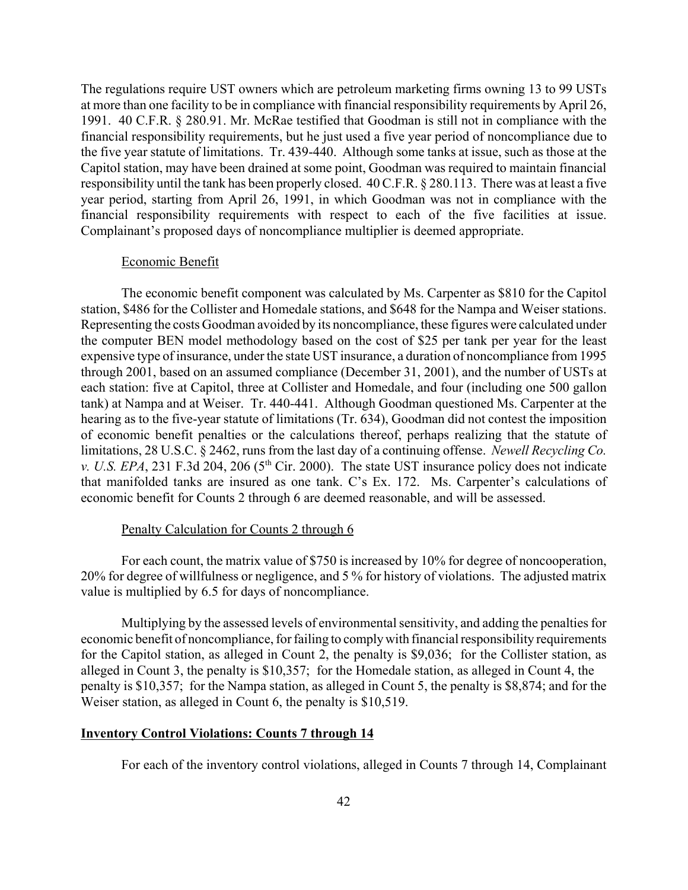The regulations require UST owners which are petroleum marketing firms owning 13 to 99 USTs at more than one facility to be in compliance with financial responsibility requirements by April 26, 1991. 40 C.F.R. § 280.91. Mr. McRae testified that Goodman is still not in compliance with the financial responsibility requirements, but he just used a five year period of noncompliance due to the five year statute of limitations. Tr. 439-440. Although some tanks at issue, such as those at the Capitol station, may have been drained at some point, Goodman was required to maintain financial responsibility until the tank has been properly closed. 40 C.F.R. § 280.113. There was at least a five year period, starting from April 26, 1991, in which Goodman was not in compliance with the financial responsibility requirements with respect to each of the five facilities at issue. Complainant's proposed days of noncompliance multiplier is deemed appropriate.

Economic Benefit

The economic benefit component was calculated by Ms. Carpenter as \$810 for the Capitol station, \$486 for the Collister and Homedale stations, and \$648 for the Nampa and Weiser stations. Representing the costs Goodman avoided by its noncompliance, these figures were calculated under the computer BEN model methodology based on the cost of \$25 per tank per year for the least expensive type of insurance, under the state UST insurance, a duration of noncompliance from 1995 through 2001, based on an assumed compliance (December 31, 2001), and the number of USTs at each station: five at Capitol, three at Collister and Homedale, and four (including one 500 gallon tank) at Nampa and at Weiser. Tr. 440-441. Although Goodman questioned Ms. Carpenter at the hearing as to the five-year statute of limitations (Tr. 634), Goodman did not contest the imposition of economic benefit penalties or the calculations thereof, perhaps realizing that the statute of limitations, 28 U.S.C. § 2462, runs from the last day of a continuing offense. *Newell Recycling Co. v. U.S. EPA*, 231 F.3d 204, 206 (5th Cir. 2000). The state UST insurance policy does not indicate that manifolded tanks are insured as one tank. C's Ex. 172. Ms. Carpenter's calculations of economic benefit for Counts 2 through 6 are deemed reasonable, and will be assessed.

Penalty Calculation for Counts 2 through 6

For each count, the matrix value of \$750 is increased by 10% for degree of noncooperation, 20% for degree of willfulness or negligence, and 5 % for history of violations. The adjusted matrix value is multiplied by 6.5 for days of noncompliance.

Multiplying by the assessed levels of environmental sensitivity, and adding the penalties for economic benefit of noncompliance, for failing to comply with financial responsibility requirements for the Capitol station, as alleged in Count 2, the penalty is \$9,036; for the Collister station, as alleged in Count 3, the penalty is \$10,357; for the Homedale station, as alleged in Count 4, the penalty is \$10,357; for the Nampa station, as alleged in Count 5, the penalty is \$8,874; and for the Weiser station, as alleged in Count 6, the penalty is \$10,519.

**Inventory Control Violations: Counts 7 through 14**

For each of the inventory control violations, alleged in Counts 7 through 14, Complainant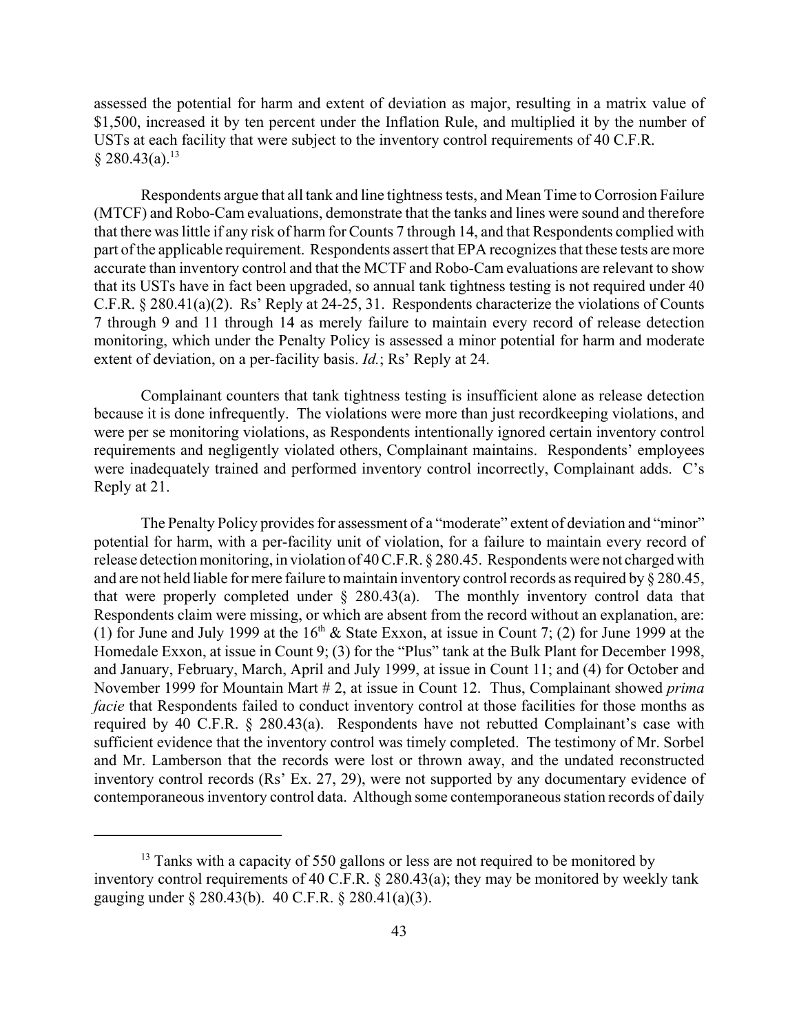assessed the potential for harm and extent of deviation as major, resulting in a matrix value of $1,500, increased it by ten percent under the Inflation Rule, and multiplied it by the number of USTs at each facility that were subject to the inventory control requirements of 40 C.F.R. § 280.43(a).[13]

Respondents argue that all tank and line tightness tests, and Mean Time to Corrosion Failure (MTCF) and Robo-Cam evaluations, demonstrate that the tanks and lines were sound and therefore that there was little if any risk of harm for Counts 7 through 14, and that Respondents complied with part of the applicable requirement. Respondents assert that EPA recognizes that these tests are more accurate than inventory control and that the MCTF and Robo-Cam evaluations are relevant to show that its USTs have in fact been upgraded, so annual tank tightness testing is not required under 40 C.F.R. § 280.41(a)(2). Rs' Reply at 24-25, 31. Respondents characterize the violations of Counts 7 through 9 and 11 through 14 as merely failure to maintain every record of release detection monitoring, which under the Penalty Policy is assessed a minor potential for harm and moderate extent of deviation, on a per-facility basis. *Id.*; Rs' Reply at 24.

Complainant counters that tank tightness testing is insufficient alone as release detection because it is done infrequently. The violations were more than just recordkeeping violations, and were per se monitoring violations, as Respondents intentionally ignored certain inventory control requirements and negligently violated others, Complainant maintains. Respondents' employees were inadequately trained and performed inventory control incorrectly, Complainant adds. C's Reply at 21.

The Penalty Policy provides for assessment of a "moderate" extent of deviation and "minor" potential for harm, with a per-facility unit of violation, for a failure to maintain every record of release detection monitoring, in violation of 40 C.F.R. § 280.45. Respondents were not charged with and are not held liable for mere failure to maintain inventory control records as required by § 280.45, that were properly completed under § 280.43(a). The monthly inventory control data that Respondents claim were missing, or which are absent from the record without an explanation, are: (1) for June and July 1999 at the 16th & State Exxon, at issue in Count 7; (2) for June 1999 at the Homedale Exxon, at issue in Count 9; (3) for the "Plus" tank at the Bulk Plant for December 1998, and January, February, March, April and July 1999, at issue in Count 11; and (4) for October and November 1999 for Mountain Mart # 2, at issue in Count 12. Thus, Complainant showed *prima facie* that Respondents failed to conduct inventory control at those facilities for those months as required by 40 C.F.R. § 280.43(a). Respondents have not rebutted Complainant's case with sufficient evidence that the inventory control was timely completed. The testimony of Mr. Sorbel and Mr. Lamberson that the records were lost or thrown away, and the undated reconstructed inventory control records (Rs' Ex. 27, 29), were not supported by any documentary evidence of contemporaneous inventory control data. Although some contemporaneous station records of daily

[13] Tanks with a capacity of 550 gallons or less are not required to be monitored by inventory control requirements of 40 C.F.R. § 280.43(a); they may be monitored by weekly tank gauging under § 280.43(b). 40 C.F.R. § 280.41(a)(3).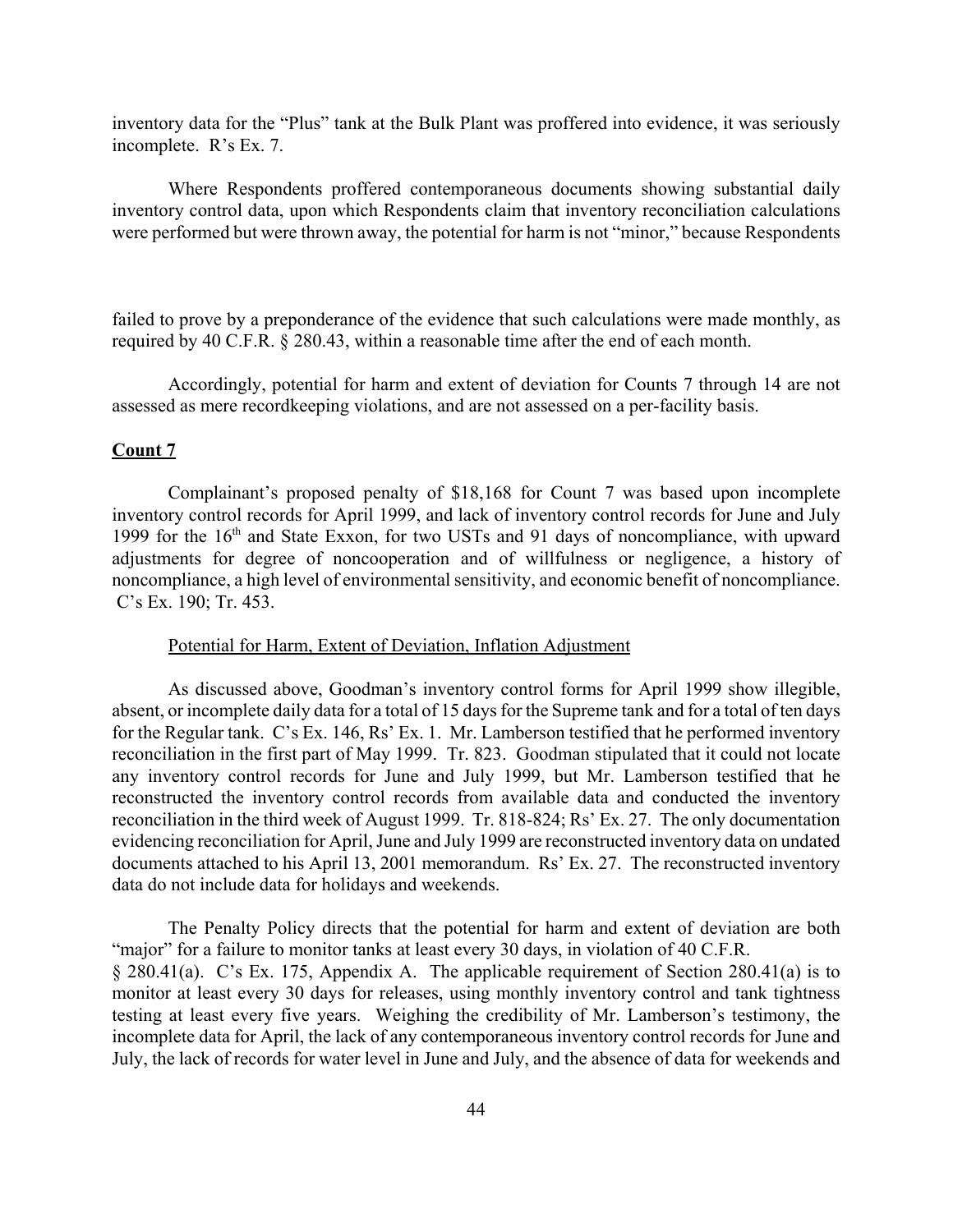inventory data for the "Plus" tank at the Bulk Plant was proffered into evidence, it was seriously incomplete. R's Ex. 7.

Where Respondents proffered contemporaneous documents showing substantial daily inventory control data, upon which Respondents claim that inventory reconciliation calculations were performed but were thrown away, the potential for harm is not "minor," because Respondents failed to prove by a preponderance of the evidence that such calculations were made monthly, as required by 40 C.F.R. § 280.43, within a reasonable time after the end of each month.

Accordingly, potential for harm and extent of deviation for Counts 7 through 14 are not assessed as mere recordkeeping violations, and are not assessed on a per-facility basis.

**Count 7**

Complainant's proposed penalty of $18,168 for Count 7 was based upon incomplete inventory control records for April 1999, and lack of inventory control records for June and July 1999 for the 16th and State Exxon, for two USTs and 91 days of noncompliance, with upward adjustments for degree of noncooperation and of willfulness or negligence, a history of noncompliance, a high level of environmental sensitivity, and economic benefit of noncompliance. C's Ex. 190; Tr. 453.

Potential for Harm, Extent of Deviation, Inflation Adjustment

As discussed above, Goodman's inventory control forms for April 1999 show illegible, absent, or incomplete daily data for a total of 15 days for the Supreme tank and for a total of ten days for the Regular tank. C's Ex. 146, Rs' Ex. 1. Mr. Lamberson testified that he performed inventory reconciliation in the first part of May 1999. Tr. 823. Goodman stipulated that it could not locate any inventory control records for June and July 1999, but Mr. Lamberson testified that he reconstructed the inventory control records from available data and conducted the inventory reconciliation in the third week of August 1999. Tr. 818-824; Rs' Ex. 27. The only documentation evidencing reconciliation for April, June and July 1999 are reconstructed inventory data on undated documents attached to his April 13, 2001 memorandum. Rs' Ex. 27. The reconstructed inventory data do not include data for holidays and weekends.

The Penalty Policy directs that the potential for harm and extent of deviation are both "major" for a failure to monitor tanks at least every 30 days, in violation of 40 C.F.R. § 280.41(a). C's Ex. 175, Appendix A. The applicable requirement of Section 280.41(a) is to monitor at least every 30 days for releases, using monthly inventory control and tank tightness testing at least every five years. Weighing the credibility of Mr. Lamberson's testimony, the incomplete data for April, the lack of any contemporaneous inventory control records for June and July, the lack of records for water level in June and July, and the absence of data for weekends and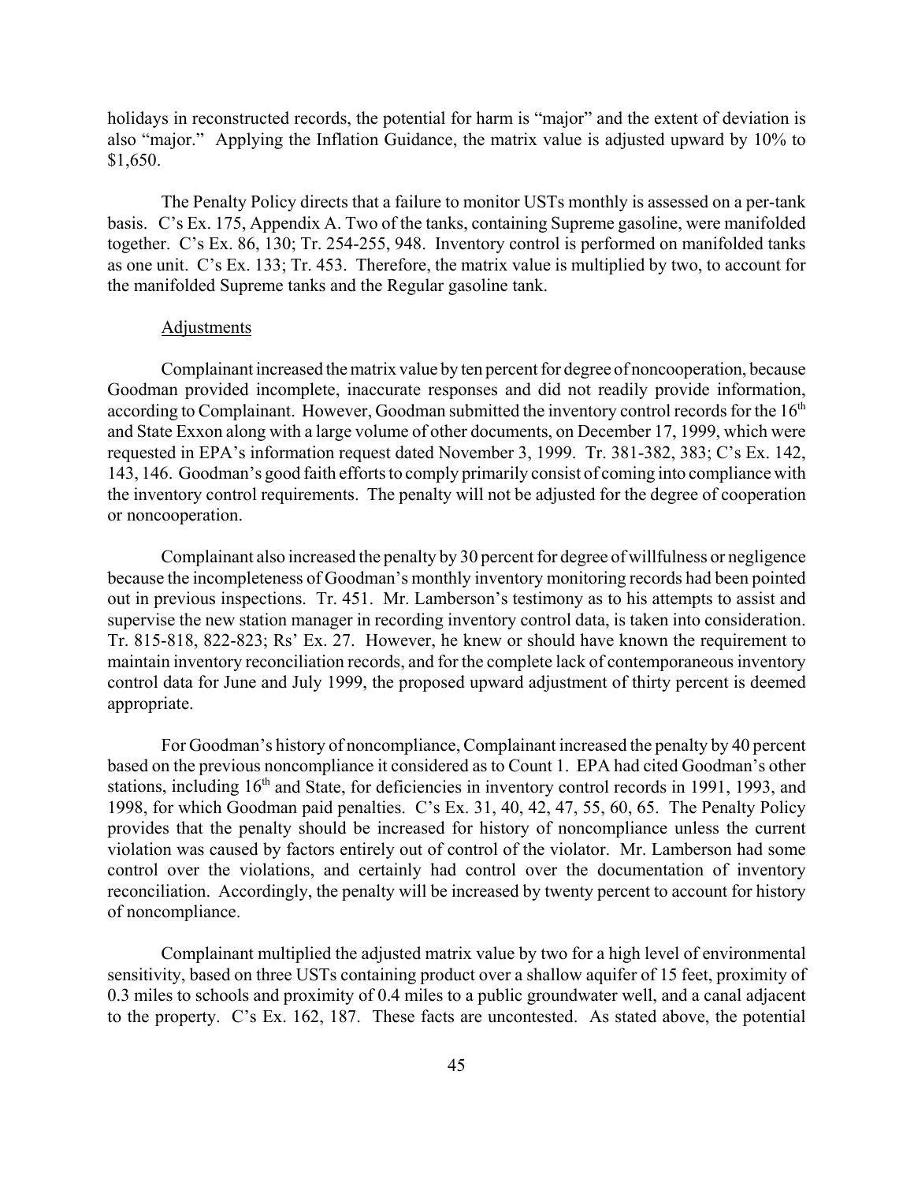holidays in reconstructed records, the potential for harm is "major" and the extent of deviation is also "major." Applying the Inflation Guidance, the matrix value is adjusted upward by 10% to $1,650.

The Penalty Policy directs that a failure to monitor USTs monthly is assessed on a per-tank basis. C's Ex. 175, Appendix A. Two of the tanks, containing Supreme gasoline, were manifolded together. C's Ex. 86, 130; Tr. 254-255, 948. Inventory control is performed on manifolded tanks as one unit. C's Ex. 133; Tr. 453. Therefore, the matrix value is multiplied by two, to account for the manifolded Supreme tanks and the Regular gasoline tank.

Adjustments

Complainant increased the matrix value by ten percent for degree of noncooperation, because Goodman provided incomplete, inaccurate responses and did not readily provide information, according to Complainant. However, Goodman submitted the inventory control records for the 16th and State Exxon along with a large volume of other documents, on December 17, 1999, which were requested in EPA's information request dated November 3, 1999. Tr. 381-382, 383; C's Ex. 142, 143, 146. Goodman's good faith efforts to comply primarily consist of coming into compliance with the inventory control requirements. The penalty will not be adjusted for the degree of cooperation or noncooperation.

Complainant also increased the penalty by 30 percent for degree of willfulness or negligence because the incompleteness of Goodman's monthly inventory monitoring records had been pointed out in previous inspections. Tr. 451. Mr. Lamberson's testimony as to his attempts to assist and supervise the new station manager in recording inventory control data, is taken into consideration. Tr. 815-818, 822-823; Rs' Ex. 27. However, he knew or should have known the requirement to maintain inventory reconciliation records, and for the complete lack of contemporaneous inventory control data for June and July 1999, the proposed upward adjustment of thirty percent is deemed appropriate.

For Goodman's history of noncompliance, Complainant increased the penalty by 40 percent based on the previous noncompliance it considered as to Count 1. EPA had cited Goodman's other stations, including 16th and State, for deficiencies in inventory control records in 1991, 1993, and 1998, for which Goodman paid penalties. C's Ex. 31, 40, 42, 47, 55, 60, 65. The Penalty Policy provides that the penalty should be increased for history of noncompliance unless the current violation was caused by factors entirely out of control of the violator. Mr. Lamberson had some control over the violations, and certainly had control over the documentation of inventory reconciliation. Accordingly, the penalty will be increased by twenty percent to account for history of noncompliance.

Complainant multiplied the adjusted matrix value by two for a high level of environmental sensitivity, based on three USTs containing product over a shallow aquifer of 15 feet, proximity of 0.3 miles to schools and proximity of 0.4 miles to a public groundwater well, and a canal adjacent to the property. C's Ex. 162, 187. These facts are uncontested. As stated above, the potential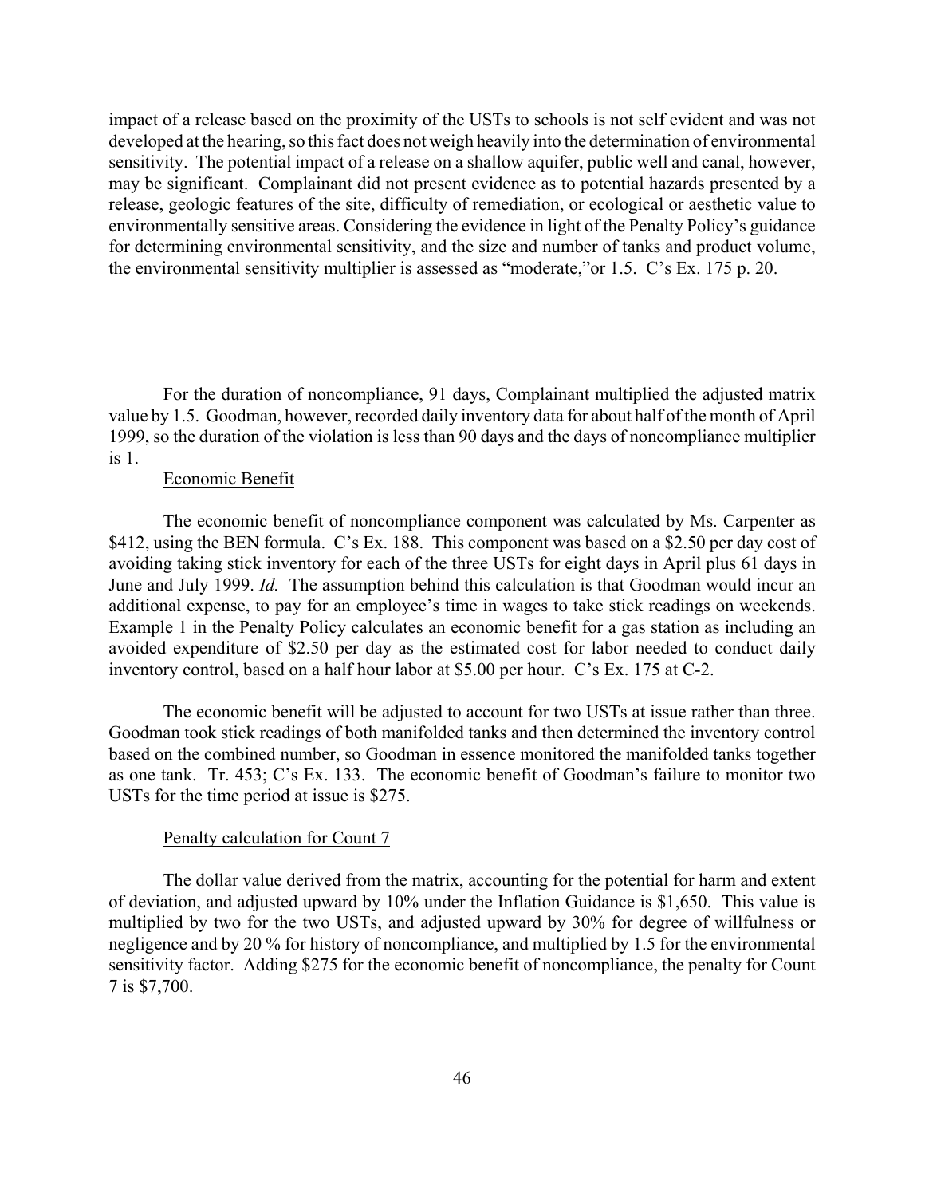impact of a release based on the proximity of the USTs to schools is not self evident and was not developed at the hearing, so this fact does not weigh heavily into the determination of environmental sensitivity. The potential impact of a release on a shallow aquifer, public well and canal, however, may be significant. Complainant did not present evidence as to potential hazards presented by a release, geologic features of the site, difficulty of remediation, or ecological or aesthetic value to environmentally sensitive areas. Considering the evidence in light of the Penalty Policy's guidance for determining environmental sensitivity, and the size and number of tanks and product volume, the environmental sensitivity multiplier is assessed as "moderate,"or 1.5. C's Ex. 175 p. 20.

For the duration of noncompliance, 91 days, Complainant multiplied the adjusted matrix value by 1.5. Goodman, however, recorded daily inventory data for about half of the month of April 1999, so the duration of the violation is less than 90 days and the days of noncompliance multiplier is 1.

Economic Benefit

The economic benefit of noncompliance component was calculated by Ms. Carpenter as $412, using the BEN formula. C's Ex. 188. This component was based on a $2.50 per day cost of avoiding taking stick inventory for each of the three USTs for eight days in April plus 61 days in June and July 1999. *Id.* The assumption behind this calculation is that Goodman would incur an additional expense, to pay for an employee's time in wages to take stick readings on weekends. Example 1 in the Penalty Policy calculates an economic benefit for a gas station as including an avoided expenditure of $2.50 per day as the estimated cost for labor needed to conduct daily inventory control, based on a half hour labor at $5.00 per hour. C's Ex. 175 at C-2.

The economic benefit will be adjusted to account for two USTs at issue rather than three. Goodman took stick readings of both manifolded tanks and then determined the inventory control based on the combined number, so Goodman in essence monitored the manifolded tanks together as one tank. Tr. 453; C's Ex. 133. The economic benefit of Goodman's failure to monitor two USTs for the time period at issue is $275.

Penalty calculation for Count 7

The dollar value derived from the matrix, accounting for the potential for harm and extent of deviation, and adjusted upward by 10% under the Inflation Guidance is $1,650. This value is multiplied by two for the two USTs, and adjusted upward by 30% for degree of willfulness or negligence and by 20 % for history of noncompliance, and multiplied by 1.5 for the environmental sensitivity factor. Adding $275 for the economic benefit of noncompliance, the penalty for Count 7 is $7,700.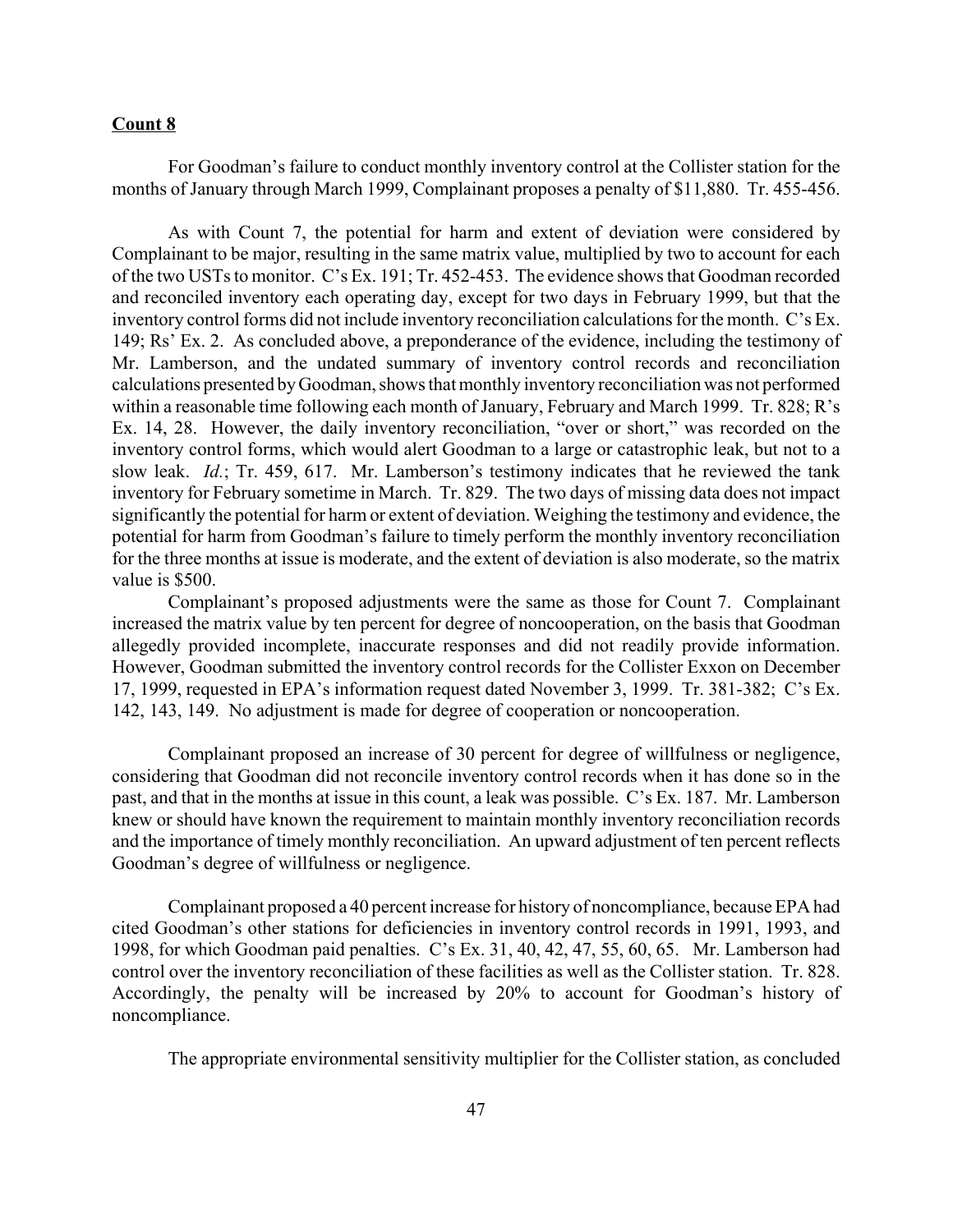**Count 8**

For Goodman's failure to conduct monthly inventory control at the Collister station for the months of January through March 1999, Complainant proposes a penalty of $11,880. Tr. 455-456.

As with Count 7, the potential for harm and extent of deviation were considered by Complainant to be major, resulting in the same matrix value, multiplied by two to account for each of the two USTs to monitor. C's Ex. 191; Tr. 452-453. The evidence shows that Goodman recorded and reconciled inventory each operating day, except for two days in February 1999, but that the inventory control forms did not include inventory reconciliation calculations for the month. C's Ex. 149; Rs' Ex. 2. As concluded above, a preponderance of the evidence, including the testimony of Mr. Lamberson, and the undated summary of inventory control records and reconciliation calculations presented by Goodman, shows that monthly inventory reconciliation was not performed within a reasonable time following each month of January, February and March 1999. Tr. 828; R's Ex. 14, 28. However, the daily inventory reconciliation, "over or short," was recorded on the inventory control forms, which would alert Goodman to a large or catastrophic leak, but not to a slow leak. *Id.*; Tr. 459, 617. Mr. Lamberson's testimony indicates that he reviewed the tank inventory for February sometime in March. Tr. 829. The two days of missing data does not impact significantly the potential for harm or extent of deviation. Weighing the testimony and evidence, the potential for harm from Goodman's failure to timely perform the monthly inventory reconciliation for the three months at issue is moderate, and the extent of deviation is also moderate, so the matrix value is $500.

Complainant's proposed adjustments were the same as those for Count 7. Complainant increased the matrix value by ten percent for degree of noncooperation, on the basis that Goodman allegedly provided incomplete, inaccurate responses and did not readily provide information. However, Goodman submitted the inventory control records for the Collister Exxon on December 17, 1999, requested in EPA's information request dated November 3, 1999. Tr. 381-382; C's Ex. 142, 143, 149. No adjustment is made for degree of cooperation or noncooperation.

Complainant proposed an increase of 30 percent for degree of willfulness or negligence, considering that Goodman did not reconcile inventory control records when it has done so in the past, and that in the months at issue in this count, a leak was possible. C's Ex. 187. Mr. Lamberson knew or should have known the requirement to maintain monthly inventory reconciliation records and the importance of timely monthly reconciliation. An upward adjustment of ten percent reflects Goodman's degree of willfulness or negligence.

Complainant proposed a 40 percent increase for history of noncompliance, because EPA had cited Goodman's other stations for deficiencies in inventory control records in 1991, 1993, and 1998, for which Goodman paid penalties. C's Ex. 31, 40, 42, 47, 55, 60, 65. Mr. Lamberson had control over the inventory reconciliation of these facilities as well as the Collister station. Tr. 828. Accordingly, the penalty will be increased by 20% to account for Goodman's history of noncompliance.

The appropriate environmental sensitivity multiplier for the Collister station, as concluded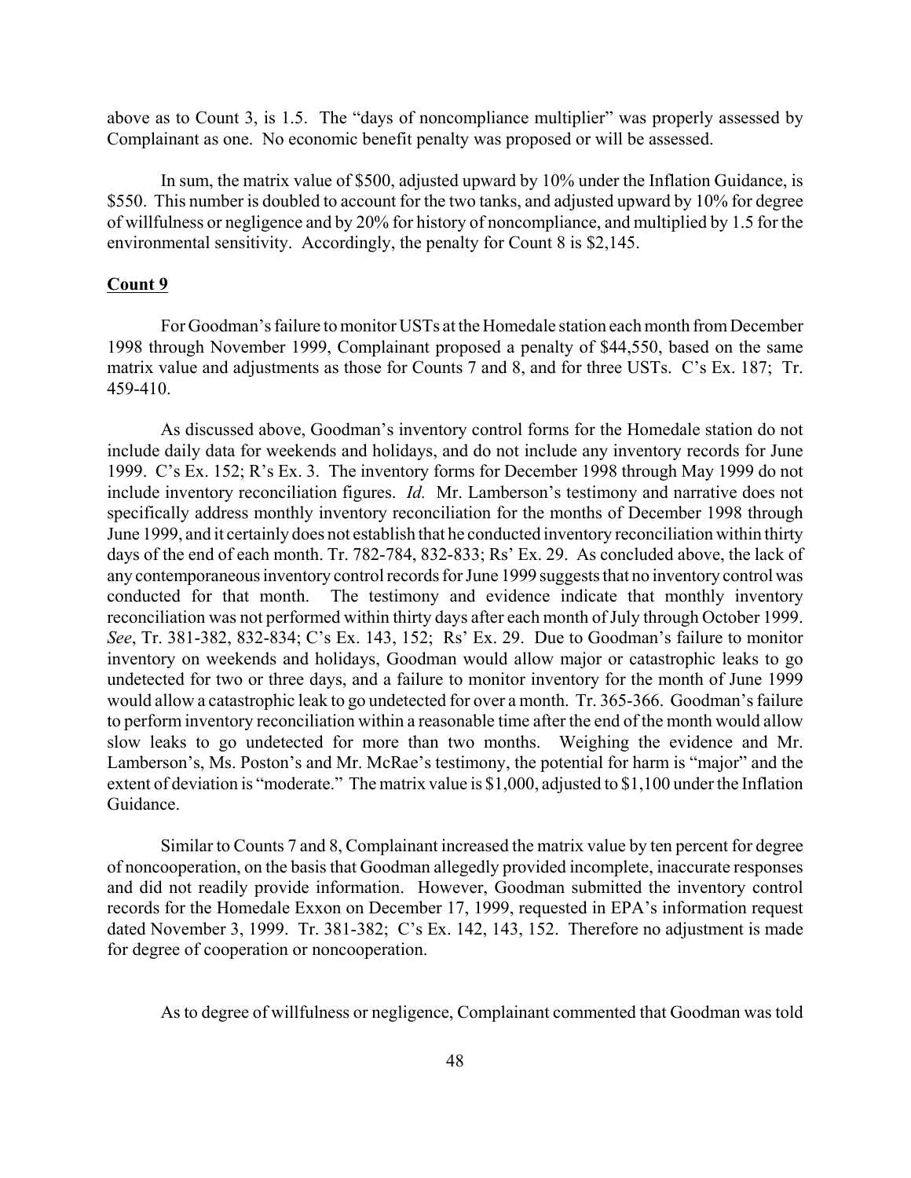above as to Count 3, is 1.5. The "days of noncompliance multiplier" was properly assessed by Complainant as one. No economic benefit penalty was proposed or will be assessed.

In sum, the matrix value of $500, adjusted upward by 10% under the Inflation Guidance, is $550. This number is doubled to account for the two tanks, and adjusted upward by 10% for degree of willfulness or negligence and by 20% for history of noncompliance, and multiplied by 1.5 for the environmental sensitivity. Accordingly, the penalty for Count 8 is $2,145.

**Count 9**

For Goodman's failure to monitor USTs at the Homedale station each month from December 1998 through November 1999, Complainant proposed a penalty of $44,550, based on the same matrix value and adjustments as those for Counts 7 and 8, and for three USTs. C's Ex. 187; Tr. 459-410.

As discussed above, Goodman's inventory control forms for the Homedale station do not include daily data for weekends and holidays, and do not include any inventory records for June 1999. C's Ex. 152; R's Ex. 3. The inventory forms for December 1998 through May 1999 do not include inventory reconciliation figures. *Id.* Mr. Lamberson's testimony and narrative does not specifically address monthly inventory reconciliation for the months of December 1998 through June 1999, and it certainly does not establish that he conducted inventory reconciliation within thirty days of the end of each month. Tr. 782-784, 832-833; Rs' Ex. 29. As concluded above, the lack of any contemporaneous inventory control records for June 1999 suggests that no inventory control was conducted for that month. The testimony and evidence indicate that monthly inventory reconciliation was not performed within thirty days after each month of July through October 1999. *See*, Tr. 381-382, 832-834; C's Ex. 143, 152; Rs' Ex. 29. Due to Goodman's failure to monitor inventory on weekends and holidays, Goodman would allow major or catastrophic leaks to go undetected for two or three days, and a failure to monitor inventory for the month of June 1999 would allow a catastrophic leak to go undetected for over a month. Tr. 365-366. Goodman's failure to perform inventory reconciliation within a reasonable time after the end of the month would allow slow leaks to go undetected for more than two months. Weighing the evidence and Mr. Lamberson's, Ms. Poston's and Mr. McRae's testimony, the potential for harm is "major" and the extent of deviation is "moderate." The matrix value is $1,000, adjusted to $1,100 under the Inflation Guidance.

Similar to Counts 7 and 8, Complainant increased the matrix value by ten percent for degree of noncooperation, on the basis that Goodman allegedly provided incomplete, inaccurate responses and did not readily provide information. However, Goodman submitted the inventory control records for the Homedale Exxon on December 17, 1999, requested in EPA's information request dated November 3, 1999. Tr. 381-382; C's Ex. 142, 143, 152. Therefore no adjustment is made for degree of cooperation or noncooperation.

As to degree of willfulness or negligence, Complainant commented that Goodman was told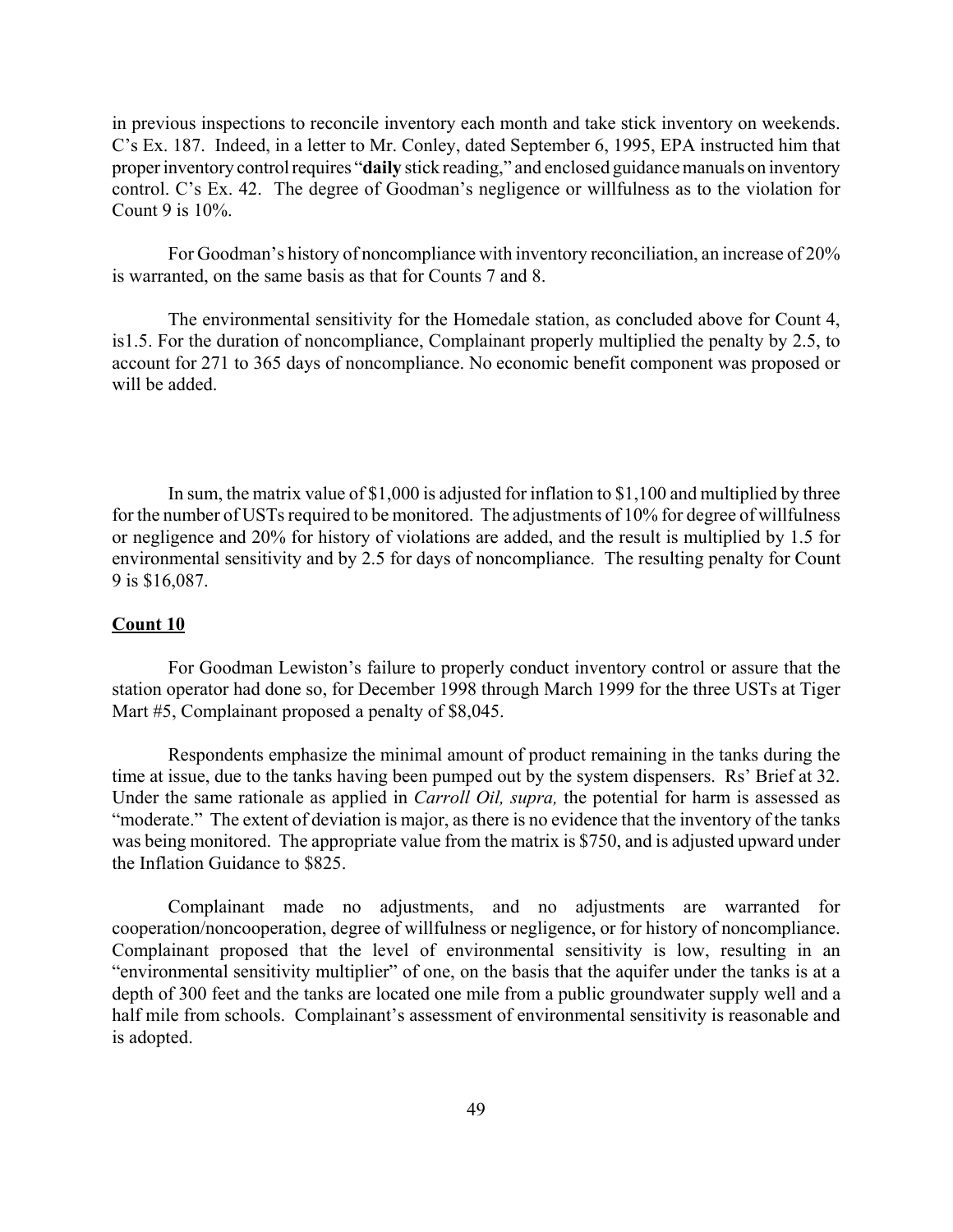in previous inspections to reconcile inventory each month and take stick inventory on weekends. C's Ex. 187. Indeed, in a letter to Mr. Conley, dated September 6, 1995, EPA instructed him that proper inventory control requires "**daily** stick reading," and enclosed guidance manuals on inventory control. C's Ex. 42. The degree of Goodman's negligence or willfulness as to the violation for Count 9 is 10%.

For Goodman's history of noncompliance with inventory reconciliation, an increase of 20% is warranted, on the same basis as that for Counts 7 and 8.

The environmental sensitivity for the Homedale station, as concluded above for Count 4, is1.5. For the duration of noncompliance, Complainant properly multiplied the penalty by 2.5, to account for 271 to 365 days of noncompliance. No economic benefit component was proposed or will be added.

In sum, the matrix value of $1,000 is adjusted for inflation to $1,100 and multiplied by three for the number of USTs required to be monitored. The adjustments of 10% for degree of willfulness or negligence and 20% for history of violations are added, and the result is multiplied by 1.5 for environmental sensitivity and by 2.5 for days of noncompliance. The resulting penalty for Count 9 is $16,087.

**Count 10**

For Goodman Lewiston's failure to properly conduct inventory control or assure that the station operator had done so, for December 1998 through March 1999 for the three USTs at Tiger Mart #5, Complainant proposed a penalty of $8,045.

Respondents emphasize the minimal amount of product remaining in the tanks during the time at issue, due to the tanks having been pumped out by the system dispensers. Rs' Brief at 32. Under the same rationale as applied in *Carroll Oil, supra,* the potential for harm is assessed as "moderate." The extent of deviation is major, as there is no evidence that the inventory of the tanks was being monitored. The appropriate value from the matrix is $750, and is adjusted upward under the Inflation Guidance to $825.

Complainant made no adjustments, and no adjustments are warranted for cooperation/noncooperation, degree of willfulness or negligence, or for history of noncompliance. Complainant proposed that the level of environmental sensitivity is low, resulting in an "environmental sensitivity multiplier" of one, on the basis that the aquifer under the tanks is at a depth of 300 feet and the tanks are located one mile from a public groundwater supply well and a half mile from schools. Complainant's assessment of environmental sensitivity is reasonable and is adopted.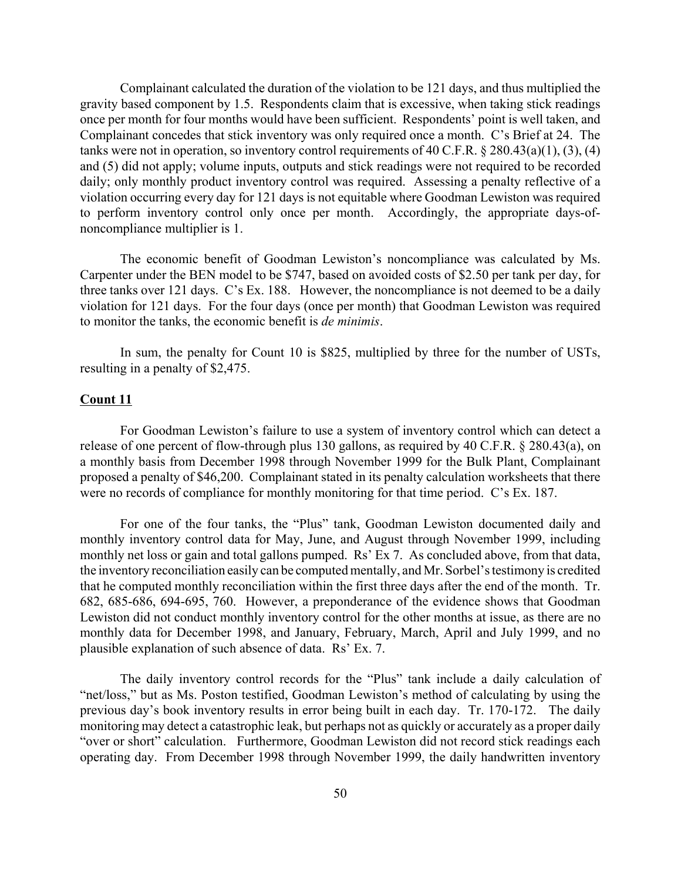Complainant calculated the duration of the violation to be 121 days, and thus multiplied the gravity based component by 1.5. Respondents claim that is excessive, when taking stick readings once per month for four months would have been sufficient. Respondents' point is well taken, and Complainant concedes that stick inventory was only required once a month. C's Brief at 24. The tanks were not in operation, so inventory control requirements of 40 C.F.R. § 280.43(a)(1), (3), (4) and (5) did not apply; volume inputs, outputs and stick readings were not required to be recorded daily; only monthly product inventory control was required. Assessing a penalty reflective of a violation occurring every day for 121 days is not equitable where Goodman Lewiston was required to perform inventory control only once per month. Accordingly, the appropriate days-of-noncompliance multiplier is 1.

The economic benefit of Goodman Lewiston's noncompliance was calculated by Ms. Carpenter under the BEN model to be $747, based on avoided costs of $2.50 per tank per day, for three tanks over 121 days. C's Ex. 188. However, the noncompliance is not deemed to be a daily violation for 121 days. For the four days (once per month) that Goodman Lewiston was required to monitor the tanks, the economic benefit is *de minimis*.

In sum, the penalty for Count 10 is $825, multiplied by three for the number of USTs, resulting in a penalty of $2,475.

**Count 11**

For Goodman Lewiston's failure to use a system of inventory control which can detect a release of one percent of flow-through plus 130 gallons, as required by 40 C.F.R. § 280.43(a), on a monthly basis from December 1998 through November 1999 for the Bulk Plant, Complainant proposed a penalty of $46,200. Complainant stated in its penalty calculation worksheets that there were no records of compliance for monthly monitoring for that time period. C's Ex. 187.

For one of the four tanks, the "Plus" tank, Goodman Lewiston documented daily and monthly inventory control data for May, June, and August through November 1999, including monthly net loss or gain and total gallons pumped. Rs' Ex 7. As concluded above, from that data, the inventory reconciliation easily can be computed mentally, and Mr. Sorbel's testimony is credited that he computed monthly reconciliation within the first three days after the end of the month. Tr. 682, 685-686, 694-695, 760. However, a preponderance of the evidence shows that Goodman Lewiston did not conduct monthly inventory control for the other months at issue, as there are no monthly data for December 1998, and January, February, March, April and July 1999, and no plausible explanation of such absence of data. Rs' Ex. 7.

The daily inventory control records for the "Plus" tank include a daily calculation of "net/loss," but as Ms. Poston testified, Goodman Lewiston's method of calculating by using the previous day's book inventory results in error being built in each day. Tr. 170-172. The daily monitoring may detect a catastrophic leak, but perhaps not as quickly or accurately as a proper daily "over or short" calculation. Furthermore, Goodman Lewiston did not record stick readings each operating day. From December 1998 through November 1999, the daily handwritten inventory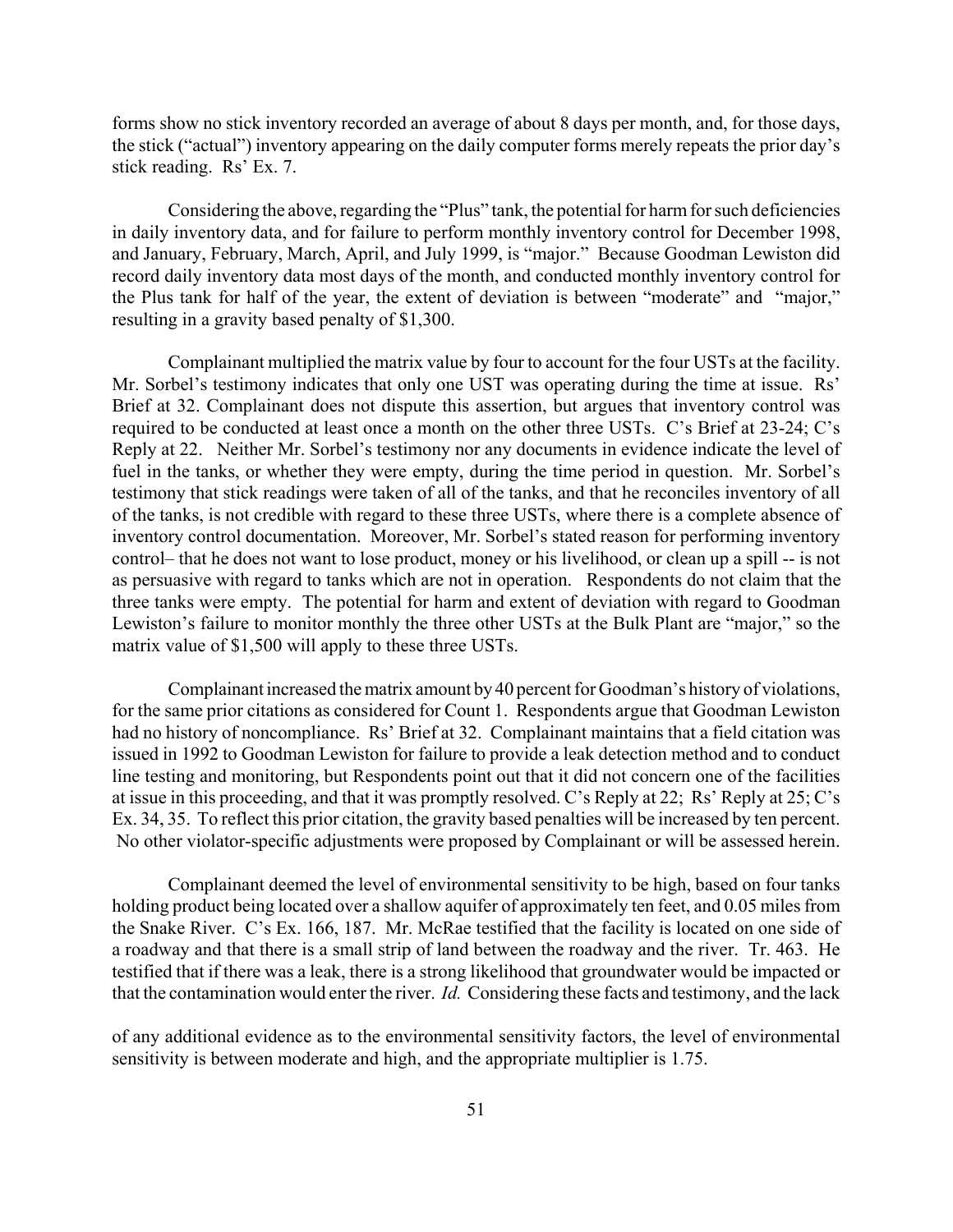forms show no stick inventory recorded an average of about 8 days per month, and, for those days, the stick ("actual") inventory appearing on the daily computer forms merely repeats the prior day's stick reading. Rs' Ex. 7.

Considering the above, regarding the "Plus" tank, the potential for harm for such deficiencies in daily inventory data, and for failure to perform monthly inventory control for December 1998, and January, February, March, April, and July 1999, is "major." Because Goodman Lewiston did record daily inventory data most days of the month, and conducted monthly inventory control for the Plus tank for half of the year, the extent of deviation is between "moderate" and "major," resulting in a gravity based penalty of $1,300.

Complainant multiplied the matrix value by four to account for the four USTs at the facility. Mr. Sorbel's testimony indicates that only one UST was operating during the time at issue. Rs' Brief at 32. Complainant does not dispute this assertion, but argues that inventory control was required to be conducted at least once a month on the other three USTs. C's Brief at 23-24; C's Reply at 22. Neither Mr. Sorbel's testimony nor any documents in evidence indicate the level of fuel in the tanks, or whether they were empty, during the time period in question. Mr. Sorbel's testimony that stick readings were taken of all of the tanks, and that he reconciles inventory of all of the tanks, is not credible with regard to these three USTs, where there is a complete absence of inventory control documentation. Moreover, Mr. Sorbel's stated reason for performing inventory control– that he does not want to lose product, money or his livelihood, or clean up a spill -- is not as persuasive with regard to tanks which are not in operation. Respondents do not claim that the three tanks were empty. The potential for harm and extent of deviation with regard to Goodman Lewiston's failure to monitor monthly the three other USTs at the Bulk Plant are "major," so the matrix value of $1,500 will apply to these three USTs.

Complainant increased the matrix amount by 40 percent for Goodman's history of violations, for the same prior citations as considered for Count 1. Respondents argue that Goodman Lewiston had no history of noncompliance. Rs' Brief at 32. Complainant maintains that a field citation was issued in 1992 to Goodman Lewiston for failure to provide a leak detection method and to conduct line testing and monitoring, but Respondents point out that it did not concern one of the facilities at issue in this proceeding, and that it was promptly resolved. C's Reply at 22; Rs' Reply at 25; C's Ex. 34, 35. To reflect this prior citation, the gravity based penalties will be increased by ten percent. No other violator-specific adjustments were proposed by Complainant or will be assessed herein.

Complainant deemed the level of environmental sensitivity to be high, based on four tanks holding product being located over a shallow aquifer of approximately ten feet, and 0.05 miles from the Snake River. C's Ex. 166, 187. Mr. McRae testified that the facility is located on one side of a roadway and that there is a small strip of land between the roadway and the river. Tr. 463. He testified that if there was a leak, there is a strong likelihood that groundwater would be impacted or that the contamination would enter the river. *Id.* Considering these facts and testimony, and the lack of any additional evidence as to the environmental sensitivity factors, the level of environmental sensitivity is between moderate and high, and the appropriate multiplier is 1.75.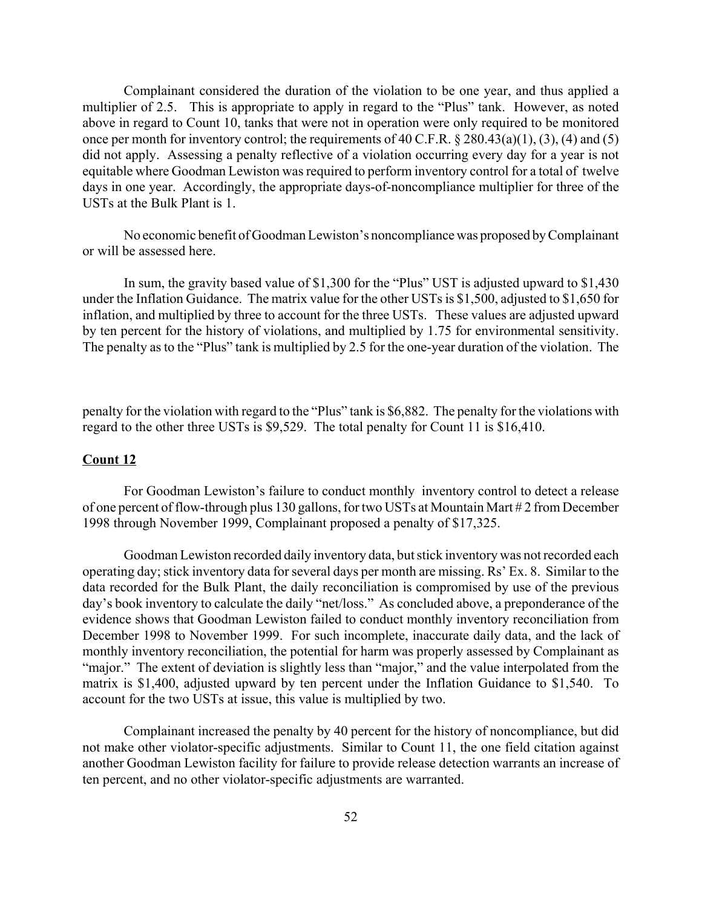Complainant considered the duration of the violation to be one year, and thus applied a multiplier of 2.5. This is appropriate to apply in regard to the "Plus" tank. However, as noted above in regard to Count 10, tanks that were not in operation were only required to be monitored once per month for inventory control; the requirements of 40 C.F.R. § 280.43(a)(1), (3), (4) and (5) did not apply. Assessing a penalty reflective of a violation occurring every day for a year is not equitable where Goodman Lewiston was required to perform inventory control for a total of twelve days in one year. Accordingly, the appropriate days-of-noncompliance multiplier for three of the USTs at the Bulk Plant is 1.

No economic benefit of Goodman Lewiston's noncompliance was proposed by Complainant or will be assessed here.

In sum, the gravity based value of $1,300 for the "Plus" UST is adjusted upward to $1,430 under the Inflation Guidance. The matrix value for the other USTs is $1,500, adjusted to $1,650 for inflation, and multiplied by three to account for the three USTs. These values are adjusted upward by ten percent for the history of violations, and multiplied by 1.75 for environmental sensitivity. The penalty as to the "Plus" tank is multiplied by 2.5 for the one-year duration of the violation. The penalty for the violation with regard to the "Plus" tank is $6,882. The penalty for the violations with regard to the other three USTs is $9,529. The total penalty for Count 11 is $16,410.

**Count 12**

For Goodman Lewiston's failure to conduct monthly inventory control to detect a release of one percent of flow-through plus 130 gallons, for two USTs at Mountain Mart # 2 from December 1998 through November 1999, Complainant proposed a penalty of $17,325.

Goodman Lewiston recorded daily inventory data, but stick inventory was not recorded each operating day; stick inventory data for several days per month are missing. Rs' Ex. 8. Similar to the data recorded for the Bulk Plant, the daily reconciliation is compromised by use of the previous day's book inventory to calculate the daily "net/loss." As concluded above, a preponderance of the evidence shows that Goodman Lewiston failed to conduct monthly inventory reconciliation from December 1998 to November 1999. For such incomplete, inaccurate daily data, and the lack of monthly inventory reconciliation, the potential for harm was properly assessed by Complainant as "major." The extent of deviation is slightly less than "major," and the value interpolated from the matrix is $1,400, adjusted upward by ten percent under the Inflation Guidance to $1,540. To account for the two USTs at issue, this value is multiplied by two.

Complainant increased the penalty by 40 percent for the history of noncompliance, but did not make other violator-specific adjustments. Similar to Count 11, the one field citation against another Goodman Lewiston facility for failure to provide release detection warrants an increase of ten percent, and no other violator-specific adjustments are warranted.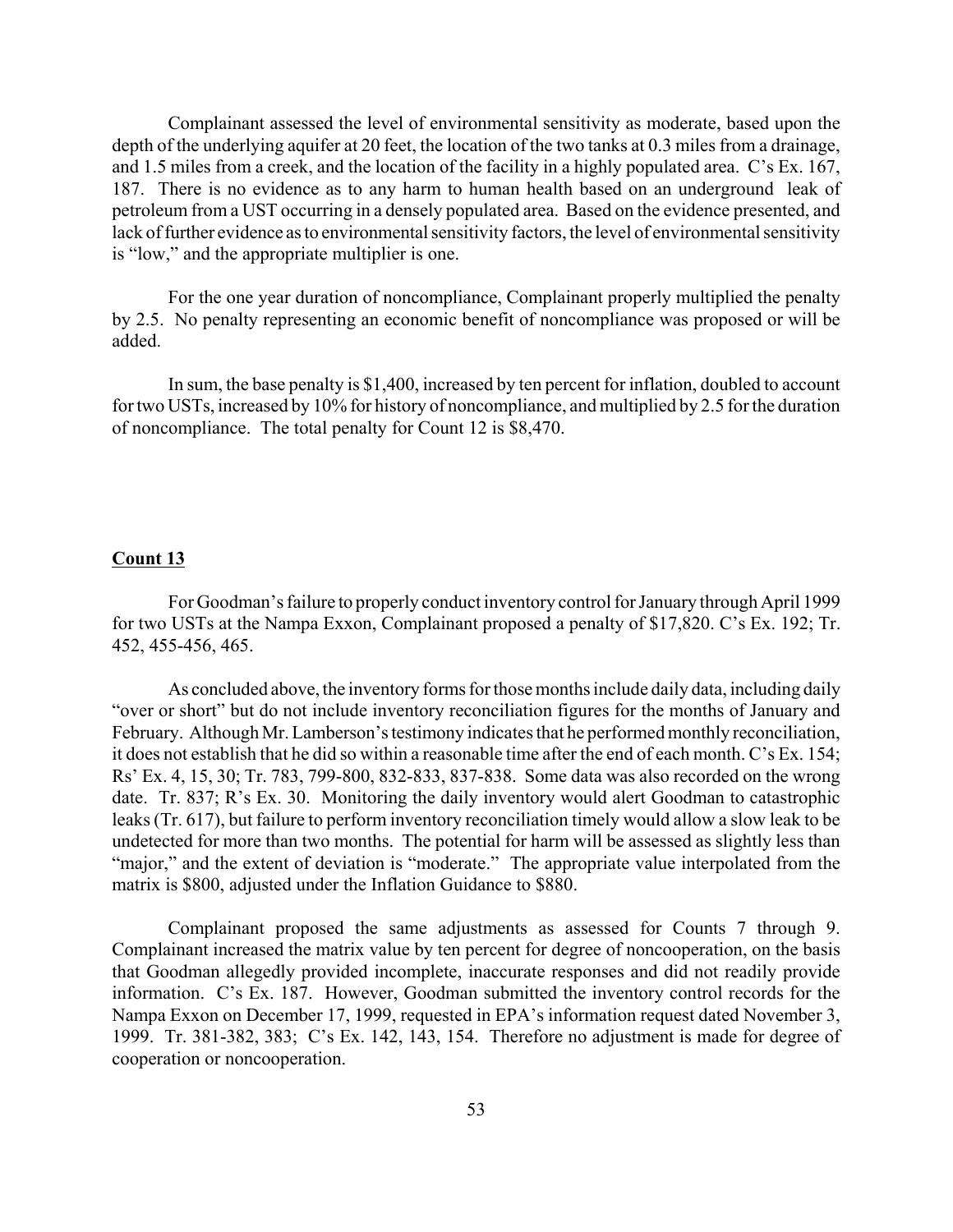Complainant assessed the level of environmental sensitivity as moderate, based upon the depth of the underlying aquifer at 20 feet, the location of the two tanks at 0.3 miles from a drainage, and 1.5 miles from a creek, and the location of the facility in a highly populated area. C's Ex. 167, 187. There is no evidence as to any harm to human health based on an underground leak of petroleum from a UST occurring in a densely populated area. Based on the evidence presented, and lack of further evidence as to environmental sensitivity factors, the level of environmental sensitivity is "low," and the appropriate multiplier is one.

For the one year duration of noncompliance, Complainant properly multiplied the penalty by 2.5. No penalty representing an economic benefit of noncompliance was proposed or will be added.

In sum, the base penalty is $1,400, increased by ten percent for inflation, doubled to account for two USTs, increased by 10% for history of noncompliance, and multiplied by 2.5 for the duration of noncompliance. The total penalty for Count 12 is $8,470.

**Count 13**

For Goodman's failure to properly conduct inventory control for January through April 1999 for two USTs at the Nampa Exxon, Complainant proposed a penalty of $17,820. C's Ex. 192; Tr. 452, 455-456, 465.

As concluded above, the inventory forms for those months include daily data, including daily "over or short" but do not include inventory reconciliation figures for the months of January and February. Although Mr. Lamberson's testimony indicates that he performed monthly reconciliation, it does not establish that he did so within a reasonable time after the end of each month. C's Ex. 154; Rs' Ex. 4, 15, 30; Tr. 783, 799-800, 832-833, 837-838. Some data was also recorded on the wrong date. Tr. 837; R's Ex. 30. Monitoring the daily inventory would alert Goodman to catastrophic leaks (Tr. 617), but failure to perform inventory reconciliation timely would allow a slow leak to be undetected for more than two months. The potential for harm will be assessed as slightly less than "major," and the extent of deviation is "moderate." The appropriate value interpolated from the matrix is $800, adjusted under the Inflation Guidance to $880.

Complainant proposed the same adjustments as assessed for Counts 7 through 9. Complainant increased the matrix value by ten percent for degree of noncooperation, on the basis that Goodman allegedly provided incomplete, inaccurate responses and did not readily provide information. C's Ex. 187. However, Goodman submitted the inventory control records for the Nampa Exxon on December 17, 1999, requested in EPA's information request dated November 3, 1999. Tr. 381-382, 383; C's Ex. 142, 143, 154. Therefore no adjustment is made for degree of cooperation or noncooperation.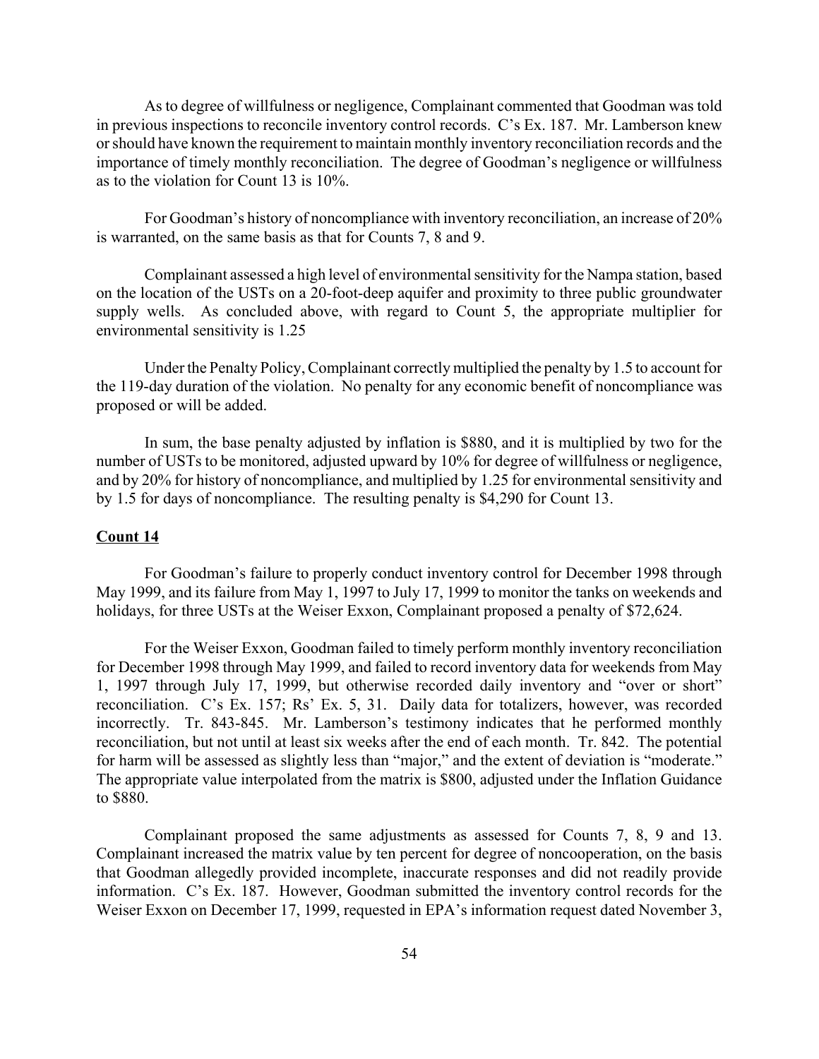As to degree of willfulness or negligence, Complainant commented that Goodman was told in previous inspections to reconcile inventory control records. C's Ex. 187. Mr. Lamberson knew or should have known the requirement to maintain monthly inventory reconciliation records and the importance of timely monthly reconciliation. The degree of Goodman's negligence or willfulness as to the violation for Count 13 is 10%.

For Goodman's history of noncompliance with inventory reconciliation, an increase of 20% is warranted, on the same basis as that for Counts 7, 8 and 9.

Complainant assessed a high level of environmental sensitivity for the Nampa station, based on the location of the USTs on a 20-foot-deep aquifer and proximity to three public groundwater supply wells. As concluded above, with regard to Count 5, the appropriate multiplier for environmental sensitivity is 1.25

Under the Penalty Policy, Complainant correctly multiplied the penalty by 1.5 to account for the 119-day duration of the violation. No penalty for any economic benefit of noncompliance was proposed or will be added.

In sum, the base penalty adjusted by inflation is $880, and it is multiplied by two for the number of USTs to be monitored, adjusted upward by 10% for degree of willfulness or negligence, and by 20% for history of noncompliance, and multiplied by 1.25 for environmental sensitivity and by 1.5 for days of noncompliance. The resulting penalty is $4,290 for Count 13.

**Count 14**

For Goodman's failure to properly conduct inventory control for December 1998 through May 1999, and its failure from May 1, 1997 to July 17, 1999 to monitor the tanks on weekends and holidays, for three USTs at the Weiser Exxon, Complainant proposed a penalty of $72,624.

For the Weiser Exxon, Goodman failed to timely perform monthly inventory reconciliation for December 1998 through May 1999, and failed to record inventory data for weekends from May 1, 1997 through July 17, 1999, but otherwise recorded daily inventory and "over or short" reconciliation. C's Ex. 157; Rs' Ex. 5, 31. Daily data for totalizers, however, was recorded incorrectly. Tr. 843-845. Mr. Lamberson's testimony indicates that he performed monthly reconciliation, but not until at least six weeks after the end of each month. Tr. 842. The potential for harm will be assessed as slightly less than "major," and the extent of deviation is "moderate." The appropriate value interpolated from the matrix is $800, adjusted under the Inflation Guidance to $880.

Complainant proposed the same adjustments as assessed for Counts 7, 8, 9 and 13. Complainant increased the matrix value by ten percent for degree of noncooperation, on the basis that Goodman allegedly provided incomplete, inaccurate responses and did not readily provide information. C's Ex. 187. However, Goodman submitted the inventory control records for the Weiser Exxon on December 17, 1999, requested in EPA's information request dated November 3,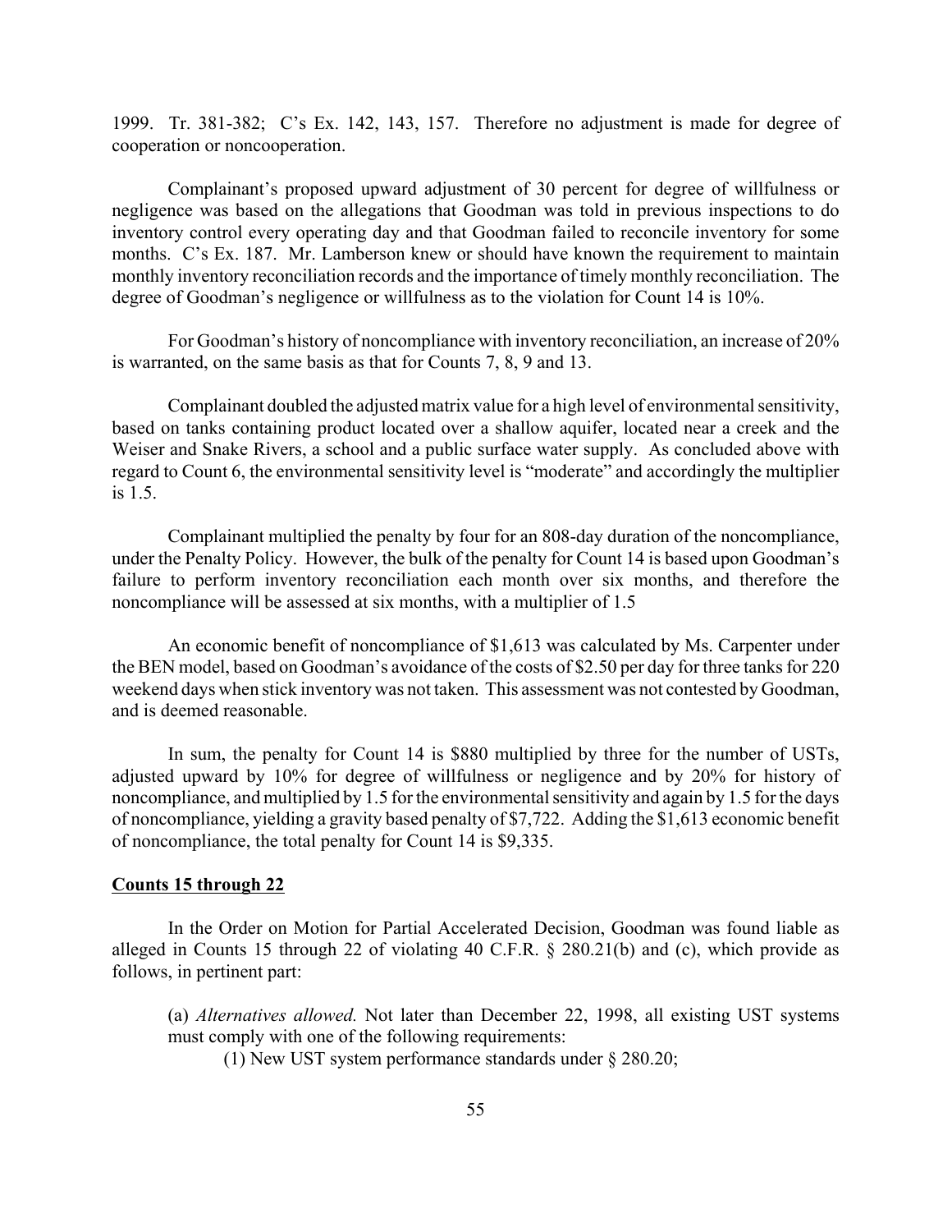1999. Tr. 381-382; C's Ex. 142, 143, 157. Therefore no adjustment is made for degree of cooperation or noncooperation.

Complainant's proposed upward adjustment of 30 percent for degree of willfulness or negligence was based on the allegations that Goodman was told in previous inspections to do inventory control every operating day and that Goodman failed to reconcile inventory for some months. C's Ex. 187. Mr. Lamberson knew or should have known the requirement to maintain monthly inventory reconciliation records and the importance of timely monthly reconciliation. The degree of Goodman's negligence or willfulness as to the violation for Count 14 is 10%.

For Goodman's history of noncompliance with inventory reconciliation, an increase of 20% is warranted, on the same basis as that for Counts 7, 8, 9 and 13.

Complainant doubled the adjusted matrix value for a high level of environmental sensitivity, based on tanks containing product located over a shallow aquifer, located near a creek and the Weiser and Snake Rivers, a school and a public surface water supply. As concluded above with regard to Count 6, the environmental sensitivity level is "moderate" and accordingly the multiplier is 1.5.

Complainant multiplied the penalty by four for an 808-day duration of the noncompliance, under the Penalty Policy. However, the bulk of the penalty for Count 14 is based upon Goodman's failure to perform inventory reconciliation each month over six months, and therefore the noncompliance will be assessed at six months, with a multiplier of 1.5

An economic benefit of noncompliance of $1,613 was calculated by Ms. Carpenter under the BEN model, based on Goodman's avoidance of the costs of $2.50 per day for three tanks for 220 weekend days when stick inventory was not taken. This assessment was not contested by Goodman, and is deemed reasonable.

In sum, the penalty for Count 14 is $880 multiplied by three for the number of USTs, adjusted upward by 10% for degree of willfulness or negligence and by 20% for history of noncompliance, and multiplied by 1.5 for the environmental sensitivity and again by 1.5 for the days of noncompliance, yielding a gravity based penalty of $7,722. Adding the $1,613 economic benefit of noncompliance, the total penalty for Count 14 is $9,335.

**Counts 15 through 22**

In the Order on Motion for Partial Accelerated Decision, Goodman was found liable as alleged in Counts 15 through 22 of violating 40 C.F.R. § 280.21(b) and (c), which provide as follows, in pertinent part:

> (a) *Alternatives allowed.* Not later than December 22, 1998, all existing UST systems must comply with one of the following requirements:
>
> (1) New UST system performance standards under § 280.20;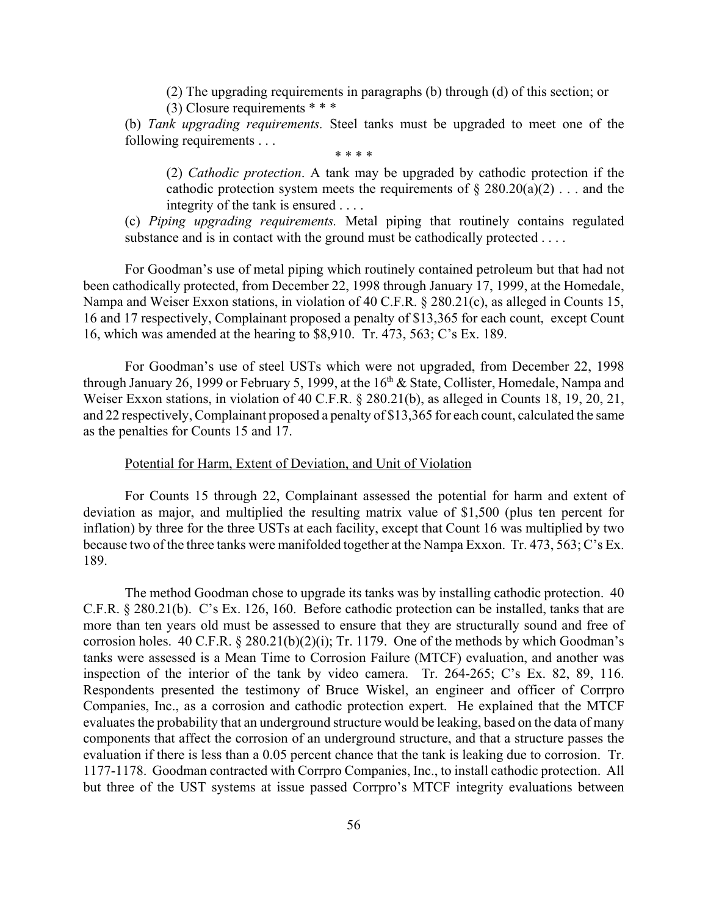> (2) The upgrading requirements in paragraphs (b) through (d) of this section; or
>
> (3) Closure requirements * * *
>
> (b) *Tank upgrading requirements.* Steel tanks must be upgraded to meet one of the following requirements . . .
>
> \* \* \* \*
>
> (2) *Cathodic protection*. A tank may be upgraded by cathodic protection if the cathodic protection system meets the requirements of § 280.20(a)(2) . . . and the integrity of the tank is ensured . . . .
>
> (c) *Piping upgrading requirements.* Metal piping that routinely contains regulated substance and is in contact with the ground must be cathodically protected . . . .

For Goodman's use of metal piping which routinely contained petroleum but that had not been cathodically protected, from December 22, 1998 through January 17, 1999, at the Homedale, Nampa and Weiser Exxon stations, in violation of 40 C.F.R. § 280.21(c), as alleged in Counts 15, 16 and 17 respectively, Complainant proposed a penalty of $13,365 for each count, except Count 16, which was amended at the hearing to $8,910. Tr. 473, 563; C's Ex. 189.

For Goodman's use of steel USTs which were not upgraded, from December 22, 1998 through January 26, 1999 or February 5, 1999, at the 16th & State, Collister, Homedale, Nampa and Weiser Exxon stations, in violation of 40 C.F.R. § 280.21(b), as alleged in Counts 18, 19, 20, 21, and 22 respectively, Complainant proposed a penalty of $13,365 for each count, calculated the same as the penalties for Counts 15 and 17.

Potential for Harm, Extent of Deviation, and Unit of Violation

For Counts 15 through 22, Complainant assessed the potential for harm and extent of deviation as major, and multiplied the resulting matrix value of $1,500 (plus ten percent for inflation) by three for the three USTs at each facility, except that Count 16 was multiplied by two because two of the three tanks were manifolded together at the Nampa Exxon. Tr. 473, 563; C's Ex. 189.

The method Goodman chose to upgrade its tanks was by installing cathodic protection. 40 C.F.R. § 280.21(b). C's Ex. 126, 160. Before cathodic protection can be installed, tanks that are more than ten years old must be assessed to ensure that they are structurally sound and free of corrosion holes. 40 C.F.R. § 280.21(b)(2)(i); Tr. 1179. One of the methods by which Goodman's tanks were assessed is a Mean Time to Corrosion Failure (MTCF) evaluation, and another was inspection of the interior of the tank by video camera. Tr. 264-265; C's Ex. 82, 89, 116. Respondents presented the testimony of Bruce Wiskel, an engineer and officer of Corrpro Companies, Inc., as a corrosion and cathodic protection expert. He explained that the MTCF evaluates the probability that an underground structure would be leaking, based on the data of many components that affect the corrosion of an underground structure, and that a structure passes the evaluation if there is less than a 0.05 percent chance that the tank is leaking due to corrosion. Tr. 1177-1178. Goodman contracted with Corrpro Companies, Inc., to install cathodic protection. All but three of the UST systems at issue passed Corrpro's MTCF integrity evaluations between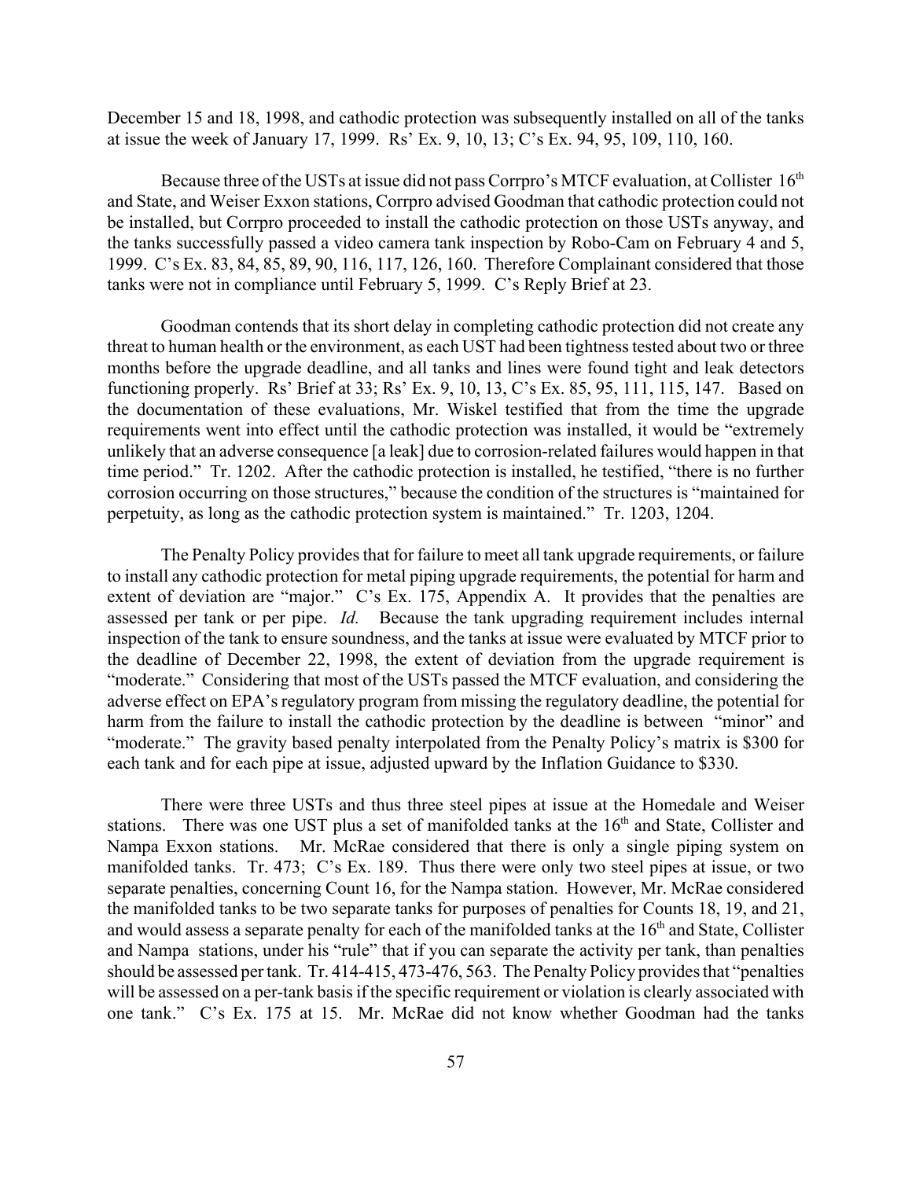December 15 and 18, 1998, and cathodic protection was subsequently installed on all of the tanks at issue the week of January 17, 1999. Rs' Ex. 9, 10, 13; C's Ex. 94, 95, 109, 110, 160.

Because three of the USTs at issue did not pass Corrpro's MTCF evaluation, at Collister 16th and State, and Weiser Exxon stations, Corrpro advised Goodman that cathodic protection could not be installed, but Corrpro proceeded to install the cathodic protection on those USTs anyway, and the tanks successfully passed a video camera tank inspection by Robo-Cam on February 4 and 5, 1999. C's Ex. 83, 84, 85, 89, 90, 116, 117, 126, 160. Therefore Complainant considered that those tanks were not in compliance until February 5, 1999. C's Reply Brief at 23.

Goodman contends that its short delay in completing cathodic protection did not create any threat to human health or the environment, as each UST had been tightness tested about two or three months before the upgrade deadline, and all tanks and lines were found tight and leak detectors functioning properly. Rs' Brief at 33; Rs' Ex. 9, 10, 13, C's Ex. 85, 95, 111, 115, 147. Based on the documentation of these evaluations, Mr. Wiskel testified that from the time the upgrade requirements went into effect until the cathodic protection was installed, it would be "extremely unlikely that an adverse consequence [a leak] due to corrosion-related failures would happen in that time period." Tr. 1202. After the cathodic protection is installed, he testified, "there is no further corrosion occurring on those structures," because the condition of the structures is "maintained for perpetuity, as long as the cathodic protection system is maintained." Tr. 1203, 1204.

The Penalty Policy provides that for failure to meet all tank upgrade requirements, or failure to install any cathodic protection for metal piping upgrade requirements, the potential for harm and extent of deviation are "major." C's Ex. 175, Appendix A. It provides that the penalties are assessed per tank or per pipe. *Id.* Because the tank upgrading requirement includes internal inspection of the tank to ensure soundness, and the tanks at issue were evaluated by MTCF prior to the deadline of December 22, 1998, the extent of deviation from the upgrade requirement is "moderate." Considering that most of the USTs passed the MTCF evaluation, and considering the adverse effect on EPA's regulatory program from missing the regulatory deadline, the potential for harm from the failure to install the cathodic protection by the deadline is between "minor" and "moderate." The gravity based penalty interpolated from the Penalty Policy's matrix is $300 for each tank and for each pipe at issue, adjusted upward by the Inflation Guidance to $330.

There were three USTs and thus three steel pipes at issue at the Homedale and Weiser stations. There was one UST plus a set of manifolded tanks at the 16th and State, Collister and Nampa Exxon stations. Mr. McRae considered that there is only a single piping system on manifolded tanks. Tr. 473; C's Ex. 189. Thus there were only two steel pipes at issue, or two separate penalties, concerning Count 16, for the Nampa station. However, Mr. McRae considered the manifolded tanks to be two separate tanks for purposes of penalties for Counts 18, 19, and 21, and would assess a separate penalty for each of the manifolded tanks at the 16th and State, Collister and Nampa stations, under his "rule" that if you can separate the activity per tank, than penalties should be assessed per tank. Tr. 414-415, 473-476, 563. The Penalty Policy provides that "penalties will be assessed on a per-tank basis if the specific requirement or violation is clearly associated with one tank." C's Ex. 175 at 15. Mr. McRae did not know whether Goodman had the tanks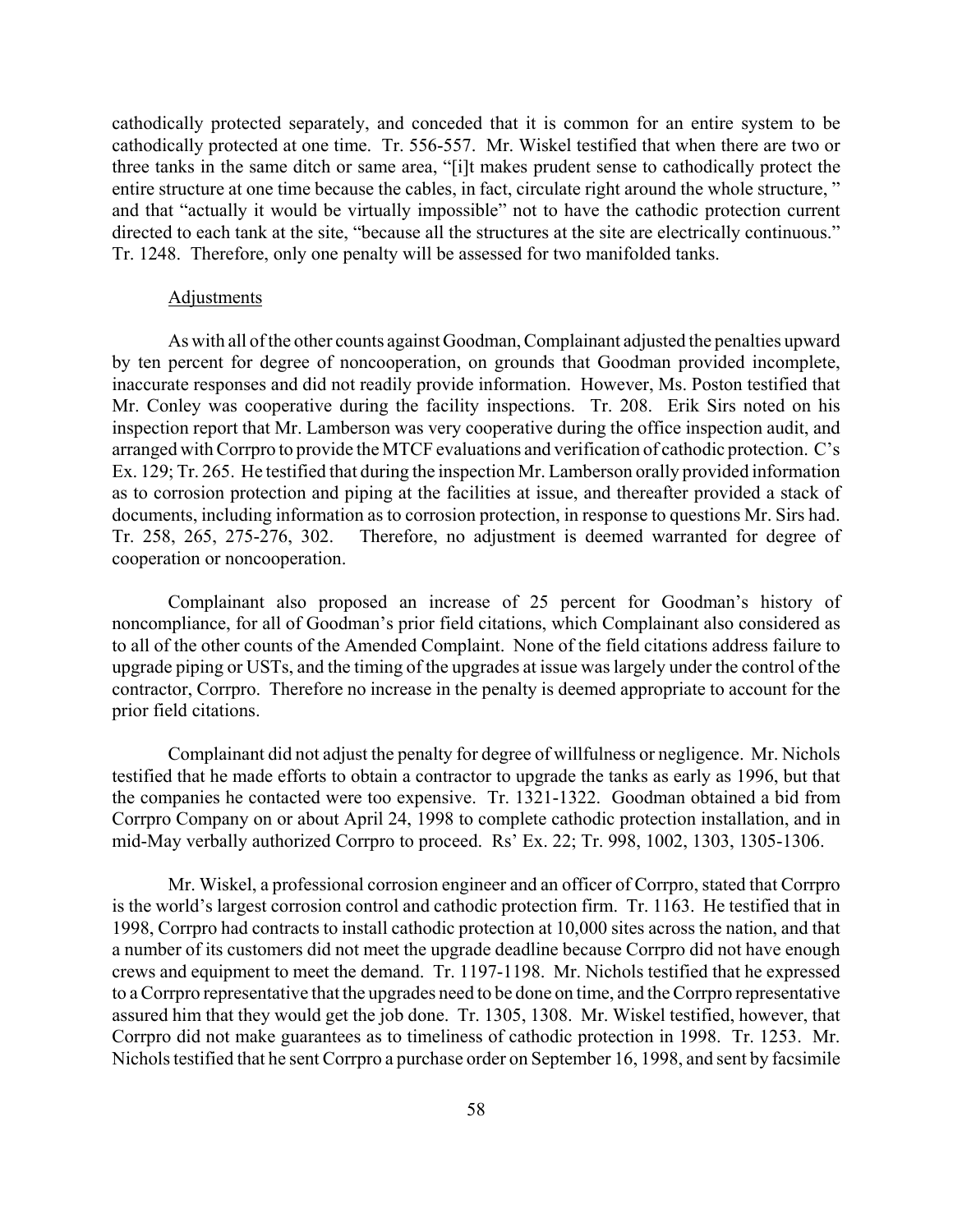cathodically protected separately, and conceded that it is common for an entire system to be cathodically protected at one time. Tr. 556-557. Mr. Wiskel testified that when there are two or three tanks in the same ditch or same area, "[i]t makes prudent sense to cathodically protect the entire structure at one time because the cables, in fact, circulate right around the whole structure, " and that "actually it would be virtually impossible" not to have the cathodic protection current directed to each tank at the site, "because all the structures at the site are electrically continuous." Tr. 1248. Therefore, only one penalty will be assessed for two manifolded tanks.

Adjustments

As with all of the other counts against Goodman, Complainant adjusted the penalties upward by ten percent for degree of noncooperation, on grounds that Goodman provided incomplete, inaccurate responses and did not readily provide information. However, Ms. Poston testified that Mr. Conley was cooperative during the facility inspections. Tr. 208. Erik Sirs noted on his inspection report that Mr. Lamberson was very cooperative during the office inspection audit, and arranged with Corrpro to provide the MTCF evaluations and verification of cathodic protection. C's Ex. 129; Tr. 265. He testified that during the inspection Mr. Lamberson orally provided information as to corrosion protection and piping at the facilities at issue, and thereafter provided a stack of documents, including information as to corrosion protection, in response to questions Mr. Sirs had. Tr. 258, 265, 275-276, 302. Therefore, no adjustment is deemed warranted for degree of cooperation or noncooperation.

Complainant also proposed an increase of 25 percent for Goodman's history of noncompliance, for all of Goodman's prior field citations, which Complainant also considered as to all of the other counts of the Amended Complaint. None of the field citations address failure to upgrade piping or USTs, and the timing of the upgrades at issue was largely under the control of the contractor, Corrpro. Therefore no increase in the penalty is deemed appropriate to account for the prior field citations.

Complainant did not adjust the penalty for degree of willfulness or negligence. Mr. Nichols testified that he made efforts to obtain a contractor to upgrade the tanks as early as 1996, but that the companies he contacted were too expensive. Tr. 1321-1322. Goodman obtained a bid from Corrpro Company on or about April 24, 1998 to complete cathodic protection installation, and in mid-May verbally authorized Corrpro to proceed. Rs' Ex. 22; Tr. 998, 1002, 1303, 1305-1306.

Mr. Wiskel, a professional corrosion engineer and an officer of Corrpro, stated that Corrpro is the world's largest corrosion control and cathodic protection firm. Tr. 1163. He testified that in 1998, Corrpro had contracts to install cathodic protection at 10,000 sites across the nation, and that a number of its customers did not meet the upgrade deadline because Corrpro did not have enough crews and equipment to meet the demand. Tr. 1197-1198. Mr. Nichols testified that he expressed to a Corrpro representative that the upgrades need to be done on time, and the Corrpro representative assured him that they would get the job done. Tr. 1305, 1308. Mr. Wiskel testified, however, that Corrpro did not make guarantees as to timeliness of cathodic protection in 1998. Tr. 1253. Mr. Nichols testified that he sent Corrpro a purchase order on September 16, 1998, and sent by facsimile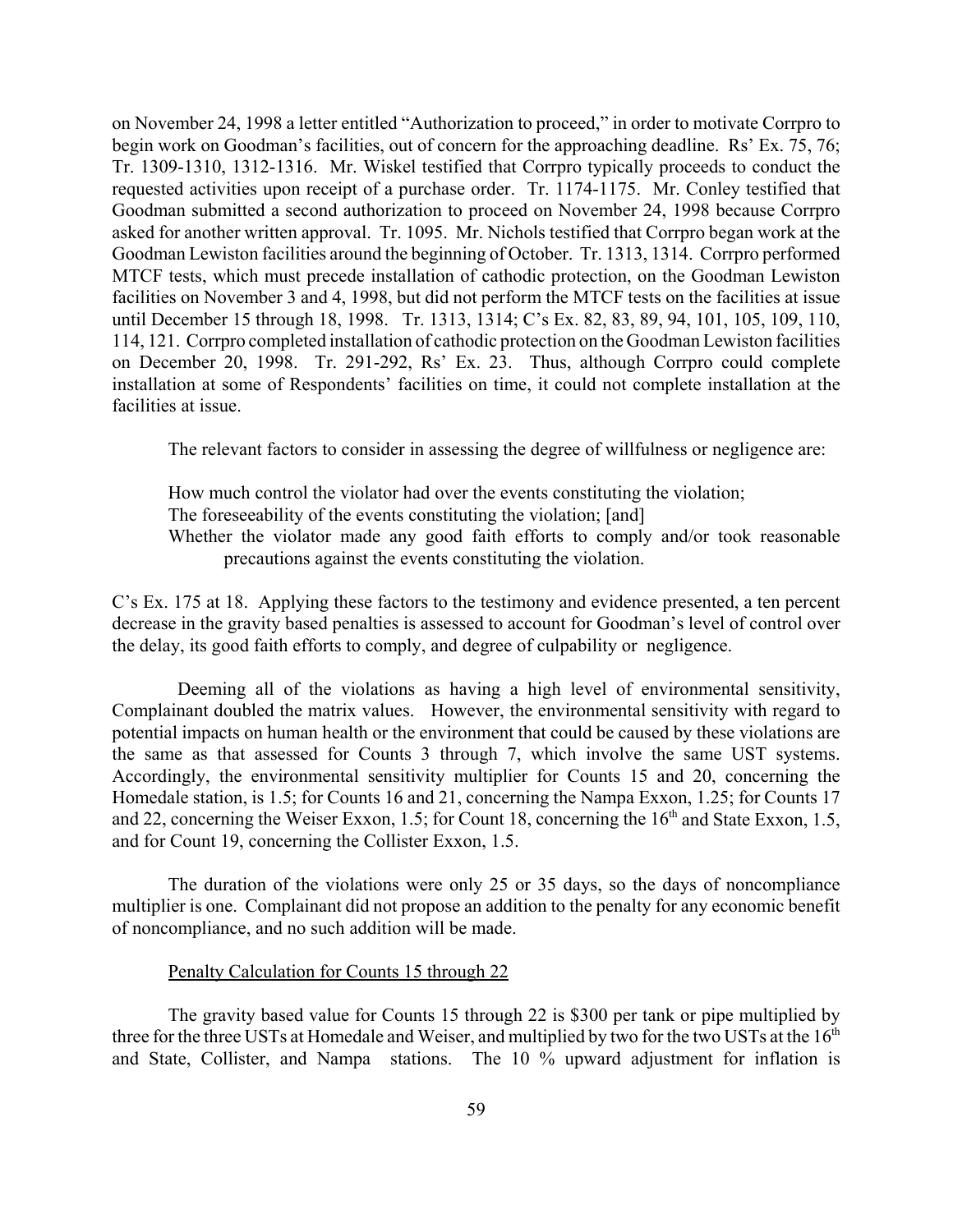on November 24, 1998 a letter entitled "Authorization to proceed," in order to motivate Corrpro to begin work on Goodman's facilities, out of concern for the approaching deadline. Rs' Ex. 75, 76; Tr. 1309-1310, 1312-1316. Mr. Wiskel testified that Corrpro typically proceeds to conduct the requested activities upon receipt of a purchase order. Tr. 1174-1175. Mr. Conley testified that Goodman submitted a second authorization to proceed on November 24, 1998 because Corrpro asked for another written approval. Tr. 1095. Mr. Nichols testified that Corrpro began work at the Goodman Lewiston facilities around the beginning of October. Tr. 1313, 1314. Corrpro performed MTCF tests, which must precede installation of cathodic protection, on the Goodman Lewiston facilities on November 3 and 4, 1998, but did not perform the MTCF tests on the facilities at issue until December 15 through 18, 1998. Tr. 1313, 1314; C's Ex. 82, 83, 89, 94, 101, 105, 109, 110, 114, 121. Corrpro completed installation of cathodic protection on the Goodman Lewiston facilities on December 20, 1998. Tr. 291-292, Rs' Ex. 23. Thus, although Corrpro could complete installation at some of Respondents' facilities on time, it could not complete installation at the facilities at issue.

The relevant factors to consider in assessing the degree of willfulness or negligence are:

> How much control the violator had over the events constituting the violation;
> The foreseeability of the events constituting the violation; [and]
> Whether the violator made any good faith efforts to comply and/or took reasonable precautions against the events constituting the violation.

C's Ex. 175 at 18. Applying these factors to the testimony and evidence presented, a ten percent decrease in the gravity based penalties is assessed to account for Goodman's level of control over the delay, its good faith efforts to comply, and degree of culpability or negligence.

Deeming all of the violations as having a high level of environmental sensitivity, Complainant doubled the matrix values. However, the environmental sensitivity with regard to potential impacts on human health or the environment that could be caused by these violations are the same as that assessed for Counts 3 through 7, which involve the same UST systems. Accordingly, the environmental sensitivity multiplier for Counts 15 and 20, concerning the Homedale station, is 1.5; for Counts 16 and 21, concerning the Nampa Exxon, 1.25; for Counts 17 and 22, concerning the Weiser Exxon, 1.5; for Count 18, concerning the 16th and State Exxon, 1.5, and for Count 19, concerning the Collister Exxon, 1.5.

The duration of the violations were only 25 or 35 days, so the days of noncompliance multiplier is one. Complainant did not propose an addition to the penalty for any economic benefit of noncompliance, and no such addition will be made.

<u>Penalty Calculation for Counts 15 through 22</u>

The gravity based value for Counts 15 through 22 is $300 per tank or pipe multiplied by three for the three USTs at Homedale and Weiser, and multiplied by two for the two USTs at the 16th and State, Collister, and Nampa stations. The 10 % upward adjustment for inflation is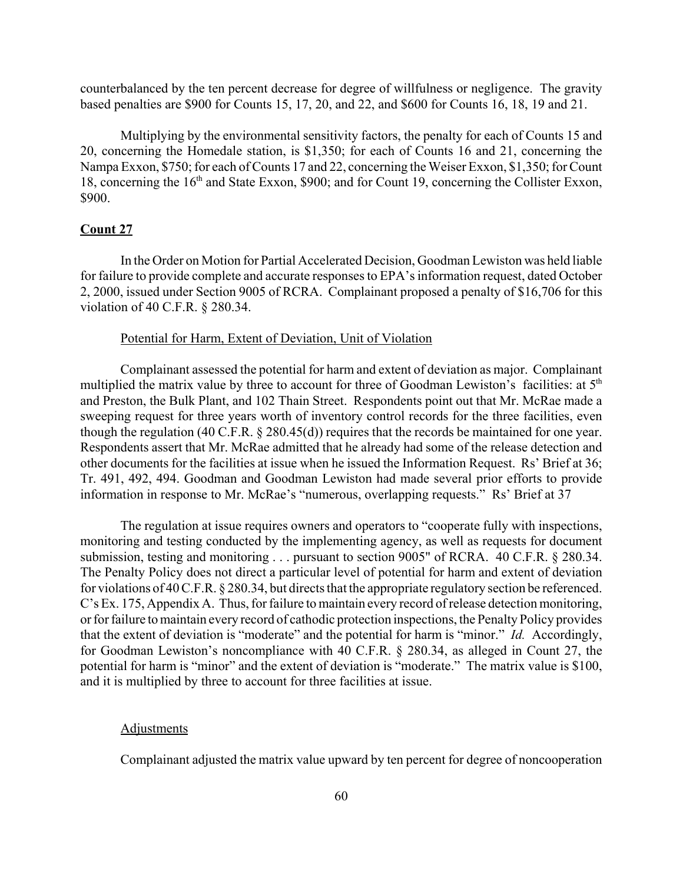counterbalanced by the ten percent decrease for degree of willfulness or negligence. The gravity based penalties are $900 for Counts 15, 17, 20, and 22, and $600 for Counts 16, 18, 19 and 21.

Multiplying by the environmental sensitivity factors, the penalty for each of Counts 15 and 20, concerning the Homedale station, is $1,350; for each of Counts 16 and 21, concerning the Nampa Exxon, $750; for each of Counts 17 and 22, concerning the Weiser Exxon, $1,350; for Count 18, concerning the 16th and State Exxon, $900; and for Count 19, concerning the Collister Exxon, $900.

**Count 27**

In the Order on Motion for Partial Accelerated Decision, Goodman Lewiston was held liable for failure to provide complete and accurate responses to EPA's information request, dated October 2, 2000, issued under Section 9005 of RCRA. Complainant proposed a penalty of $16,706 for this violation of 40 C.F.R. § 280.34.

Potential for Harm, Extent of Deviation, Unit of Violation

Complainant assessed the potential for harm and extent of deviation as major. Complainant multiplied the matrix value by three to account for three of Goodman Lewiston's facilities: at 5th and Preston, the Bulk Plant, and 102 Thain Street. Respondents point out that Mr. McRae made a sweeping request for three years worth of inventory control records for the three facilities, even though the regulation (40 C.F.R. § 280.45(d)) requires that the records be maintained for one year. Respondents assert that Mr. McRae admitted that he already had some of the release detection and other documents for the facilities at issue when he issued the Information Request. Rs' Brief at 36; Tr. 491, 492, 494. Goodman and Goodman Lewiston had made several prior efforts to provide information in response to Mr. McRae's "numerous, overlapping requests." Rs' Brief at 37

The regulation at issue requires owners and operators to "cooperate fully with inspections, monitoring and testing conducted by the implementing agency, as well as requests for document submission, testing and monitoring . . . pursuant to section 9005" of RCRA. 40 C.F.R. § 280.34. The Penalty Policy does not direct a particular level of potential for harm and extent of deviation for violations of 40 C.F.R. § 280.34, but directs that the appropriate regulatory section be referenced. C's Ex. 175, Appendix A. Thus, for failure to maintain every record of release detection monitoring, or for failure to maintain every record of cathodic protection inspections, the Penalty Policy provides that the extent of deviation is "moderate" and the potential for harm is "minor." *Id.* Accordingly, for Goodman Lewiston's noncompliance with 40 C.F.R. § 280.34, as alleged in Count 27, the potential for harm is "minor" and the extent of deviation is "moderate." The matrix value is $100, and it is multiplied by three to account for three facilities at issue.

Adjustments

Complainant adjusted the matrix value upward by ten percent for degree of noncooperation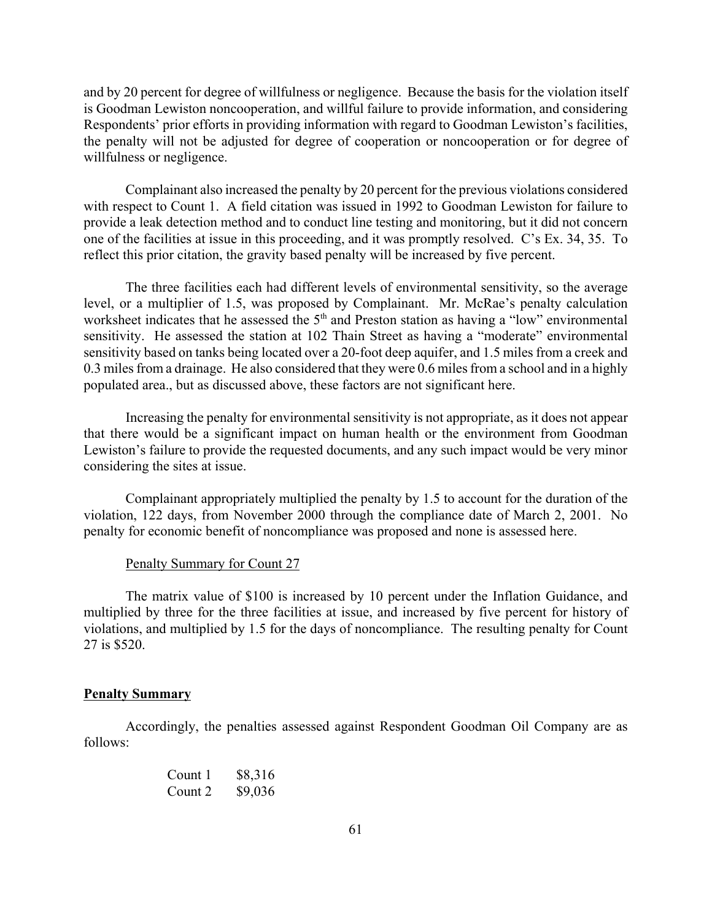and by 20 percent for degree of willfulness or negligence. Because the basis for the violation itself is Goodman Lewiston noncooperation, and willful failure to provide information, and considering Respondents' prior efforts in providing information with regard to Goodman Lewiston's facilities, the penalty will not be adjusted for degree of cooperation or noncooperation or for degree of willfulness or negligence.

Complainant also increased the penalty by 20 percent for the previous violations considered with respect to Count 1. A field citation was issued in 1992 to Goodman Lewiston for failure to provide a leak detection method and to conduct line testing and monitoring, but it did not concern one of the facilities at issue in this proceeding, and it was promptly resolved. C's Ex. 34, 35. To reflect this prior citation, the gravity based penalty will be increased by five percent.

The three facilities each had different levels of environmental sensitivity, so the average level, or a multiplier of 1.5, was proposed by Complainant. Mr. McRae's penalty calculation worksheet indicates that he assessed the 5th and Preston station as having a "low" environmental sensitivity. He assessed the station at 102 Thain Street as having a "moderate" environmental sensitivity based on tanks being located over a 20-foot deep aquifer, and 1.5 miles from a creek and 0.3 miles from a drainage. He also considered that they were 0.6 miles from a school and in a highly populated area., but as discussed above, these factors are not significant here.

Increasing the penalty for environmental sensitivity is not appropriate, as it does not appear that there would be a significant impact on human health or the environment from Goodman Lewiston's failure to provide the requested documents, and any such impact would be very minor considering the sites at issue.

Complainant appropriately multiplied the penalty by 1.5 to account for the duration of the violation, 122 days, from November 2000 through the compliance date of March 2, 2001. No penalty for economic benefit of noncompliance was proposed and none is assessed here.

Penalty Summary for Count 27

The matrix value of $100 is increased by 10 percent under the Inflation Guidance, and multiplied by three for the three facilities at issue, and increased by five percent for history of violations, and multiplied by 1.5 for the days of noncompliance. The resulting penalty for Count 27 is $520.

## **Penalty Summary**

Accordingly, the penalties assessed against Respondent Goodman Oil Company are as follows:

| | |
|---|---|
| Count 1 | $8,316 |
| Count 2 | $9,036 |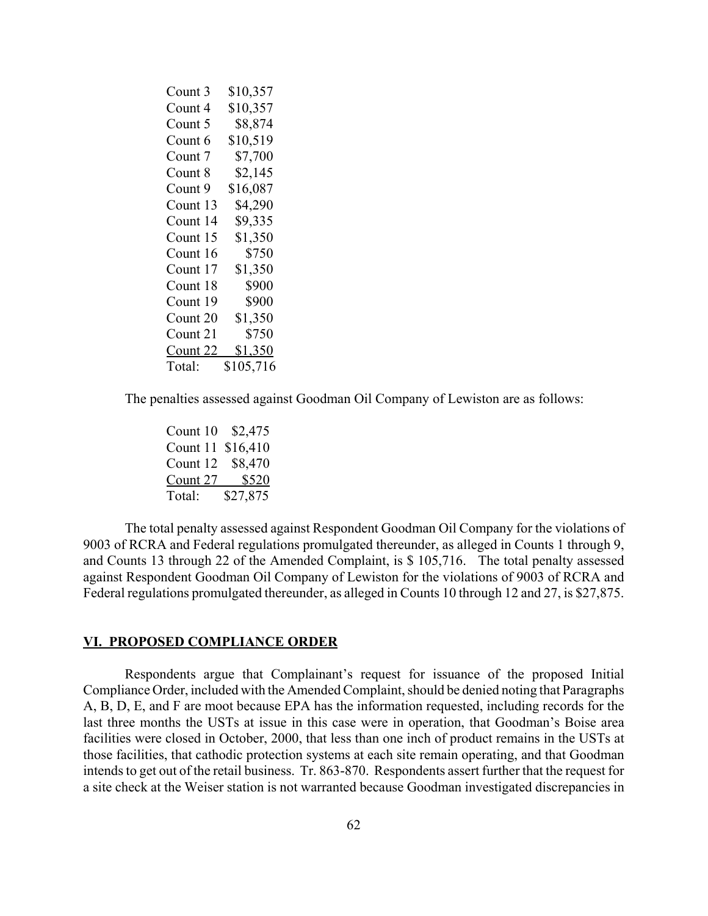| | |
|---|---|
| Count 3 | $10,357 |
| Count 4 | $10,357 |
| Count 5 | $8,874 |
| Count 6 | $10,519 |
| Count 7 | $7,700 |
| Count 8 | $2,145 |
| Count 9 | $16,087 |
| Count 13 | $4,290 |
| Count 14 | $9,335 |
| Count 15 | $1,350 |
| Count 16 | $750 |
| Count 17 | $1,350 |
| Count 18 | $900 |
| Count 19 | $900 |
| Count 20 | $1,350 |
| Count 21 | $750 |
| Count 22 | $1,350 |
| Total: | $105,716 |

The penalties assessed against Goodman Oil Company of Lewiston are as follows:

| | |
|---|---|
| Count 10 | $2,475 |
| Count 11 | $16,410 |
| Count 12 | $8,470 |
| Count 27 | $520 |
| Total: | $27,875 |

The total penalty assessed against Respondent Goodman Oil Company for the violations of 9003 of RCRA and Federal regulations promulgated thereunder, as alleged in Counts 1 through 9, and Counts 13 through 22 of the Amended Complaint, is $ 105,716. The total penalty assessed against Respondent Goodman Oil Company of Lewiston for the violations of 9003 of RCRA and Federal regulations promulgated thereunder, as alleged in Counts 10 through 12 and 27, is $27,875.

## VI. PROPOSED COMPLIANCE ORDER

Respondents argue that Complainant's request for issuance of the proposed Initial Compliance Order, included with the Amended Complaint, should be denied noting that Paragraphs A, B, D, E, and F are moot because EPA has the information requested, including records for the last three months the USTs at issue in this case were in operation, that Goodman's Boise area facilities were closed in October, 2000, that less than one inch of product remains in the USTs at those facilities, that cathodic protection systems at each site remain operating, and that Goodman intends to get out of the retail business. Tr. 863-870. Respondents assert further that the request for a site check at the Weiser station is not warranted because Goodman investigated discrepancies in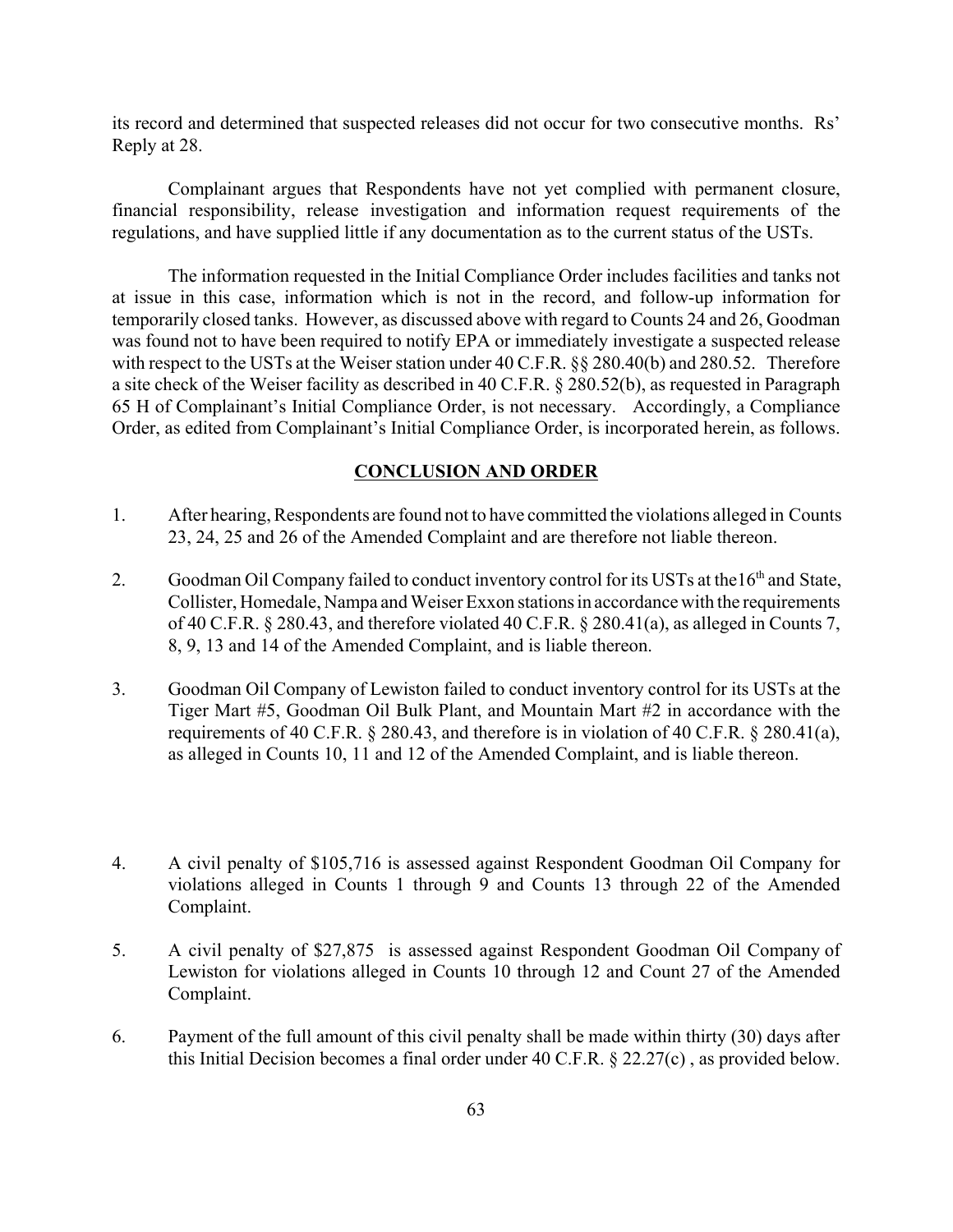its record and determined that suspected releases did not occur for two consecutive months. Rs' Reply at 28.

Complainant argues that Respondents have not yet complied with permanent closure, financial responsibility, release investigation and information request requirements of the regulations, and have supplied little if any documentation as to the current status of the USTs.

The information requested in the Initial Compliance Order includes facilities and tanks not at issue in this case, information which is not in the record, and follow-up information for temporarily closed tanks. However, as discussed above with regard to Counts 24 and 26, Goodman was found not to have been required to notify EPA or immediately investigate a suspected release with respect to the USTs at the Weiser station under 40 C.F.R. §§ 280.40(b) and 280.52. Therefore a site check of the Weiser facility as described in 40 C.F.R. § 280.52(b), as requested in Paragraph 65 H of Complainant's Initial Compliance Order, is not necessary. Accordingly, a Compliance Order, as edited from Complainant's Initial Compliance Order, is incorporated herein, as follows.

## CONCLUSION AND ORDER

1. After hearing, Respondents are found not to have committed the violations alleged in Counts 23, 24, 25 and 26 of the Amended Complaint and are therefore not liable thereon.

2. Goodman Oil Company failed to conduct inventory control for its USTs at the16th and State, Collister, Homedale, Nampa and Weiser Exxon stations in accordance with the requirements of 40 C.F.R. § 280.43, and therefore violated 40 C.F.R. § 280.41(a), as alleged in Counts 7, 8, 9, 13 and 14 of the Amended Complaint, and is liable thereon.

3. Goodman Oil Company of Lewiston failed to conduct inventory control for its USTs at the Tiger Mart #5, Goodman Oil Bulk Plant, and Mountain Mart #2 in accordance with the requirements of 40 C.F.R. § 280.43, and therefore is in violation of 40 C.F.R. § 280.41(a), as alleged in Counts 10, 11 and 12 of the Amended Complaint, and is liable thereon.

4. A civil penalty of $105,716 is assessed against Respondent Goodman Oil Company for violations alleged in Counts 1 through 9 and Counts 13 through 22 of the Amended Complaint.

5. A civil penalty of $27,875 is assessed against Respondent Goodman Oil Company of Lewiston for violations alleged in Counts 10 through 12 and Count 27 of the Amended Complaint.

6. Payment of the full amount of this civil penalty shall be made within thirty (30) days after this Initial Decision becomes a final order under 40 C.F.R. § 22.27(c) , as provided below.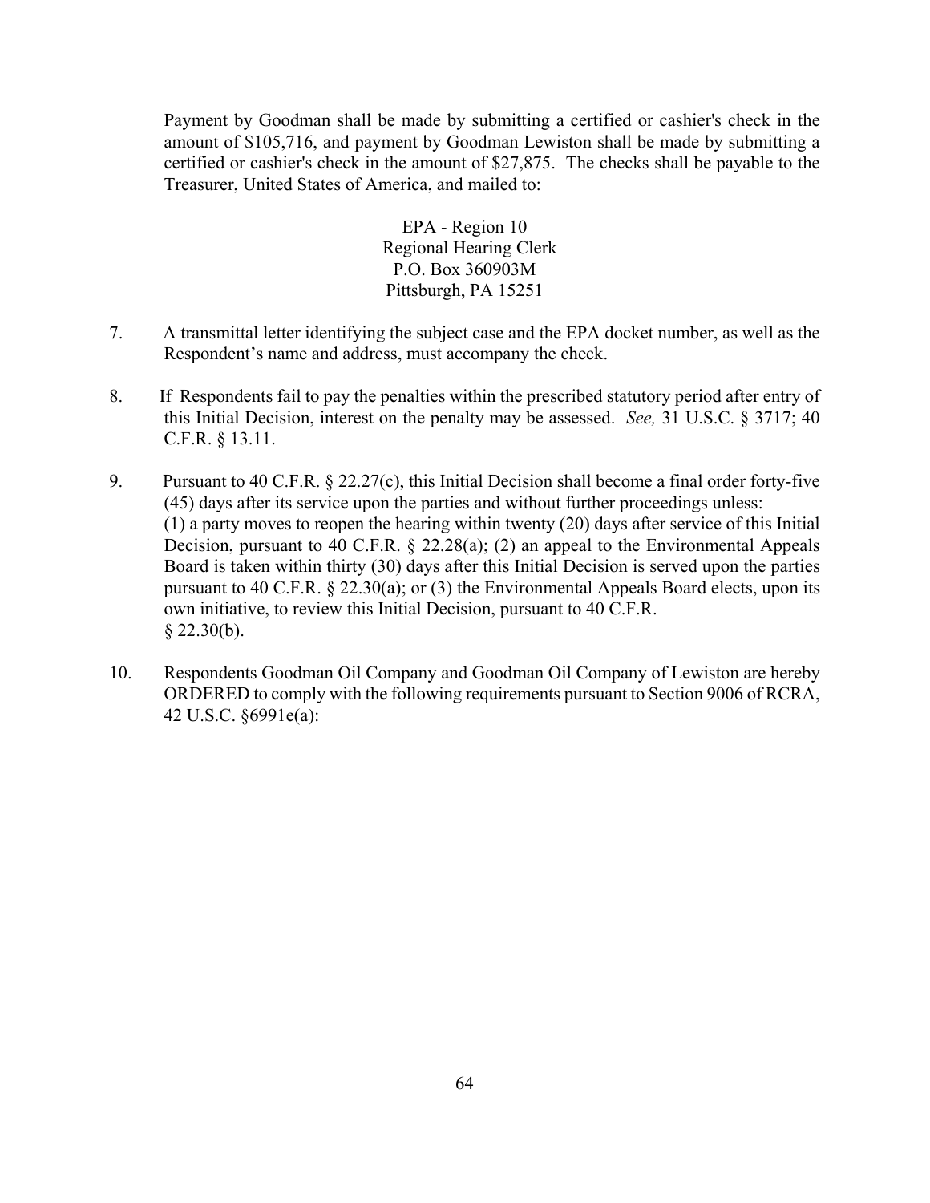Payment by Goodman shall be made by submitting a certified or cashier's check in the amount of $105,716, and payment by Goodman Lewiston shall be made by submitting a certified or cashier's check in the amount of $27,875. The checks shall be payable to the Treasurer, United States of America, and mailed to:

EPA - Region 10  
Regional Hearing Clerk  
P.O. Box 360903M  
Pittsburgh, PA 15251

7. A transmittal letter identifying the subject case and the EPA docket number, as well as the Respondent's name and address, must accompany the check.

8. If Respondents fail to pay the penalties within the prescribed statutory period after entry of this Initial Decision, interest on the penalty may be assessed. *See,* 31 U.S.C. § 3717; 40 C.F.R. § 13.11.

9. Pursuant to 40 C.F.R. § 22.27(c), this Initial Decision shall become a final order forty-five (45) days after its service upon the parties and without further proceedings unless: (1) a party moves to reopen the hearing within twenty (20) days after service of this Initial Decision, pursuant to 40 C.F.R. § 22.28(a); (2) an appeal to the Environmental Appeals Board is taken within thirty (30) days after this Initial Decision is served upon the parties pursuant to 40 C.F.R. § 22.30(a); or (3) the Environmental Appeals Board elects, upon its own initiative, to review this Initial Decision, pursuant to 40 C.F.R. § 22.30(b).

10. Respondents Goodman Oil Company and Goodman Oil Company of Lewiston are hereby ORDERED to comply with the following requirements pursuant to Section 9006 of RCRA, 42 U.S.C. §6991e(a):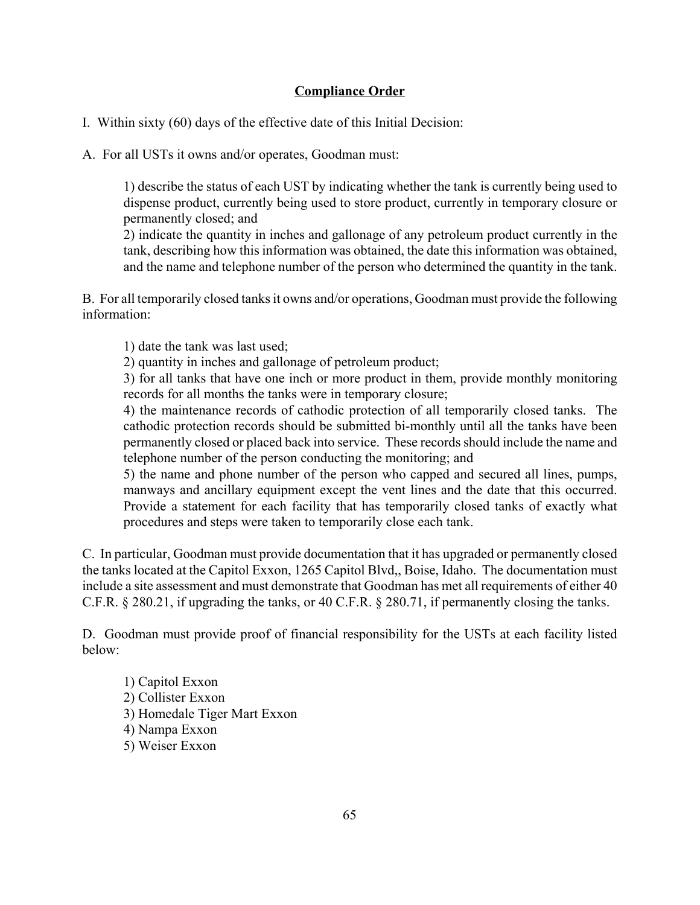## Compliance Order

I. Within sixty (60) days of the effective date of this Initial Decision:

A. For all USTs it owns and/or operates, Goodman must:

> 1) describe the status of each UST by indicating whether the tank is currently being used to dispense product, currently being used to store product, currently in temporary closure or permanently closed; and
>
> 2) indicate the quantity in inches and gallonage of any petroleum product currently in the tank, describing how this information was obtained, the date this information was obtained, and the name and telephone number of the person who determined the quantity in the tank.

B. For all temporarily closed tanks it owns and/or operations, Goodman must provide the following information:

> 1) date the tank was last used;
>
> 2) quantity in inches and gallonage of petroleum product;
>
> 3) for all tanks that have one inch or more product in them, provide monthly monitoring records for all months the tanks were in temporary closure;
>
> 4) the maintenance records of cathodic protection of all temporarily closed tanks. The cathodic protection records should be submitted bi-monthly until all the tanks have been permanently closed or placed back into service. These records should include the name and telephone number of the person conducting the monitoring; and
>
> 5) the name and phone number of the person who capped and secured all lines, pumps, manways and ancillary equipment except the vent lines and the date that this occurred. Provide a statement for each facility that has temporarily closed tanks of exactly what procedures and steps were taken to temporarily close each tank.

C. In particular, Goodman must provide documentation that it has upgraded or permanently closed the tanks located at the Capitol Exxon, 1265 Capitol Blvd,, Boise, Idaho. The documentation must include a site assessment and must demonstrate that Goodman has met all requirements of either 40 C.F.R. § 280.21, if upgrading the tanks, or 40 C.F.R. § 280.71, if permanently closing the tanks.

D. Goodman must provide proof of financial responsibility for the USTs at each facility listed below:

> 1) Capitol Exxon
>
> 2) Collister Exxon
>
> 3) Homedale Tiger Mart Exxon
>
> 4) Nampa Exxon
>
> 5) Weiser Exxon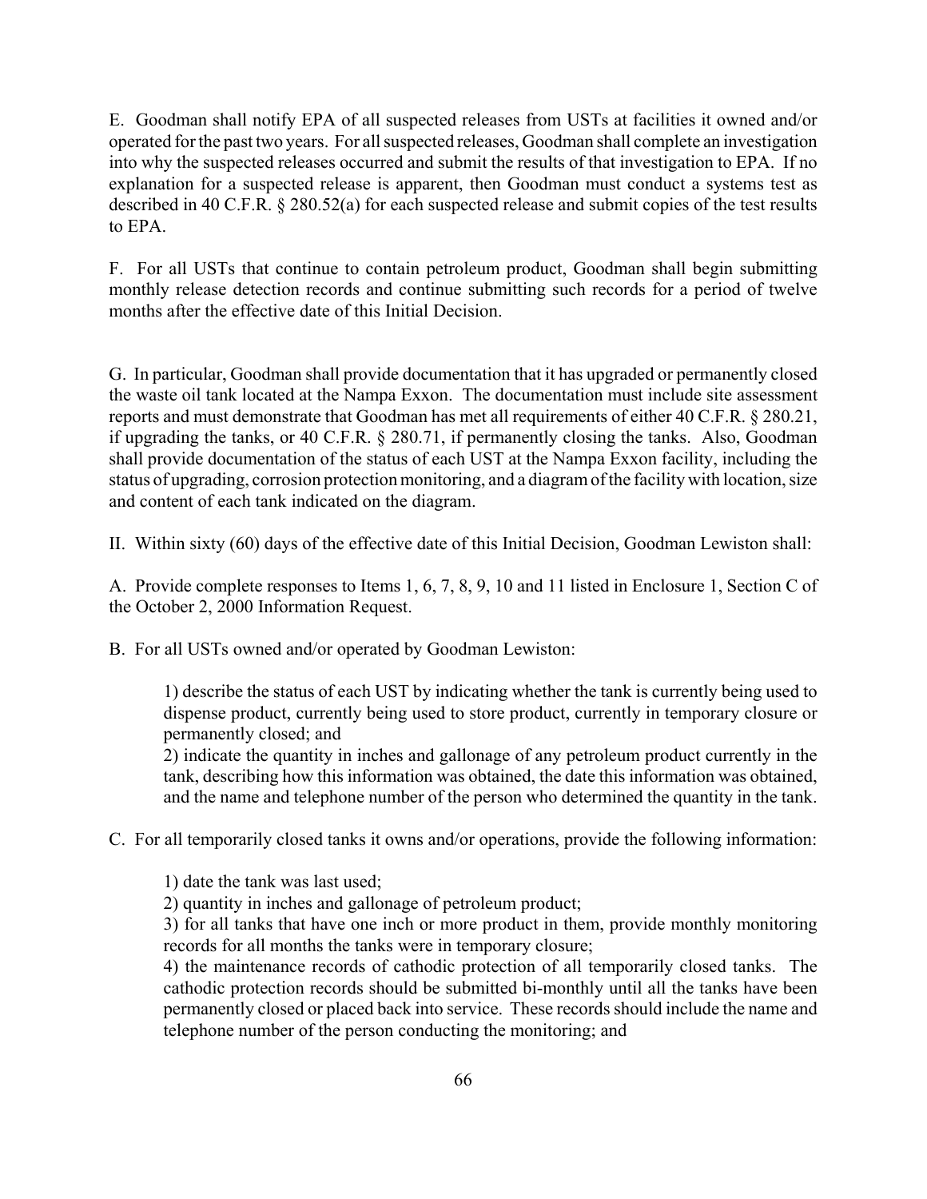E. Goodman shall notify EPA of all suspected releases from USTs at facilities it owned and/or operated for the past two years. For all suspected releases, Goodman shall complete an investigation into why the suspected releases occurred and submit the results of that investigation to EPA. If no explanation for a suspected release is apparent, then Goodman must conduct a systems test as described in 40 C.F.R. § 280.52(a) for each suspected release and submit copies of the test results to EPA.

F. For all USTs that continue to contain petroleum product, Goodman shall begin submitting monthly release detection records and continue submitting such records for a period of twelve months after the effective date of this Initial Decision.

G. In particular, Goodman shall provide documentation that it has upgraded or permanently closed the waste oil tank located at the Nampa Exxon. The documentation must include site assessment reports and must demonstrate that Goodman has met all requirements of either 40 C.F.R. § 280.21, if upgrading the tanks, or 40 C.F.R. § 280.71, if permanently closing the tanks. Also, Goodman shall provide documentation of the status of each UST at the Nampa Exxon facility, including the status of upgrading, corrosion protection monitoring, and a diagram of the facility with location, size and content of each tank indicated on the diagram.

II. Within sixty (60) days of the effective date of this Initial Decision, Goodman Lewiston shall:

A. Provide complete responses to Items 1, 6, 7, 8, 9, 10 and 11 listed in Enclosure 1, Section C of the October 2, 2000 Information Request.

B. For all USTs owned and/or operated by Goodman Lewiston:

> 1) describe the status of each UST by indicating whether the tank is currently being used to dispense product, currently being used to store product, currently in temporary closure or permanently closed; and
>
> 2) indicate the quantity in inches and gallonage of any petroleum product currently in the tank, describing how this information was obtained, the date this information was obtained, and the name and telephone number of the person who determined the quantity in the tank.

C. For all temporarily closed tanks it owns and/or operations, provide the following information:

> 1) date the tank was last used;
>
> 2) quantity in inches and gallonage of petroleum product;
>
> 3) for all tanks that have one inch or more product in them, provide monthly monitoring records for all months the tanks were in temporary closure;
>
> 4) the maintenance records of cathodic protection of all temporarily closed tanks. The cathodic protection records should be submitted bi-monthly until all the tanks have been permanently closed or placed back into service. These records should include the name and telephone number of the person conducting the monitoring; and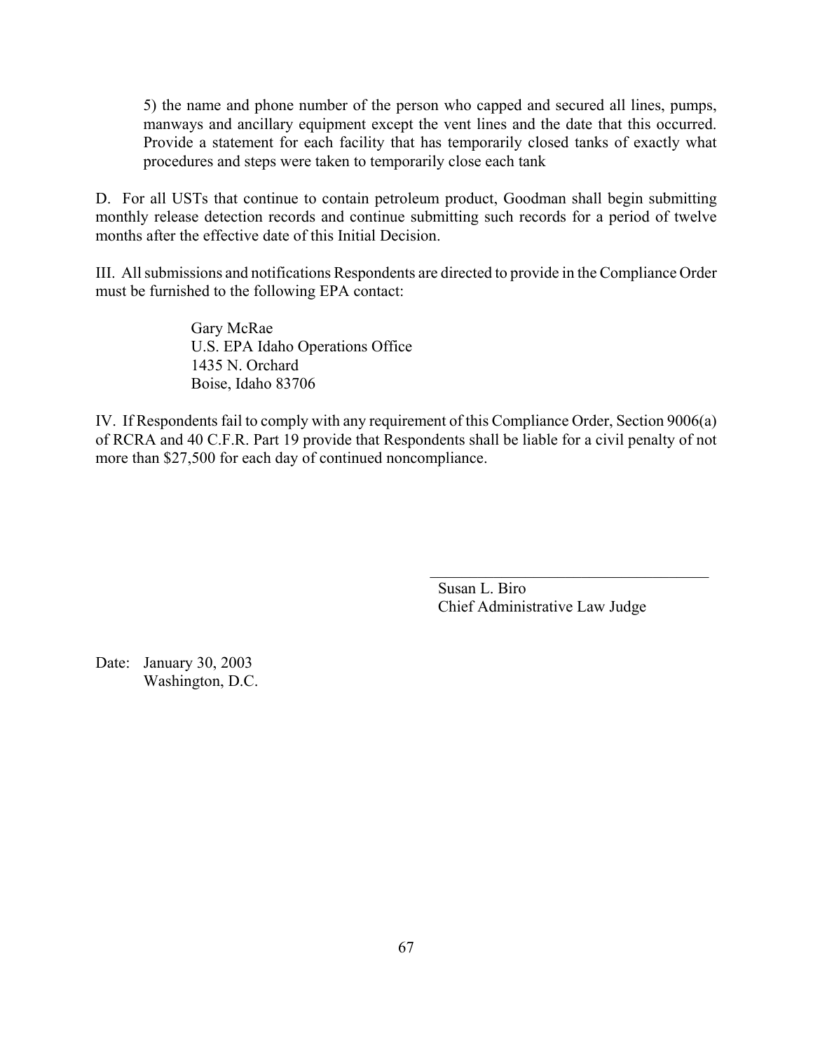5) the name and phone number of the person who capped and secured all lines, pumps, manways and ancillary equipment except the vent lines and the date that this occurred. Provide a statement for each facility that has temporarily closed tanks of exactly what procedures and steps were taken to temporarily close each tank

D. For all USTs that continue to contain petroleum product, Goodman shall begin submitting monthly release detection records and continue submitting such records for a period of twelve months after the effective date of this Initial Decision.

III. All submissions and notifications Respondents are directed to provide in the Compliance Order must be furnished to the following EPA contact:

> Gary McRae
> U.S. EPA Idaho Operations Office
> 1435 N. Orchard
> Boise, Idaho 83706

IV. If Respondents fail to comply with any requirement of this Compliance Order, Section 9006(a) of RCRA and 40 C.F.R. Part 19 provide that Respondents shall be liable for a civil penalty of not more than $27,500 for each day of continued noncompliance.

\_\_\_\_\_\_\_\_\_\_\_\_\_\_\_\_\_\_\_\_\_\_\_\_\_\_\_\_\_\_\_\_\_\_\_
Susan L. Biro
Chief Administrative Law Judge

Date: January 30, 2003
Washington, D.C.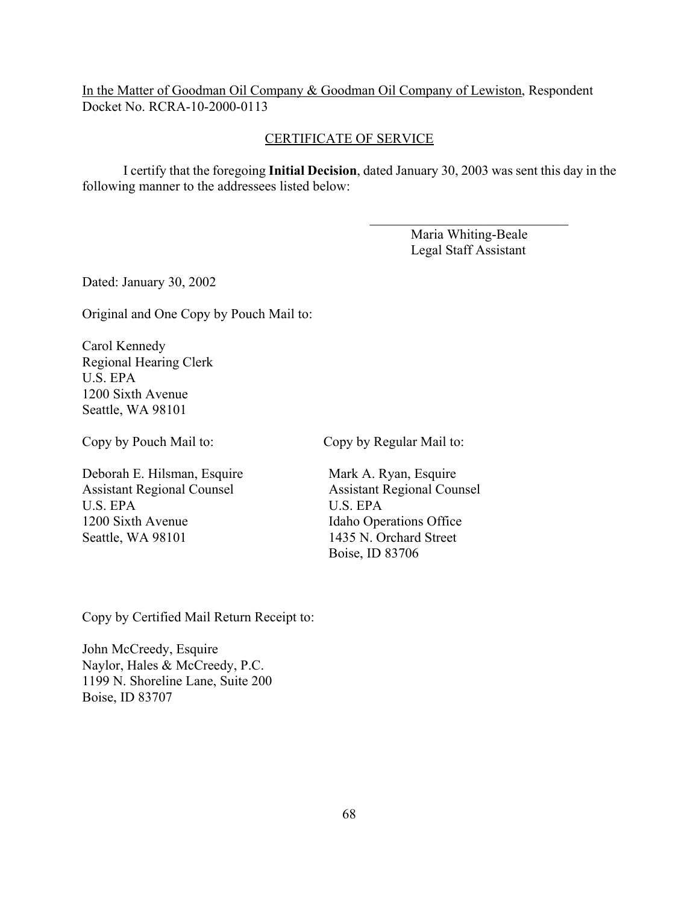In the Matter of Goodman Oil Company & Goodman Oil Company of Lewiston, Respondent
Docket No. RCRA-10-2000-0113

CERTIFICATE OF SERVICE

I certify that the foregoing **Initial Decision**, dated January 30, 2003 was sent this day in the following manner to the addressees listed below:

\_\_\_\_\_\_\_\_\_\_\_\_\_\_\_\_\_\_\_\_\_\_\_\_\_\_\_\_\_\_
Maria Whiting-Beale
Legal Staff Assistant

Dated: January 30, 2002

Original and One Copy by Pouch Mail to:

Carol Kennedy
Regional Hearing Clerk
U.S. EPA
1200 Sixth Avenue
Seattle, WA 98101

Copy by Pouch Mail to:

Deborah E. Hilsman, Esquire
Assistant Regional Counsel
U.S. EPA
1200 Sixth Avenue
Seattle, WA 98101

Copy by Regular Mail to:

Mark A. Ryan, Esquire
Assistant Regional Counsel
U.S. EPA
Idaho Operations Office
1435 N. Orchard Street
Boise, ID 83706

Copy by Certified Mail Return Receipt to:

John McCreedy, Esquire
Naylor, Hales & McCreedy, P.C.
1199 N. Shoreline Lane, Suite 200
Boise, ID 83707